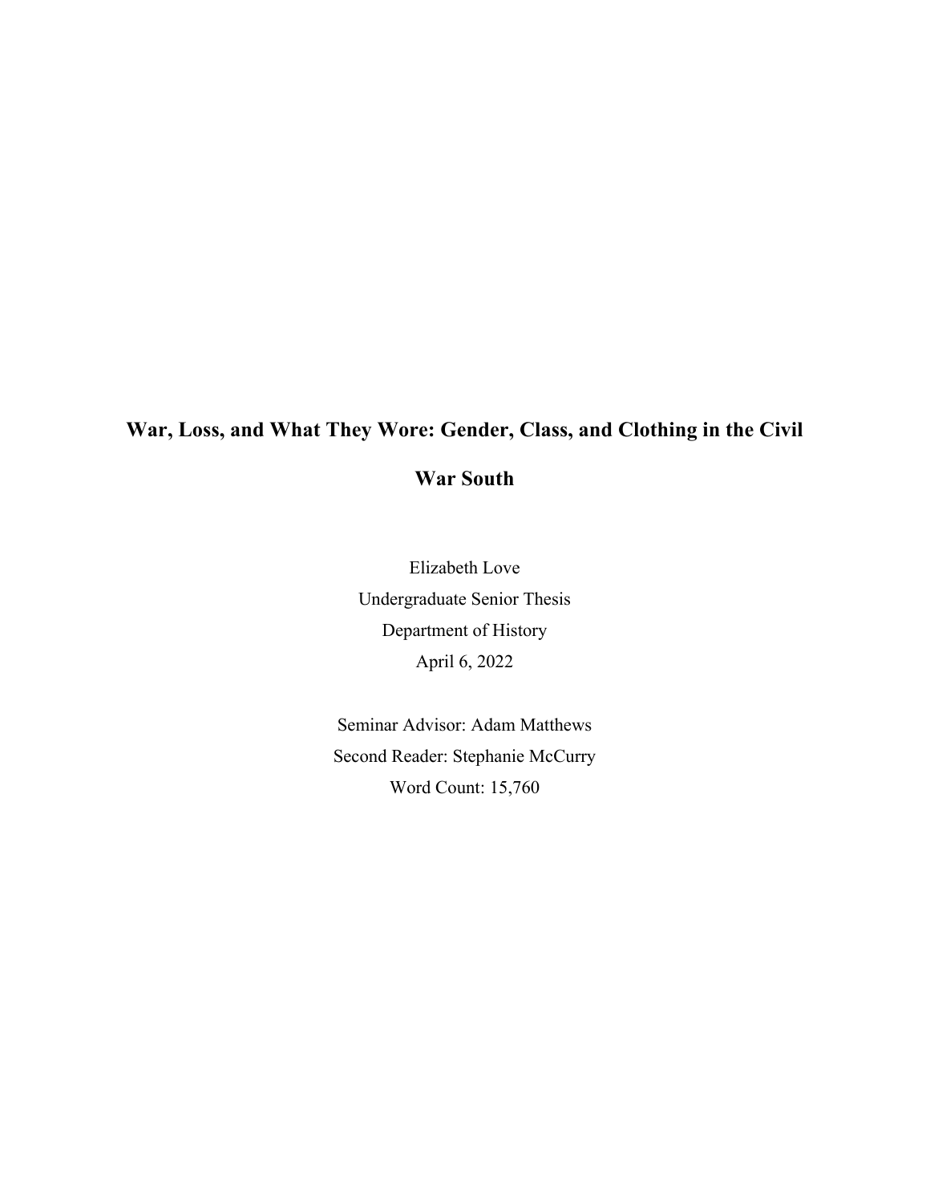# War, Loss, and What They Wore: Gender, Class, and Clothing in the Civil War South

Elizabeth Love

Undergraduate Senior Thesis

Department of History

April 6, 2022

Seminar Advisor: Adam Matthews

Second Reader: Stephanie McCurry

Word Count: 15,760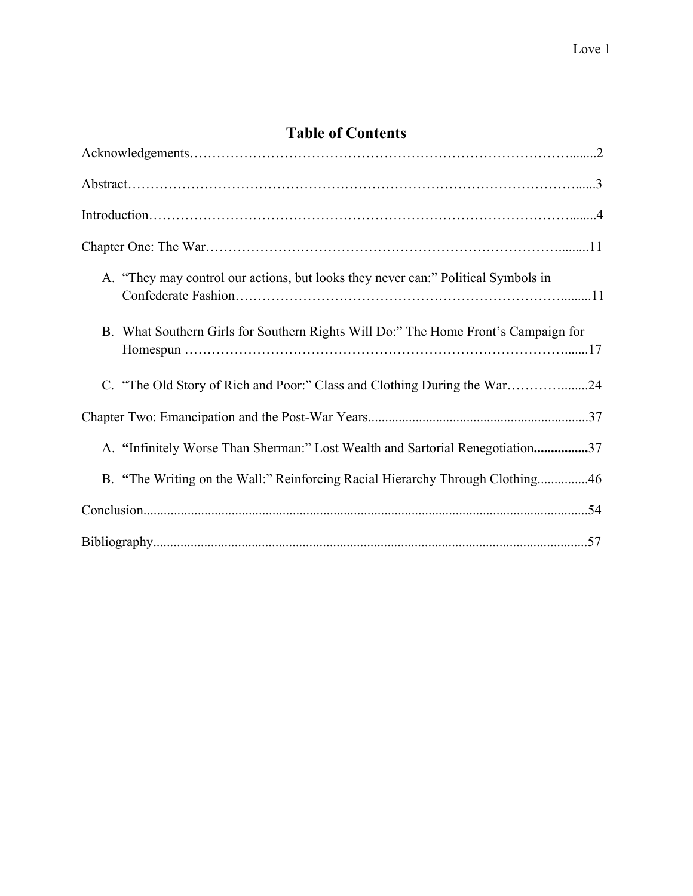# Table of Contents

Acknowledgements……………………………………………………………………………........2

Abstract………………………………………………………………………………………......3

Introduction……………………………………………………………………………………........4

Chapter One: The War…………………………………………………………………….........11

A. "They may control our actions, but looks they never can:" Political Symbols in Confederate Fashion…………………………………………………………….........11

B. What Southern Girls for Southern Rights Will Do:" The Home Front's Campaign for Homespun ………………………………………………………………………….......17

C. "The Old Story of Rich and Poor:" Class and Clothing During the War………….........24

Chapter Two: Emancipation and the Post-War Years................................................................37

A. **"**Infinitely Worse Than Sherman:" Lost Wealth and Sartorial Renegotiation**................**37

B. **"**The Writing on the Wall:" Reinforcing Racial Hierarchy Through Clothing...............46

Conclusion.................................................................................................................................54

Bibliography..............................................................................................................................57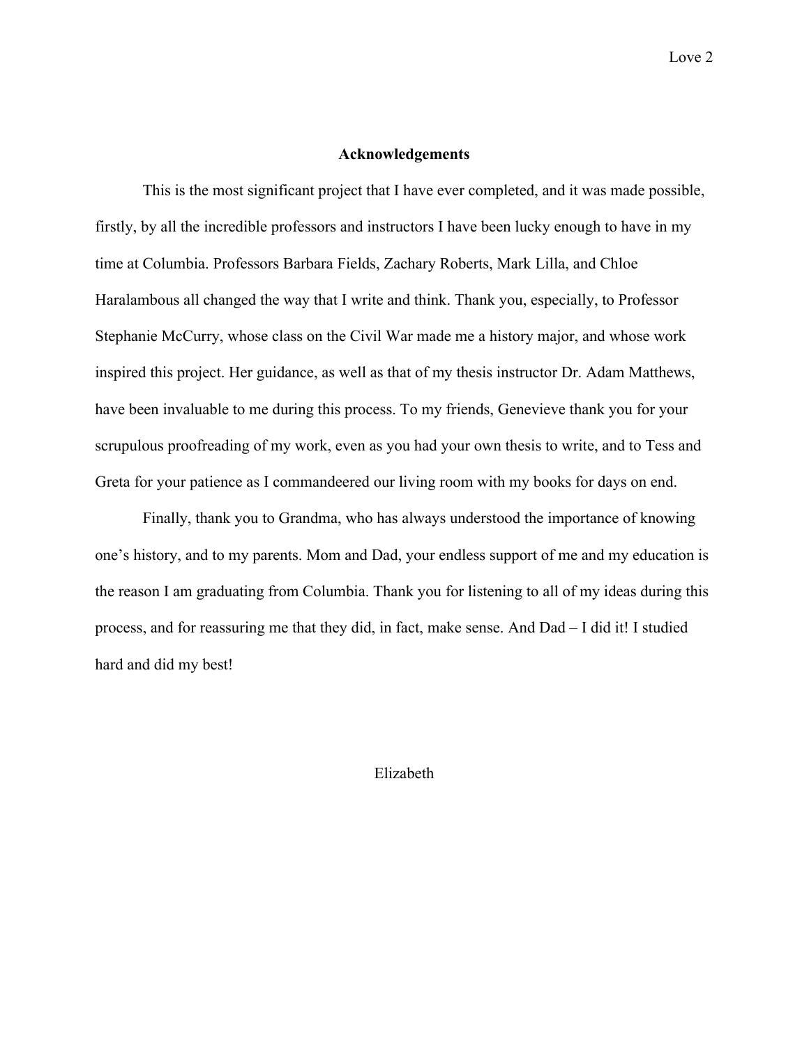## Acknowledgements

This is the most significant project that I have ever completed, and it was made possible, firstly, by all the incredible professors and instructors I have been lucky enough to have in my time at Columbia. Professors Barbara Fields, Zachary Roberts, Mark Lilla, and Chloe Haralambous all changed the way that I write and think. Thank you, especially, to Professor Stephanie McCurry, whose class on the Civil War made me a history major, and whose work inspired this project. Her guidance, as well as that of my thesis instructor Dr. Adam Matthews, have been invaluable to me during this process. To my friends, Genevieve thank you for your scrupulous proofreading of my work, even as you had your own thesis to write, and to Tess and Greta for your patience as I commandeered our living room with my books for days on end.

Finally, thank you to Grandma, who has always understood the importance of knowing one's history, and to my parents. Mom and Dad, your endless support of me and my education is the reason I am graduating from Columbia. Thank you for listening to all of my ideas during this process, and for reassuring me that they did, in fact, make sense. And Dad – I did it! I studied hard and did my best!

Elizabeth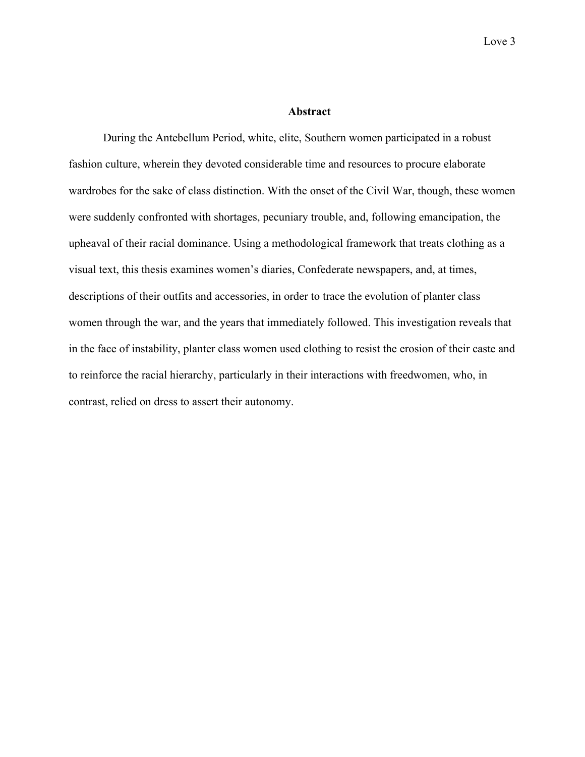## Abstract

During the Antebellum Period, white, elite, Southern women participated in a robust fashion culture, wherein they devoted considerable time and resources to procure elaborate wardrobes for the sake of class distinction. With the onset of the Civil War, though, these women were suddenly confronted with shortages, pecuniary trouble, and, following emancipation, the upheaval of their racial dominance. Using a methodological framework that treats clothing as a visual text, this thesis examines women's diaries, Confederate newspapers, and, at times, descriptions of their outfits and accessories, in order to trace the evolution of planter class women through the war, and the years that immediately followed. This investigation reveals that in the face of instability, planter class women used clothing to resist the erosion of their caste and to reinforce the racial hierarchy, particularly in their interactions with freedwomen, who, in contrast, relied on dress to assert their autonomy.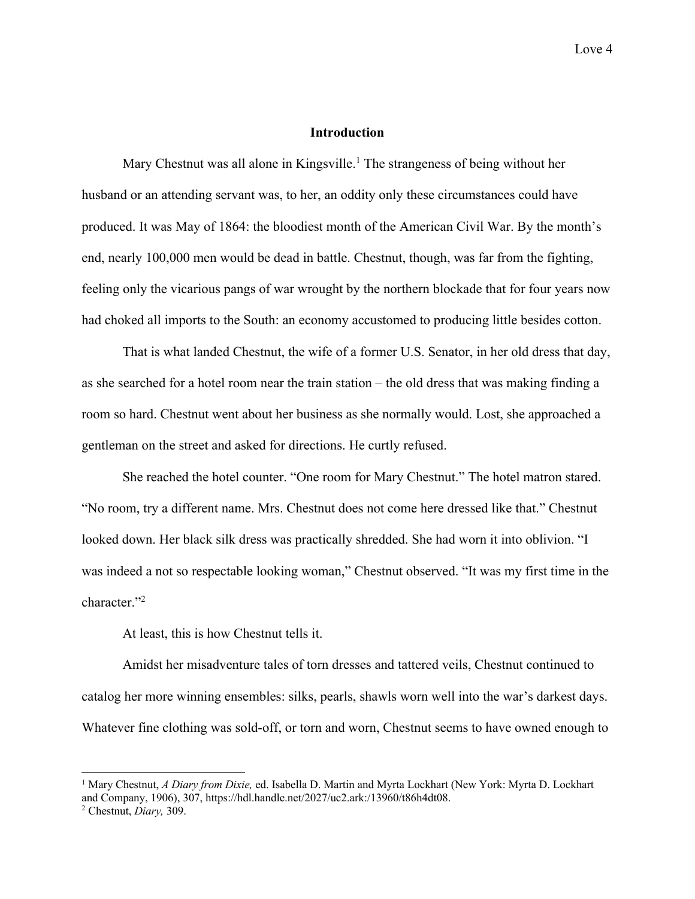## Introduction

Mary Chestnut was all alone in Kingsville.[1] The strangeness of being without her husband or an attending servant was, to her, an oddity only these circumstances could have produced. It was May of 1864: the bloodiest month of the American Civil War. By the month's end, nearly 100,000 men would be dead in battle. Chestnut, though, was far from the fighting, feeling only the vicarious pangs of war wrought by the northern blockade that for four years now had choked all imports to the South: an economy accustomed to producing little besides cotton.

That is what landed Chestnut, the wife of a former U.S. Senator, in her old dress that day, as she searched for a hotel room near the train station – the old dress that was making finding a room so hard. Chestnut went about her business as she normally would. Lost, she approached a gentleman on the street and asked for directions. He curtly refused.

She reached the hotel counter. "One room for Mary Chestnut." The hotel matron stared. "No room, try a different name. Mrs. Chestnut does not come here dressed like that." Chestnut looked down. Her black silk dress was practically shredded. She had worn it into oblivion. "I was indeed a not so respectable looking woman," Chestnut observed. "It was my first time in the character."[2]

At least, this is how Chestnut tells it.

Amidst her misadventure tales of torn dresses and tattered veils, Chestnut continued to catalog her more winning ensembles: silks, pearls, shawls worn well into the war's darkest days. Whatever fine clothing was sold-off, or torn and worn, Chestnut seems to have owned enough to

---

[1] Mary Chestnut, *A Diary from Dixie,* ed. Isabella D. Martin and Myrta Lockhart (New York: Myrta D. Lockhart and Company, 1906), 307, https://hdl.handle.net/2027/uc2.ark:/13960/t86h4dt08.

[2] Chestnut, *Diary,* 309.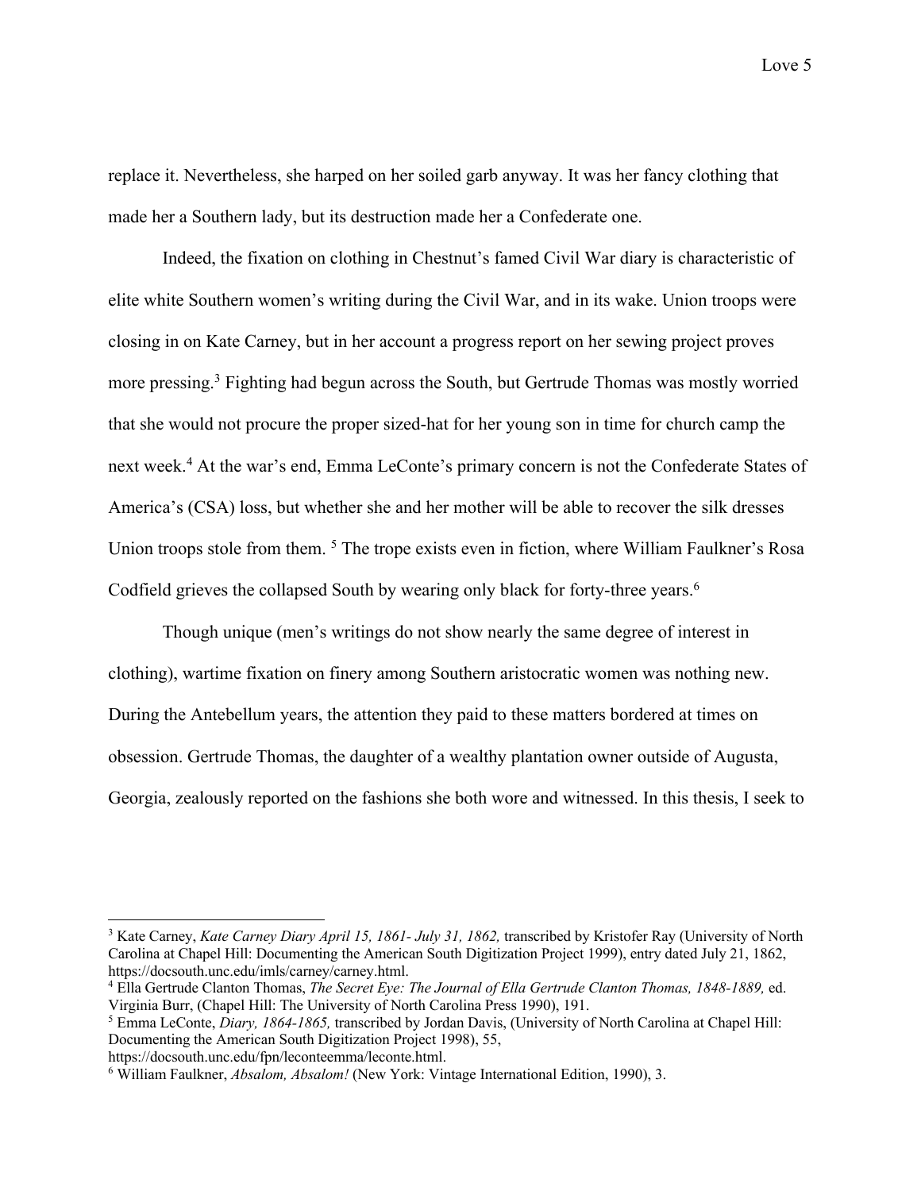replace it. Nevertheless, she harped on her soiled garb anyway. It was her fancy clothing that made her a Southern lady, but its destruction made her a Confederate one.

Indeed, the fixation on clothing in Chestnut's famed Civil War diary is characteristic of elite white Southern women's writing during the Civil War, and in its wake. Union troops were closing in on Kate Carney, but in her account a progress report on her sewing project proves more pressing.[3] Fighting had begun across the South, but Gertrude Thomas was mostly worried that she would not procure the proper sized-hat for her young son in time for church camp the next week.[4] At the war's end, Emma LeConte's primary concern is not the Confederate States of America's (CSA) loss, but whether she and her mother will be able to recover the silk dresses Union troops stole from them. [5] The trope exists even in fiction, where William Faulkner's Rosa Codfield grieves the collapsed South by wearing only black for forty-three years.[6]

Though unique (men's writings do not show nearly the same degree of interest in clothing), wartime fixation on finery among Southern aristocratic women was nothing new. During the Antebellum years, the attention they paid to these matters bordered at times on obsession. Gertrude Thomas, the daughter of a wealthy plantation owner outside of Augusta, Georgia, zealously reported on the fashions she both wore and witnessed. In this thesis, I seek to

---

[3] Kate Carney, *Kate Carney Diary April 15, 1861- July 31, 1862,* transcribed by Kristofer Ray (University of North Carolina at Chapel Hill: Documenting the American South Digitization Project 1999), entry dated July 21, 1862, https://docsouth.unc.edu/imls/carney/carney.html.

[4] Ella Gertrude Clanton Thomas, *The Secret Eye: The Journal of Ella Gertrude Clanton Thomas, 1848-1889,* ed. Virginia Burr, (Chapel Hill: The University of North Carolina Press 1990), 191.

[5] Emma LeConte, *Diary, 1864-1865,* transcribed by Jordan Davis, (University of North Carolina at Chapel Hill: Documenting the American South Digitization Project 1998), 55, https://docsouth.unc.edu/fpn/leconteemma/leconte.html.

[6] William Faulkner, *Absalom, Absalom!* (New York: Vintage International Edition, 1990), 3.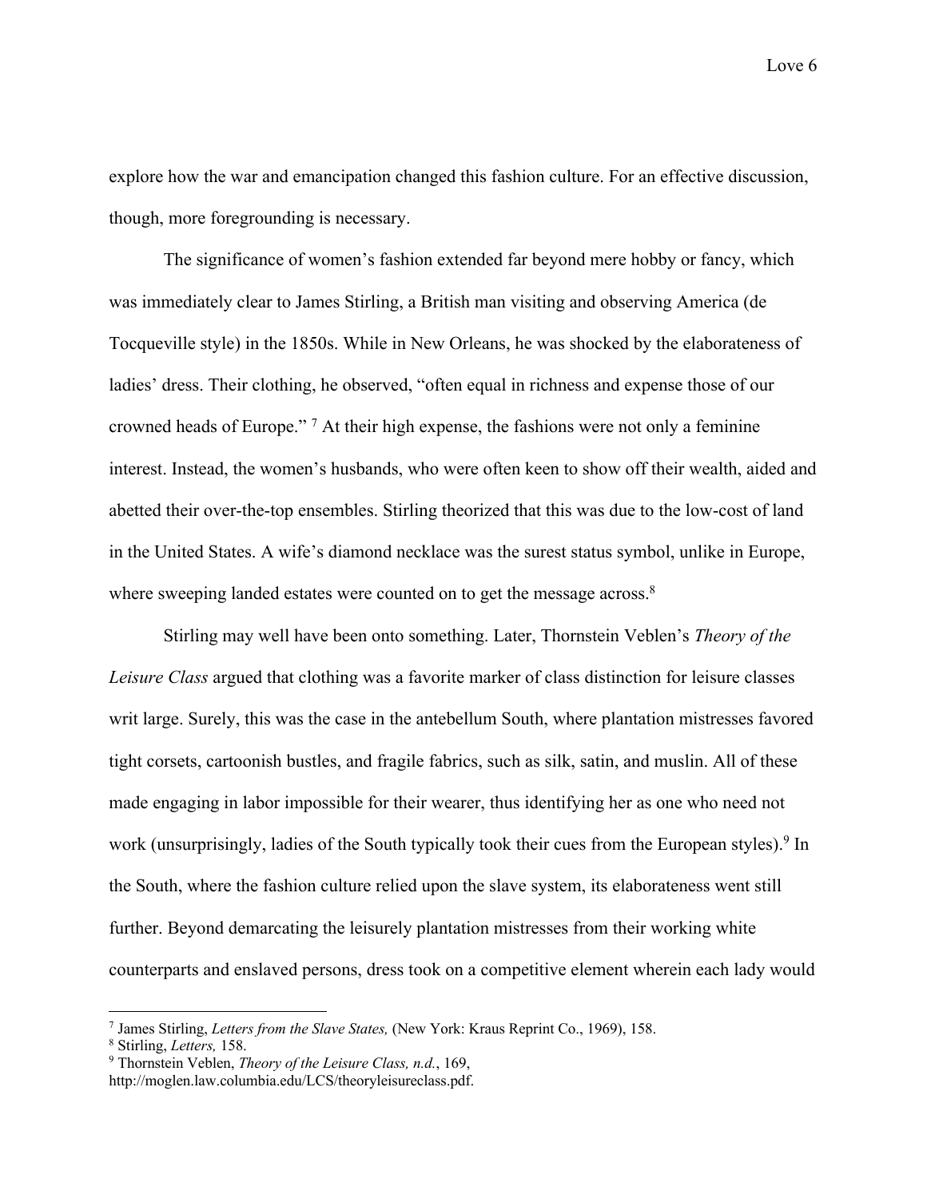explore how the war and emancipation changed this fashion culture. For an effective discussion, though, more foregrounding is necessary.

The significance of women's fashion extended far beyond mere hobby or fancy, which was immediately clear to James Stirling, a British man visiting and observing America (de Tocqueville style) in the 1850s. While in New Orleans, he was shocked by the elaborateness of ladies' dress. Their clothing, he observed, "often equal in richness and expense those of our crowned heads of Europe." [7] At their high expense, the fashions were not only a feminine interest. Instead, the women's husbands, who were often keen to show off their wealth, aided and abetted their over-the-top ensembles. Stirling theorized that this was due to the low-cost of land in the United States. A wife's diamond necklace was the surest status symbol, unlike in Europe, where sweeping landed estates were counted on to get the message across.[8]

Stirling may well have been onto something. Later, Thornstein Veblen's *Theory of the Leisure Class* argued that clothing was a favorite marker of class distinction for leisure classes writ large. Surely, this was the case in the antebellum South, where plantation mistresses favored tight corsets, cartoonish bustles, and fragile fabrics, such as silk, satin, and muslin. All of these made engaging in labor impossible for their wearer, thus identifying her as one who need not work (unsurprisingly, ladies of the South typically took their cues from the European styles).[9] In the South, where the fashion culture relied upon the slave system, its elaborateness went still further. Beyond demarcating the leisurely plantation mistresses from their working white counterparts and enslaved persons, dress took on a competitive element wherein each lady would

---

[7] James Stirling, *Letters from the Slave States,* (New York: Kraus Reprint Co., 1969), 158.

[8] Stirling, *Letters,* 158.

[9] Thornstein Veblen, *Theory of the Leisure Class, n.d.*, 169, http://moglen.law.columbia.edu/LCS/theoryleisureclass.pdf.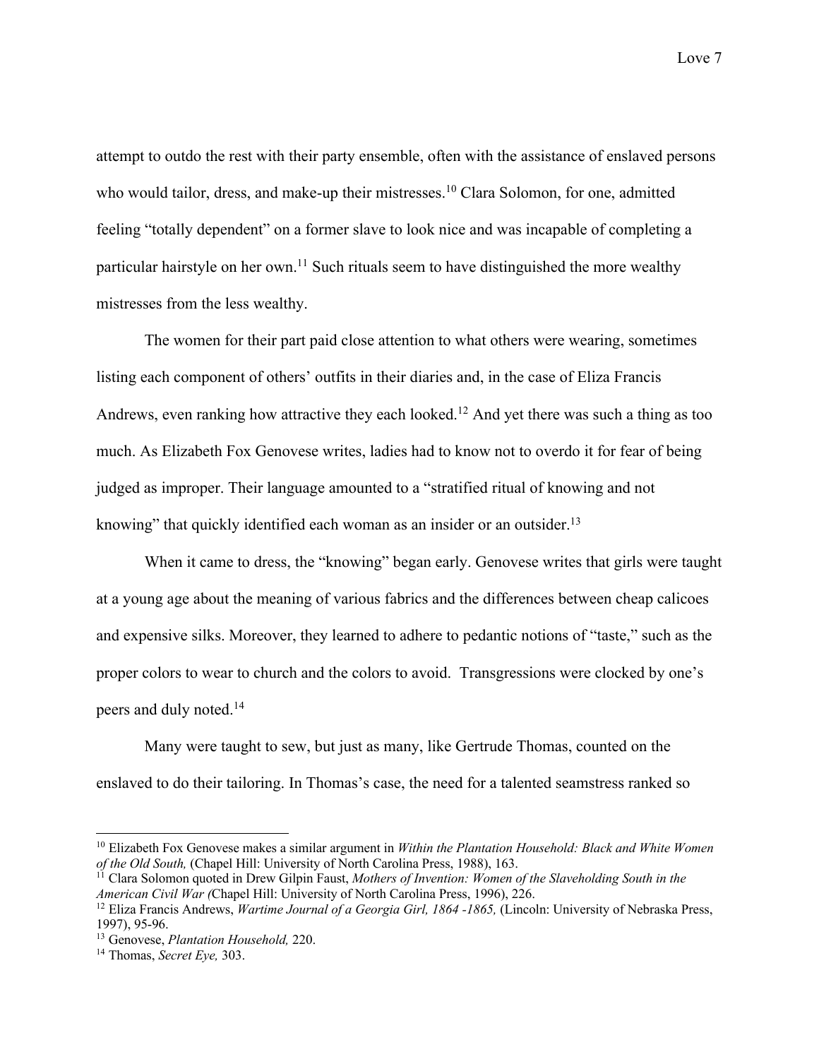attempt to outdo the rest with their party ensemble, often with the assistance of enslaved persons who would tailor, dress, and make-up their mistresses.[10] Clara Solomon, for one, admitted feeling "totally dependent" on a former slave to look nice and was incapable of completing a particular hairstyle on her own.[11] Such rituals seem to have distinguished the more wealthy mistresses from the less wealthy.

The women for their part paid close attention to what others were wearing, sometimes listing each component of others' outfits in their diaries and, in the case of Eliza Francis Andrews, even ranking how attractive they each looked.[12] And yet there was such a thing as too much. As Elizabeth Fox Genovese writes, ladies had to know not to overdo it for fear of being judged as improper. Their language amounted to a "stratified ritual of knowing and not knowing" that quickly identified each woman as an insider or an outsider.[13]

When it came to dress, the "knowing" began early. Genovese writes that girls were taught at a young age about the meaning of various fabrics and the differences between cheap calicoes and expensive silks. Moreover, they learned to adhere to pedantic notions of "taste," such as the proper colors to wear to church and the colors to avoid. Transgressions were clocked by one's peers and duly noted.[14]

Many were taught to sew, but just as many, like Gertrude Thomas, counted on the enslaved to do their tailoring. In Thomas's case, the need for a talented seamstress ranked so

---

[10] Elizabeth Fox Genovese makes a similar argument in *Within the Plantation Household: Black and White Women of the Old South,* (Chapel Hill: University of North Carolina Press, 1988), 163.

[11] Clara Solomon quoted in Drew Gilpin Faust, *Mothers of Invention: Women of the Slaveholding South in the American Civil War (*Chapel Hill: University of North Carolina Press, 1996), 226.

[12] Eliza Francis Andrews, *Wartime Journal of a Georgia Girl, 1864 -1865,* (Lincoln: University of Nebraska Press, 1997), 95-96.

[13] Genovese, *Plantation Household,* 220.

[14] Thomas, *Secret Eye,* 303.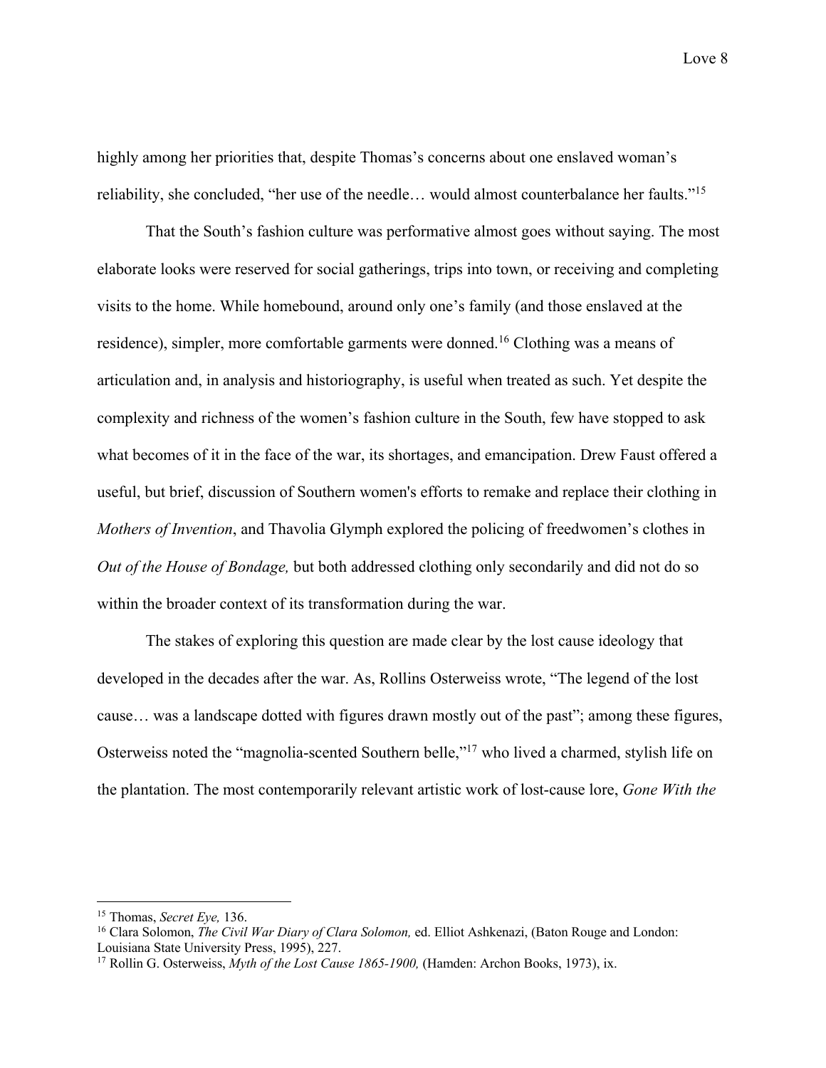highly among her priorities that, despite Thomas's concerns about one enslaved woman's reliability, she concluded, "her use of the needle… would almost counterbalance her faults."[15]

That the South's fashion culture was performative almost goes without saying. The most elaborate looks were reserved for social gatherings, trips into town, or receiving and completing visits to the home. While homebound, around only one's family (and those enslaved at the residence), simpler, more comfortable garments were donned.[16] Clothing was a means of articulation and, in analysis and historiography, is useful when treated as such. Yet despite the complexity and richness of the women's fashion culture in the South, few have stopped to ask what becomes of it in the face of the war, its shortages, and emancipation. Drew Faust offered a useful, but brief, discussion of Southern women's efforts to remake and replace their clothing in *Mothers of Invention*, and Thavolia Glymph explored the policing of freedwomen's clothes in *Out of the House of Bondage,* but both addressed clothing only secondarily and did not do so within the broader context of its transformation during the war.

The stakes of exploring this question are made clear by the lost cause ideology that developed in the decades after the war. As, Rollins Osterweiss wrote, "The legend of the lost cause… was a landscape dotted with figures drawn mostly out of the past"; among these figures, Osterweiss noted the "magnolia-scented Southern belle,"[17] who lived a charmed, stylish life on the plantation. The most contemporarily relevant artistic work of lost-cause lore, *Gone With the*

---

[15] Thomas, *Secret Eye,* 136.

[16] Clara Solomon, *The Civil War Diary of Clara Solomon,* ed. Elliot Ashkenazi, (Baton Rouge and London: Louisiana State University Press, 1995), 227.

[17] Rollin G. Osterweiss, *Myth of the Lost Cause 1865-1900,* (Hamden: Archon Books, 1973), ix.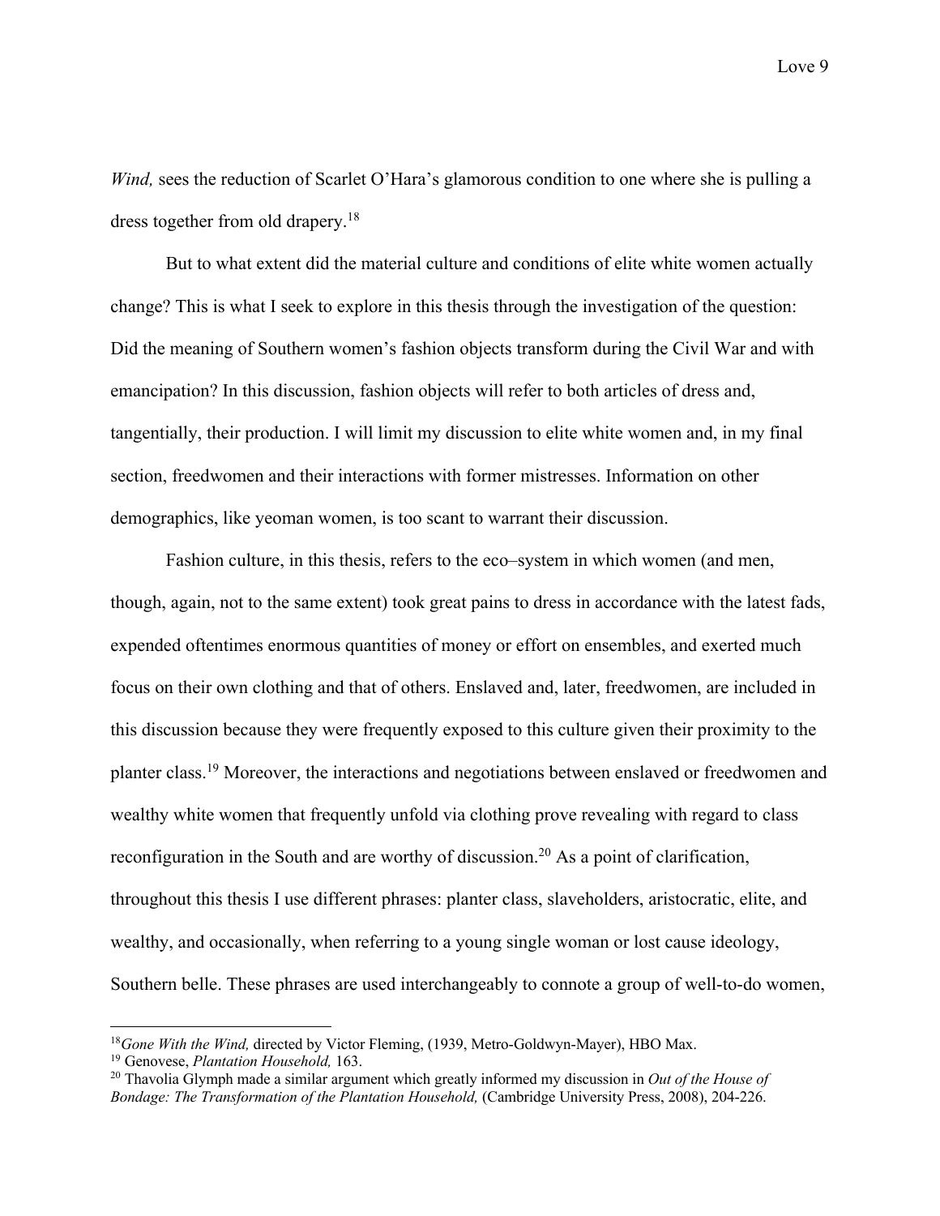*Wind,* sees the reduction of Scarlet O'Hara's glamorous condition to one where she is pulling a dress together from old drapery.[18]

But to what extent did the material culture and conditions of elite white women actually change? This is what I seek to explore in this thesis through the investigation of the question: Did the meaning of Southern women's fashion objects transform during the Civil War and with emancipation? In this discussion, fashion objects will refer to both articles of dress and, tangentially, their production. I will limit my discussion to elite white women and, in my final section, freedwomen and their interactions with former mistresses. Information on other demographics, like yeoman women, is too scant to warrant their discussion.

Fashion culture, in this thesis, refers to the eco–system in which women (and men, though, again, not to the same extent) took great pains to dress in accordance with the latest fads, expended oftentimes enormous quantities of money or effort on ensembles, and exerted much focus on their own clothing and that of others. Enslaved and, later, freedwomen, are included in this discussion because they were frequently exposed to this culture given their proximity to the planter class.[19] Moreover, the interactions and negotiations between enslaved or freedwomen and wealthy white women that frequently unfold via clothing prove revealing with regard to class reconfiguration in the South and are worthy of discussion.[20] As a point of clarification, throughout this thesis I use different phrases: planter class, slaveholders, aristocratic, elite, and wealthy, and occasionally, when referring to a young single woman or lost cause ideology, Southern belle. These phrases are used interchangeably to connote a group of well-to-do women,

---

[18] *Gone With the Wind,* directed by Victor Fleming, (1939, Metro-Goldwyn-Mayer), HBO Max.

[19] Genovese, *Plantation Household,* 163.

[20] Thavolia Glymph made a similar argument which greatly informed my discussion in *Out of the House of Bondage: The Transformation of the Plantation Household,* (Cambridge University Press, 2008), 204-226.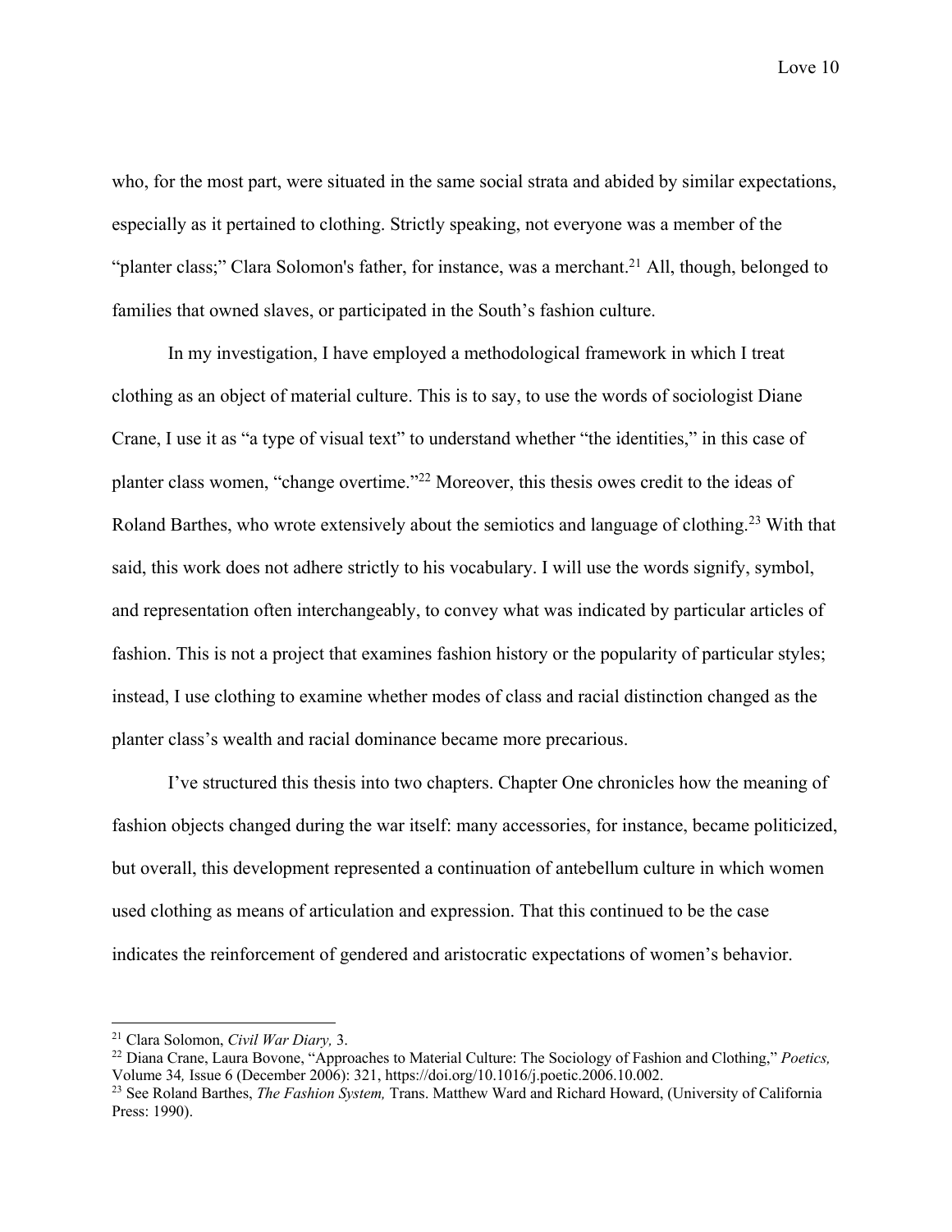who, for the most part, were situated in the same social strata and abided by similar expectations, especially as it pertained to clothing. Strictly speaking, not everyone was a member of the "planter class;" Clara Solomon's father, for instance, was a merchant.[21] All, though, belonged to families that owned slaves, or participated in the South's fashion culture.

In my investigation, I have employed a methodological framework in which I treat clothing as an object of material culture. This is to say, to use the words of sociologist Diane Crane, I use it as "a type of visual text" to understand whether "the identities," in this case of planter class women, "change overtime."[22] Moreover, this thesis owes credit to the ideas of Roland Barthes, who wrote extensively about the semiotics and language of clothing.[23] With that said, this work does not adhere strictly to his vocabulary. I will use the words signify, symbol, and representation often interchangeably, to convey what was indicated by particular articles of fashion. This is not a project that examines fashion history or the popularity of particular styles; instead, I use clothing to examine whether modes of class and racial distinction changed as the planter class's wealth and racial dominance became more precarious.

I've structured this thesis into two chapters. Chapter One chronicles how the meaning of fashion objects changed during the war itself: many accessories, for instance, became politicized, but overall, this development represented a continuation of antebellum culture in which women used clothing as means of articulation and expression. That this continued to be the case indicates the reinforcement of gendered and aristocratic expectations of women's behavior.

---

[21] Clara Solomon, *Civil War Diary,* 3.

[22] Diana Crane, Laura Bovone, "Approaches to Material Culture: The Sociology of Fashion and Clothing," *Poetics,* Volume 34*,* Issue 6 (December 2006): 321, https://doi.org/10.1016/j.poetic.2006.10.002.

[23] See Roland Barthes, *The Fashion System,* Trans. Matthew Ward and Richard Howard, (University of California Press: 1990).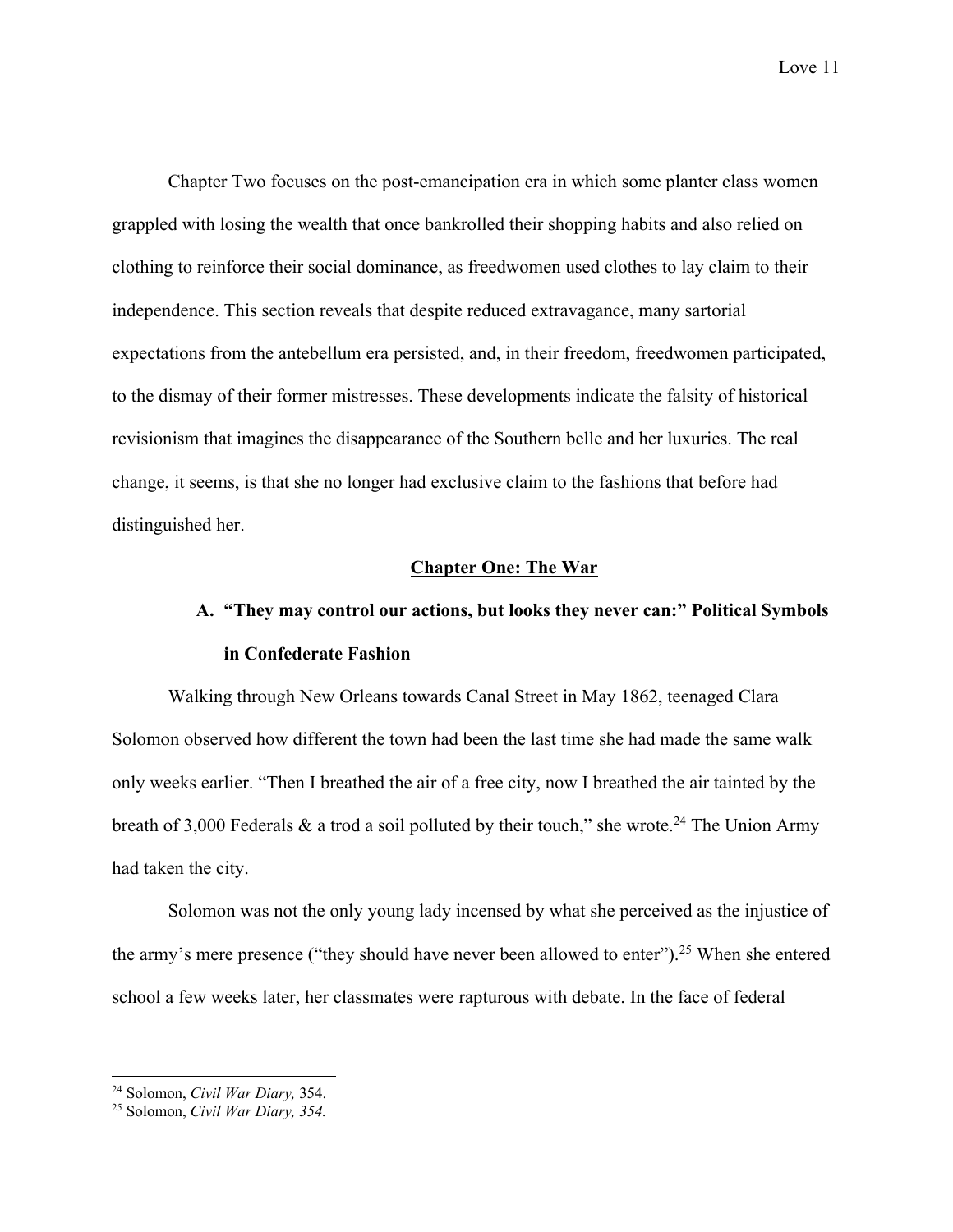Chapter Two focuses on the post-emancipation era in which some planter class women grappled with losing the wealth that once bankrolled their shopping habits and also relied on clothing to reinforce their social dominance, as freedwomen used clothes to lay claim to their independence. This section reveals that despite reduced extravagance, many sartorial expectations from the antebellum era persisted, and, in their freedom, freedwomen participated, to the dismay of their former mistresses. These developments indicate the falsity of historical revisionism that imagines the disappearance of the Southern belle and her luxuries. The real change, it seems, is that she no longer had exclusive claim to the fashions that before had distinguished her.

## **<u>Chapter One: The War</u>**

### A. "They may control our actions, but looks they never can:" Political Symbols in Confederate Fashion

Walking through New Orleans towards Canal Street in May 1862, teenaged Clara Solomon observed how different the town had been the last time she had made the same walk only weeks earlier. "Then I breathed the air of a free city, now I breathed the air tainted by the breath of 3,000 Federals & a trod a soil polluted by their touch," she wrote.[24] The Union Army had taken the city.

Solomon was not the only young lady incensed by what she perceived as the injustice of the army's mere presence ("they should have never been allowed to enter").[25] When she entered school a few weeks later, her classmates were rapturous with debate. In the face of federal

---

[24] Solomon, *Civil War Diary,* 354.

[25] Solomon, *Civil War Diary, 354.*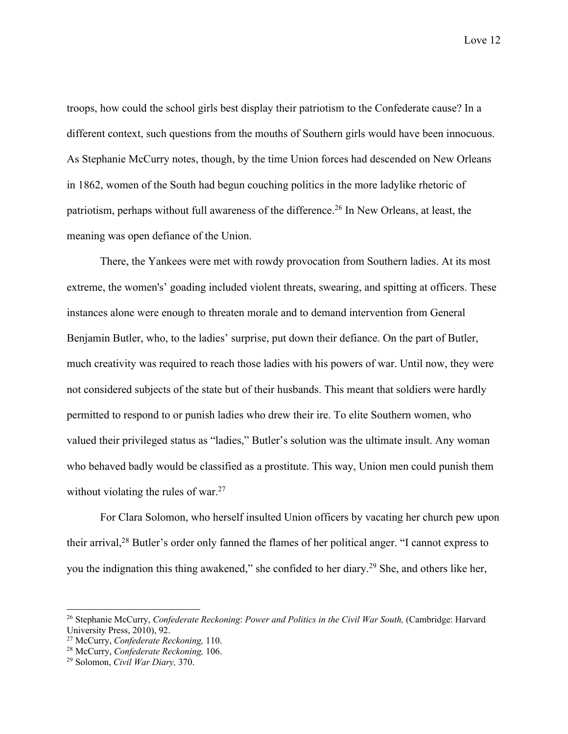troops, how could the school girls best display their patriotism to the Confederate cause? In a different context, such questions from the mouths of Southern girls would have been innocuous. As Stephanie McCurry notes, though, by the time Union forces had descended on New Orleans in 1862, women of the South had begun couching politics in the more ladylike rhetoric of patriotism, perhaps without full awareness of the difference.[26] In New Orleans, at least, the meaning was open defiance of the Union.

There, the Yankees were met with rowdy provocation from Southern ladies. At its most extreme, the women's' goading included violent threats, swearing, and spitting at officers. These instances alone were enough to threaten morale and to demand intervention from General Benjamin Butler, who, to the ladies' surprise, put down their defiance. On the part of Butler, much creativity was required to reach those ladies with his powers of war. Until now, they were not considered subjects of the state but of their husbands. This meant that soldiers were hardly permitted to respond to or punish ladies who drew their ire. To elite Southern women, who valued their privileged status as "ladies," Butler's solution was the ultimate insult. Any woman who behaved badly would be classified as a prostitute. This way, Union men could punish them without violating the rules of war.[27]

For Clara Solomon, who herself insulted Union officers by vacating her church pew upon their arrival,[28] Butler's order only fanned the flames of her political anger. "I cannot express to you the indignation this thing awakened," she confided to her diary.[29] She, and others like her,

---

[26] Stephanie McCurry, *Confederate Reckoning*: *Power and Politics in the Civil War South,* (Cambridge: Harvard University Press, 2010), 92.

[27] McCurry, *Confederate Reckoning,* 110.

[28] McCurry, *Confederate Reckoning,* 106.

[29] Solomon, *Civil War Diary,* 370.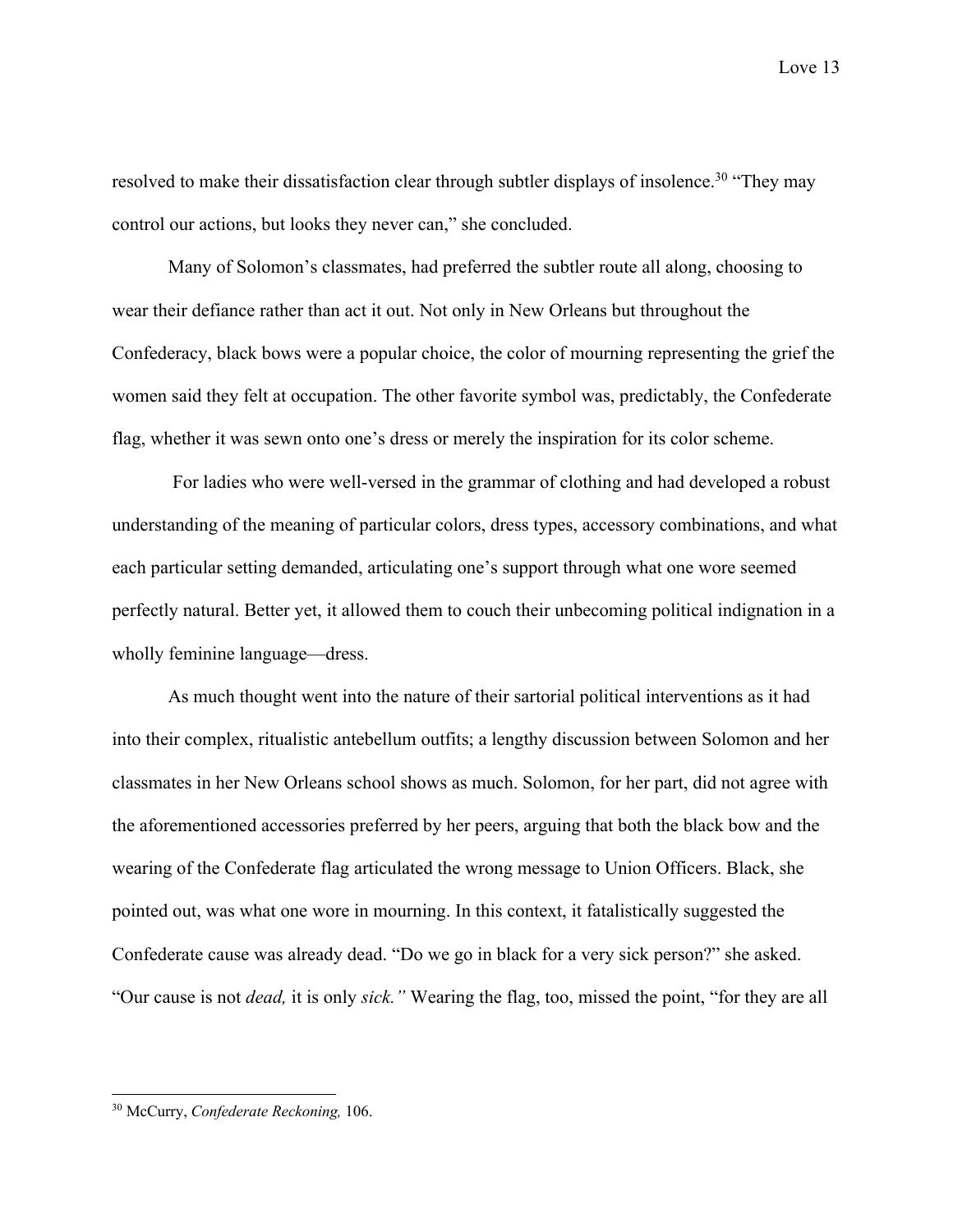resolved to make their dissatisfaction clear through subtler displays of insolence.[30] "They may control our actions, but looks they never can," she concluded.

Many of Solomon's classmates, had preferred the subtler route all along, choosing to wear their defiance rather than act it out. Not only in New Orleans but throughout the Confederacy, black bows were a popular choice, the color of mourning representing the grief the women said they felt at occupation. The other favorite symbol was, predictably, the Confederate flag, whether it was sewn onto one's dress or merely the inspiration for its color scheme.

For ladies who were well-versed in the grammar of clothing and had developed a robust understanding of the meaning of particular colors, dress types, accessory combinations, and what each particular setting demanded, articulating one's support through what one wore seemed perfectly natural. Better yet, it allowed them to couch their unbecoming political indignation in a wholly feminine language—dress.

As much thought went into the nature of their sartorial political interventions as it had into their complex, ritualistic antebellum outfits; a lengthy discussion between Solomon and her classmates in her New Orleans school shows as much. Solomon, for her part, did not agree with the aforementioned accessories preferred by her peers, arguing that both the black bow and the wearing of the Confederate flag articulated the wrong message to Union Officers. Black, she pointed out, was what one wore in mourning. In this context, it fatalistically suggested the Confederate cause was already dead. "Do we go in black for a very sick person?" she asked. "Our cause is not *dead,* it is only *sick."* Wearing the flag, too, missed the point, "for they are all

---

[30] McCurry, *Confederate Reckoning,* 106.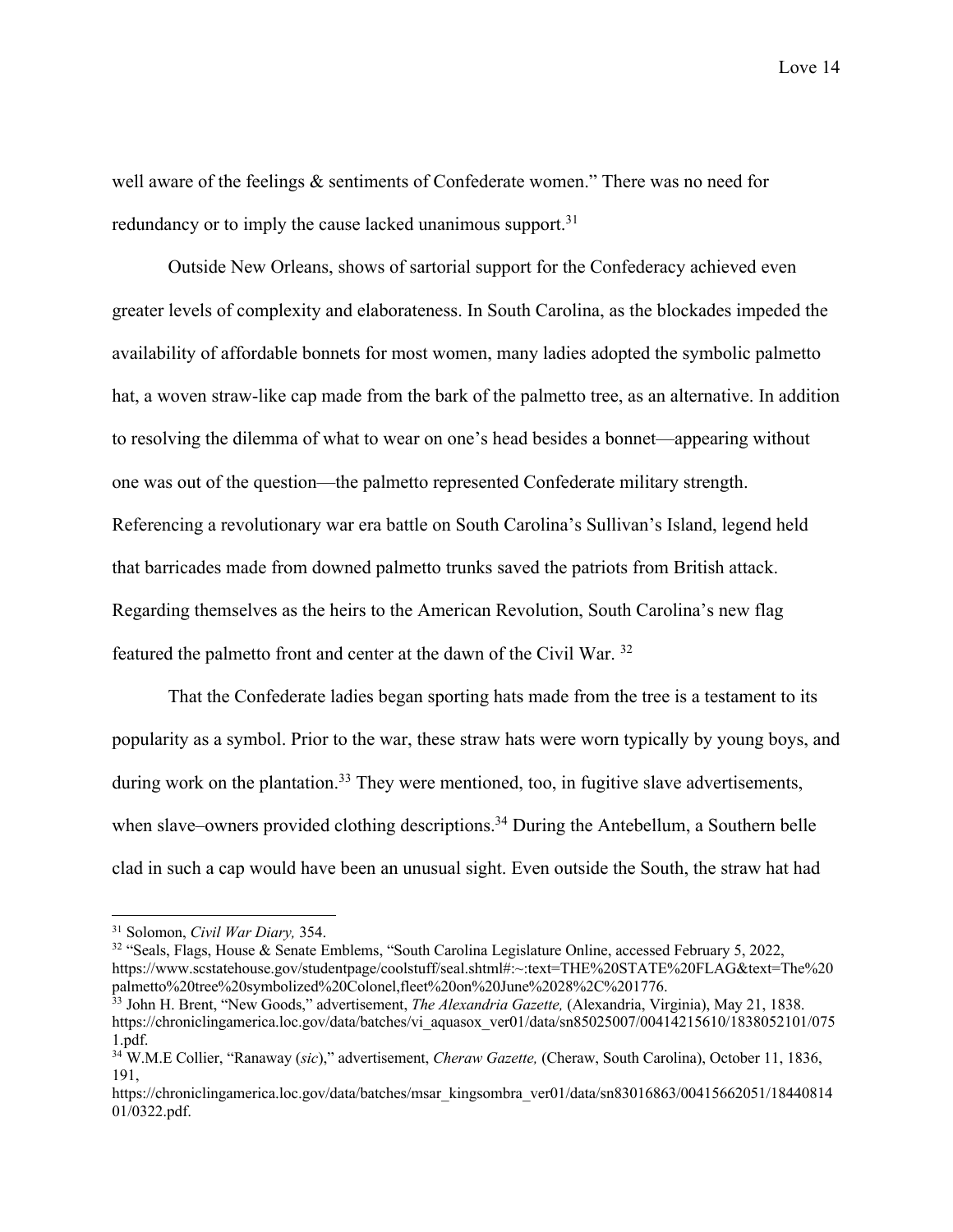well aware of the feelings & sentiments of Confederate women." There was no need for redundancy or to imply the cause lacked unanimous support.[31]

Outside New Orleans, shows of sartorial support for the Confederacy achieved even greater levels of complexity and elaborateness. In South Carolina, as the blockades impeded the availability of affordable bonnets for most women, many ladies adopted the symbolic palmetto hat, a woven straw-like cap made from the bark of the palmetto tree, as an alternative. In addition to resolving the dilemma of what to wear on one's head besides a bonnet—appearing without one was out of the question—the palmetto represented Confederate military strength. Referencing a revolutionary war era battle on South Carolina's Sullivan's Island, legend held that barricades made from downed palmetto trunks saved the patriots from British attack. Regarding themselves as the heirs to the American Revolution, South Carolina's new flag featured the palmetto front and center at the dawn of the Civil War. [32]

That the Confederate ladies began sporting hats made from the tree is a testament to its popularity as a symbol. Prior to the war, these straw hats were worn typically by young boys, and during work on the plantation.[33] They were mentioned, too, in fugitive slave advertisements, when slave–owners provided clothing descriptions.[34] During the Antebellum, a Southern belle clad in such a cap would have been an unusual sight. Even outside the South, the straw hat had

---

[31] Solomon, *Civil War Diary,* 354.

[32] "Seals, Flags, House & Senate Emblems, "South Carolina Legislature Online, accessed February 5, 2022, https://www.scstatehouse.gov/studentpage/coolstuff/seal.shtml#:~:text=THE%20STATE%20FLAG&text=The%20palmetto%20tree%20symbolized%20Colonel,fleet%20on%20June%2028%2C%201776.

[33] John H. Brent, "New Goods," advertisement, *The Alexandria Gazette,* (Alexandria, Virginia), May 21, 1838. https://chroniclingamerica.loc.gov/data/batches/vi_aquasox_ver01/data/sn85025007/00414215610/1838052101/0751.pdf.

[34] W.M.E Collier, "Ranaway (*sic*)," advertisement, *Cheraw Gazette,* (Cheraw, South Carolina), October 11, 1836, 191, https://chroniclingamerica.loc.gov/data/batches/msar_kingsombra_ver01/data/sn83016863/00415662051/1844081401/0322.pdf.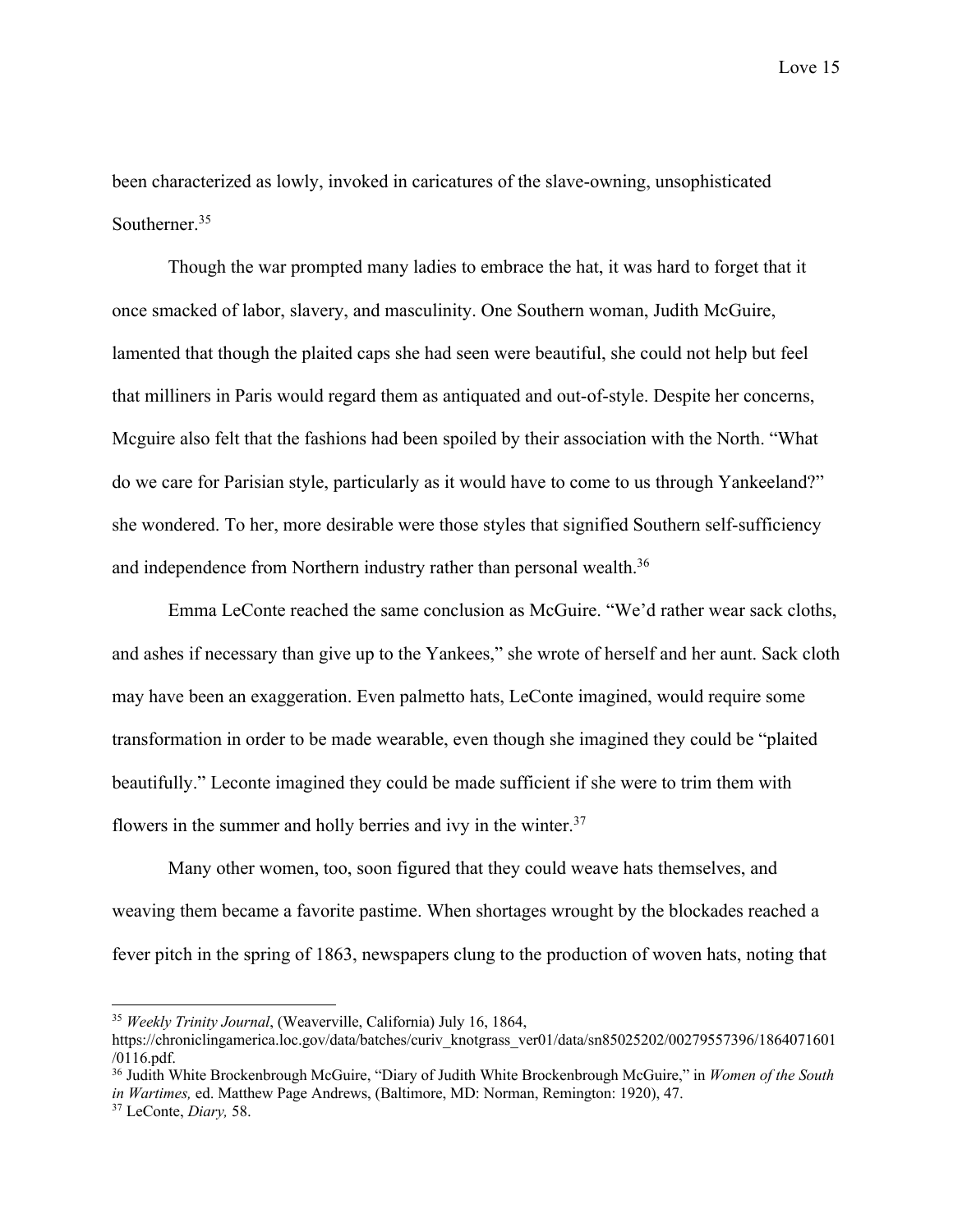been characterized as lowly, invoked in caricatures of the slave-owning, unsophisticated Southerner.[35]

Though the war prompted many ladies to embrace the hat, it was hard to forget that it once smacked of labor, slavery, and masculinity. One Southern woman, Judith McGuire, lamented that though the plaited caps she had seen were beautiful, she could not help but feel that milliners in Paris would regard them as antiquated and out-of-style. Despite her concerns, Mcguire also felt that the fashions had been spoiled by their association with the North. "What do we care for Parisian style, particularly as it would have to come to us through Yankeeland?" she wondered. To her, more desirable were those styles that signified Southern self-sufficiency and independence from Northern industry rather than personal wealth.[36]

Emma LeConte reached the same conclusion as McGuire. "We'd rather wear sack cloths, and ashes if necessary than give up to the Yankees," she wrote of herself and her aunt. Sack cloth may have been an exaggeration. Even palmetto hats, LeConte imagined, would require some transformation in order to be made wearable, even though she imagined they could be "plaited beautifully." Leconte imagined they could be made sufficient if she were to trim them with flowers in the summer and holly berries and ivy in the winter.[37]

Many other women, too, soon figured that they could weave hats themselves, and weaving them became a favorite pastime. When shortages wrought by the blockades reached a fever pitch in the spring of 1863, newspapers clung to the production of woven hats, noting that

---

[35] *Weekly Trinity Journal*, (Weaverville, California) July 16, 1864, https://chroniclingamerica.loc.gov/data/batches/curiv_knotgrass_ver01/data/sn85025202/00279557396/1864071601/0116.pdf.

[36] Judith White Brockenbrough McGuire, "Diary of Judith White Brockenbrough McGuire," in *Women of the South in Wartimes,* ed. Matthew Page Andrews, (Baltimore, MD: Norman, Remington: 1920), 47.

[37] LeConte, *Diary,* 58.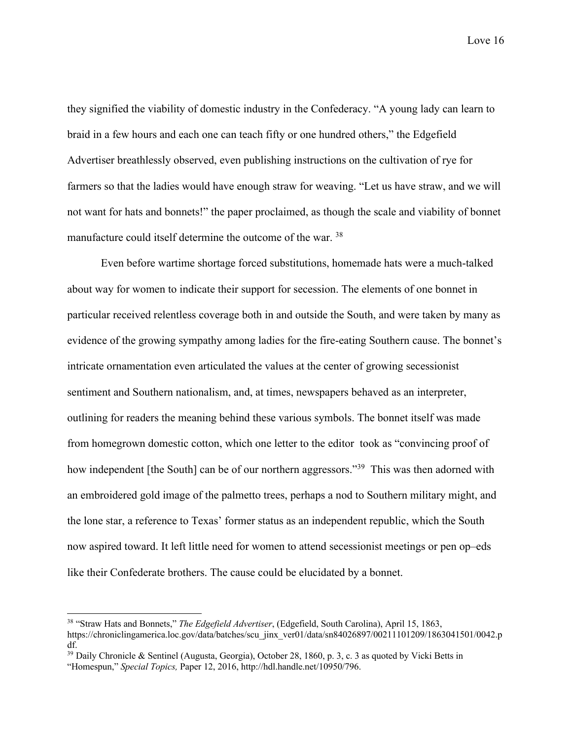they signified the viability of domestic industry in the Confederacy. "A young lady can learn to braid in a few hours and each one can teach fifty or one hundred others," the Edgefield Advertiser breathlessly observed, even publishing instructions on the cultivation of rye for farmers so that the ladies would have enough straw for weaving. "Let us have straw, and we will not want for hats and bonnets!" the paper proclaimed, as though the scale and viability of bonnet manufacture could itself determine the outcome of the war. [38]

Even before wartime shortage forced substitutions, homemade hats were a much-talked about way for women to indicate their support for secession. The elements of one bonnet in particular received relentless coverage both in and outside the South, and were taken by many as evidence of the growing sympathy among ladies for the fire-eating Southern cause. The bonnet's intricate ornamentation even articulated the values at the center of growing secessionist sentiment and Southern nationalism, and, at times, newspapers behaved as an interpreter, outlining for readers the meaning behind these various symbols. The bonnet itself was made from homegrown domestic cotton, which one letter to the editor took as "convincing proof of how independent [the South] can be of our northern aggressors."[39] This was then adorned with an embroidered gold image of the palmetto trees, perhaps a nod to Southern military might, and the lone star, a reference to Texas' former status as an independent republic, which the South now aspired toward. It left little need for women to attend secessionist meetings or pen op–eds like their Confederate brothers. The cause could be elucidated by a bonnet.

---

[38] "Straw Hats and Bonnets," *The Edgefield Advertiser*, (Edgefield, South Carolina), April 15, 1863, https://chroniclingamerica.loc.gov/data/batches/scu_jinx_ver01/data/sn84026897/00211101209/1863041501/0042.pdf.

[39] Daily Chronicle & Sentinel (Augusta, Georgia), October 28, 1860, p. 3, c. 3 as quoted by Vicki Betts in "Homespun," *Special Topics,* Paper 12, 2016, http://hdl.handle.net/10950/796.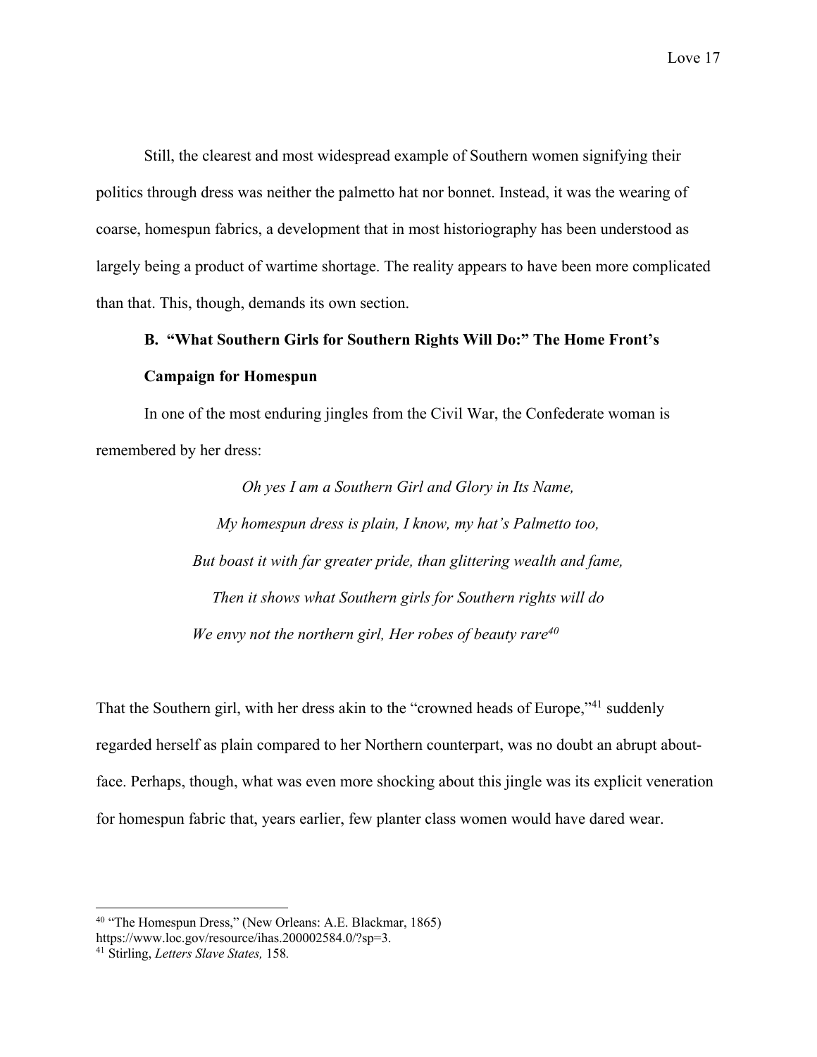Still, the clearest and most widespread example of Southern women signifying their politics through dress was neither the palmetto hat nor bonnet. Instead, it was the wearing of coarse, homespun fabrics, a development that in most historiography has been understood as largely being a product of wartime shortage. The reality appears to have been more complicated than that. This, though, demands its own section.

### B. "What Southern Girls for Southern Rights Will Do:" The Home Front's Campaign for Homespun

In one of the most enduring jingles from the Civil War, the Confederate woman is remembered by her dress:

> *Oh yes I am a Southern Girl and Glory in Its Name,*
> *My homespun dress is plain, I know, my hat's Palmetto too,*
> *But boast it with far greater pride, than glittering wealth and fame,*
> *Then it shows what Southern girls for Southern rights will do*
> *We envy not the northern girl, Her robes of beauty rare*[40]

That the Southern girl, with her dress akin to the "crowned heads of Europe,"[41] suddenly regarded herself as plain compared to her Northern counterpart, was no doubt an abrupt about-face. Perhaps, though, what was even more shocking about this jingle was its explicit veneration for homespun fabric that, years earlier, few planter class women would have dared wear.

---

[40] "The Homespun Dress," (New Orleans: A.E. Blackmar, 1865) https://www.loc.gov/resource/ihas.200002584.0/?sp=3.

[41] Stirling, *Letters Slave States,* 158.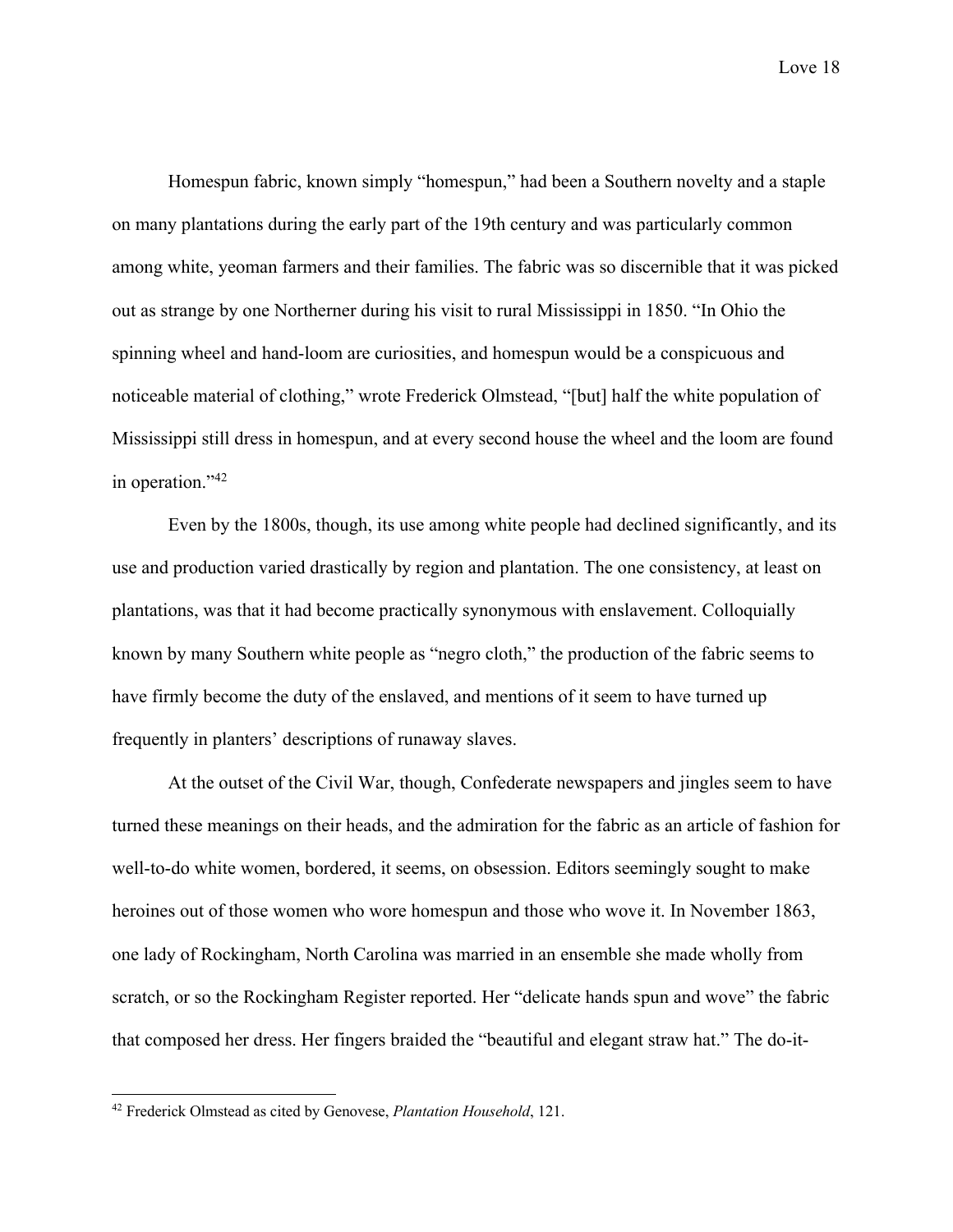Homespun fabric, known simply "homespun," had been a Southern novelty and a staple on many plantations during the early part of the 19th century and was particularly common among white, yeoman farmers and their families. The fabric was so discernible that it was picked out as strange by one Northerner during his visit to rural Mississippi in 1850. "In Ohio the spinning wheel and hand-loom are curiosities, and homespun would be a conspicuous and noticeable material of clothing," wrote Frederick Olmstead, "[but] half the white population of Mississippi still dress in homespun, and at every second house the wheel and the loom are found in operation."[42]

Even by the 1800s, though, its use among white people had declined significantly, and its use and production varied drastically by region and plantation. The one consistency, at least on plantations, was that it had become practically synonymous with enslavement. Colloquially known by many Southern white people as "negro cloth," the production of the fabric seems to have firmly become the duty of the enslaved, and mentions of it seem to have turned up frequently in planters' descriptions of runaway slaves.

At the outset of the Civil War, though, Confederate newspapers and jingles seem to have turned these meanings on their heads, and the admiration for the fabric as an article of fashion for well-to-do white women, bordered, it seems, on obsession. Editors seemingly sought to make heroines out of those women who wore homespun and those who wove it. In November 1863, one lady of Rockingham, North Carolina was married in an ensemble she made wholly from scratch, or so the Rockingham Register reported. Her "delicate hands spun and wove" the fabric that composed her dress. Her fingers braided the "beautiful and elegant straw hat." The do-it-

[42] Frederick Olmstead as cited by Genovese, *Plantation Household*, 121.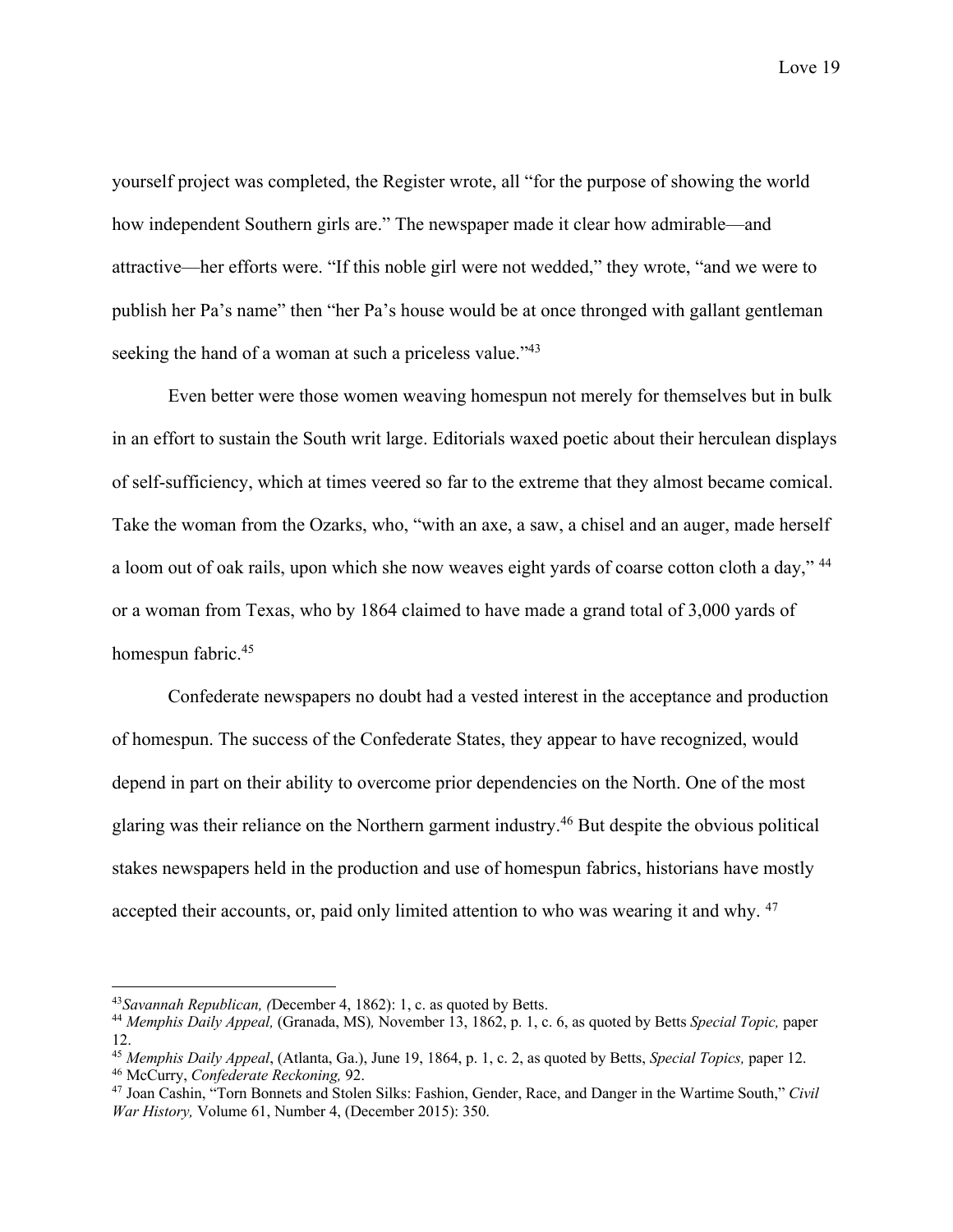yourself project was completed, the Register wrote, all "for the purpose of showing the world how independent Southern girls are." The newspaper made it clear how admirable—and attractive—her efforts were. "If this noble girl were not wedded," they wrote, "and we were to publish her Pa's name" then "her Pa's house would be at once thronged with gallant gentleman seeking the hand of a woman at such a priceless value."[43]

Even better were those women weaving homespun not merely for themselves but in bulk in an effort to sustain the South writ large. Editorials waxed poetic about their herculean displays of self-sufficiency, which at times veered so far to the extreme that they almost became comical. Take the woman from the Ozarks, who, "with an axe, a saw, a chisel and an auger, made herself a loom out of oak rails, upon which she now weaves eight yards of coarse cotton cloth a day," [44] or a woman from Texas, who by 1864 claimed to have made a grand total of 3,000 yards of homespun fabric.[45]

Confederate newspapers no doubt had a vested interest in the acceptance and production of homespun. The success of the Confederate States, they appear to have recognized, would depend in part on their ability to overcome prior dependencies on the North. One of the most glaring was their reliance on the Northern garment industry.[46] But despite the obvious political stakes newspapers held in the production and use of homespun fabrics, historians have mostly accepted their accounts, or, paid only limited attention to who was wearing it and why. [47]

---

[43] *Savannah Republican, (*December 4, 1862): 1, c. as quoted by Betts.

[44] *Memphis Daily Appeal,* (Granada, MS)*,* November 13, 1862, p. 1, c. 6, as quoted by Betts *Special Topic,* paper 12.

[45] *Memphis Daily Appeal*, (Atlanta, Ga.), June 19, 1864, p. 1, c. 2, as quoted by Betts, *Special Topics,* paper 12.

[46] McCurry, *Confederate Reckoning,* 92.

[47] Joan Cashin, "Torn Bonnets and Stolen Silks: Fashion, Gender, Race, and Danger in the Wartime South," *Civil War History,* Volume 61, Number 4, (December 2015): 350.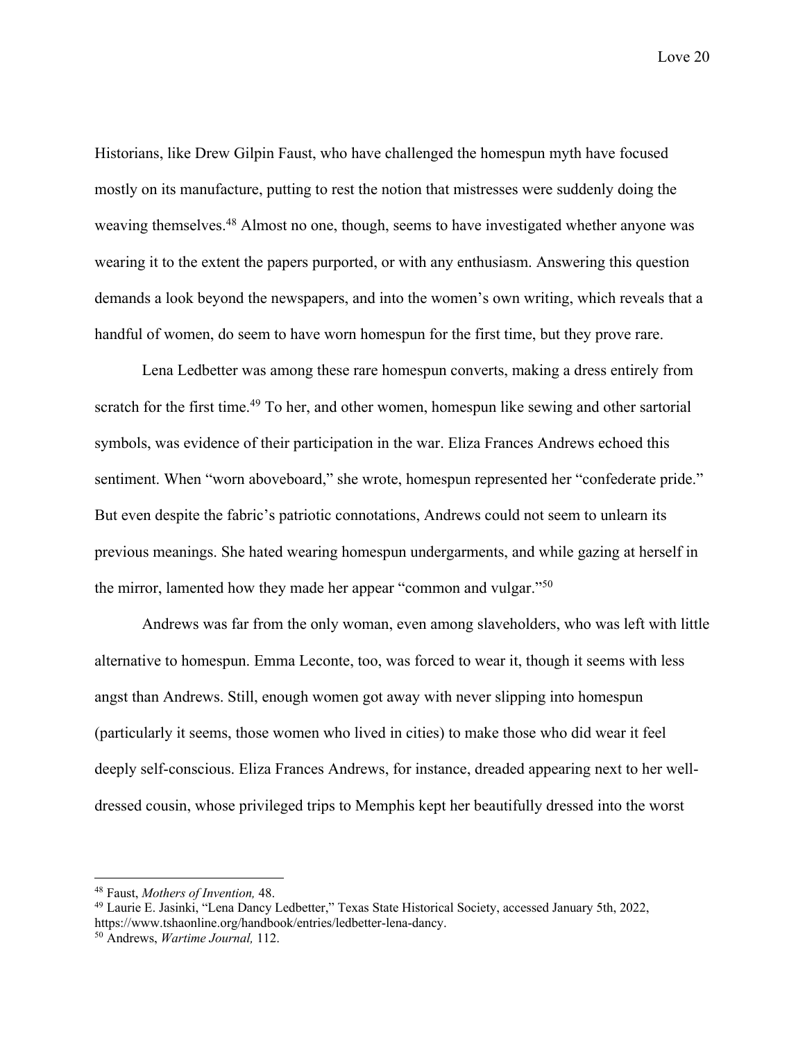Historians, like Drew Gilpin Faust, who have challenged the homespun myth have focused mostly on its manufacture, putting to rest the notion that mistresses were suddenly doing the weaving themselves.[48] Almost no one, though, seems to have investigated whether anyone was wearing it to the extent the papers purported, or with any enthusiasm. Answering this question demands a look beyond the newspapers, and into the women's own writing, which reveals that a handful of women, do seem to have worn homespun for the first time, but they prove rare.

Lena Ledbetter was among these rare homespun converts, making a dress entirely from scratch for the first time.[49] To her, and other women, homespun like sewing and other sartorial symbols, was evidence of their participation in the war. Eliza Frances Andrews echoed this sentiment. When "worn aboveboard," she wrote, homespun represented her "confederate pride." But even despite the fabric's patriotic connotations, Andrews could not seem to unlearn its previous meanings. She hated wearing homespun undergarments, and while gazing at herself in the mirror, lamented how they made her appear "common and vulgar."[50]

Andrews was far from the only woman, even among slaveholders, who was left with little alternative to homespun. Emma Leconte, too, was forced to wear it, though it seems with less angst than Andrews. Still, enough women got away with never slipping into homespun (particularly it seems, those women who lived in cities) to make those who did wear it feel deeply self-conscious. Eliza Frances Andrews, for instance, dreaded appearing next to her well-dressed cousin, whose privileged trips to Memphis kept her beautifully dressed into the worst

---

[48] Faust, *Mothers of Invention,* 48.

[49] Laurie E. Jasinki, "Lena Dancy Ledbetter," Texas State Historical Society, accessed January 5th, 2022, https://www.tshaonline.org/handbook/entries/ledbetter-lena-dancy.

[50] Andrews, *Wartime Journal,* 112.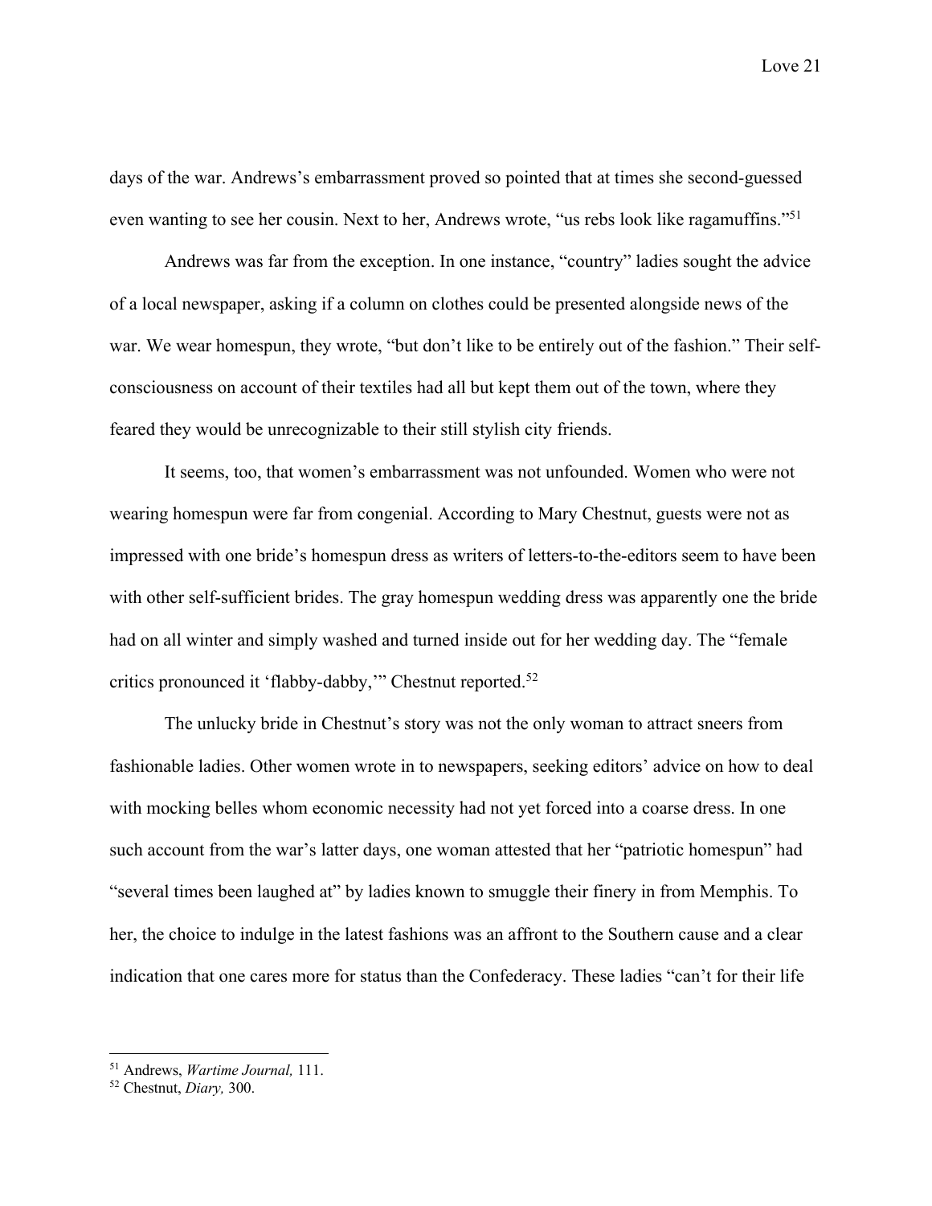days of the war. Andrews's embarrassment proved so pointed that at times she second-guessed even wanting to see her cousin. Next to her, Andrews wrote, "us rebs look like ragamuffins."[51]

Andrews was far from the exception. In one instance, "country" ladies sought the advice of a local newspaper, asking if a column on clothes could be presented alongside news of the war. We wear homespun, they wrote, "but don't like to be entirely out of the fashion." Their self-consciousness on account of their textiles had all but kept them out of the town, where they feared they would be unrecognizable to their still stylish city friends.

It seems, too, that women's embarrassment was not unfounded. Women who were not wearing homespun were far from congenial. According to Mary Chestnut, guests were not as impressed with one bride's homespun dress as writers of letters-to-the-editors seem to have been with other self-sufficient brides. The gray homespun wedding dress was apparently one the bride had on all winter and simply washed and turned inside out for her wedding day. The "female critics pronounced it 'flabby-dabby,'" Chestnut reported.[52]

The unlucky bride in Chestnut's story was not the only woman to attract sneers from fashionable ladies. Other women wrote in to newspapers, seeking editors' advice on how to deal with mocking belles whom economic necessity had not yet forced into a coarse dress. In one such account from the war's latter days, one woman attested that her "patriotic homespun" had "several times been laughed at" by ladies known to smuggle their finery in from Memphis. To her, the choice to indulge in the latest fashions was an affront to the Southern cause and a clear indication that one cares more for status than the Confederacy. These ladies "can't for their life

---

[51] Andrews, *Wartime Journal,* 111.

[52] Chestnut, *Diary,* 300.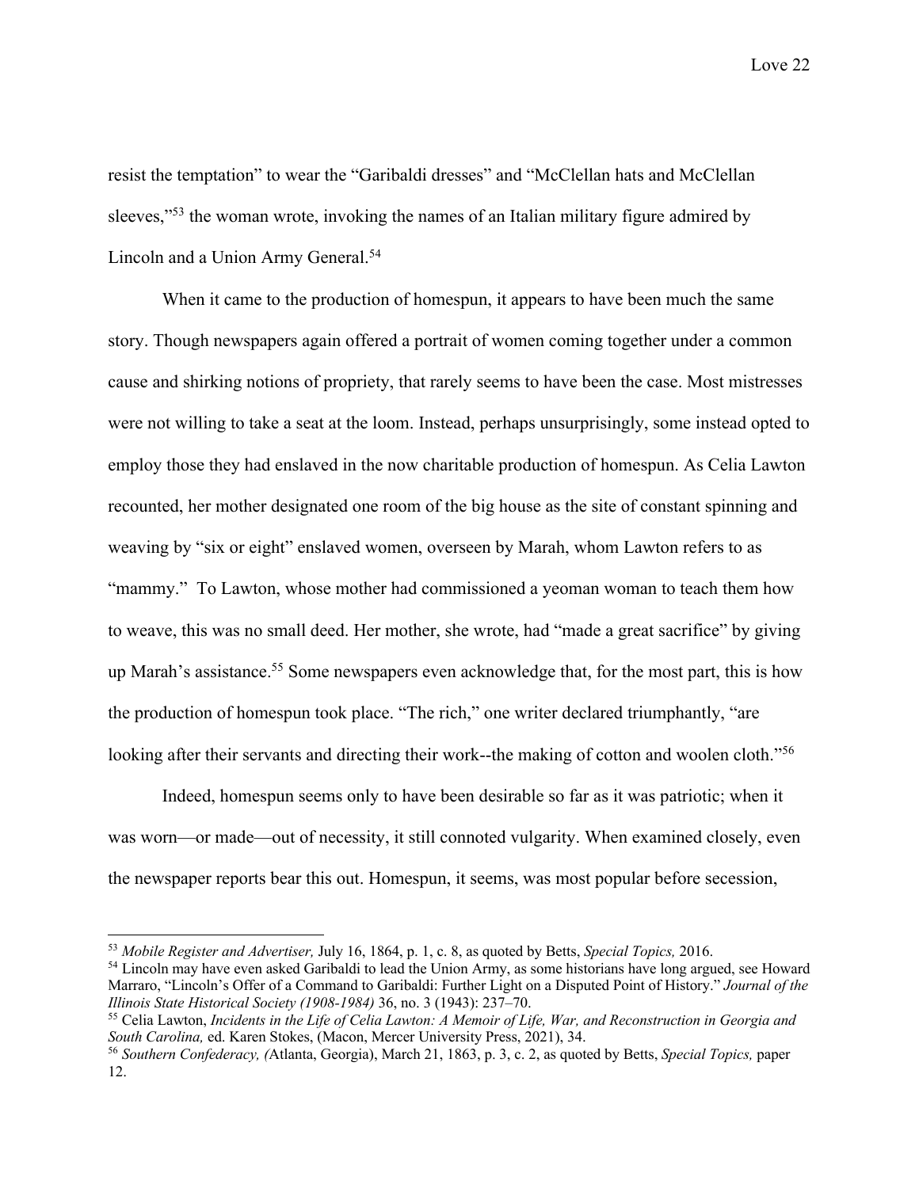resist the temptation" to wear the "Garibaldi dresses" and "McClellan hats and McClellan sleeves,"[53] the woman wrote, invoking the names of an Italian military figure admired by Lincoln and a Union Army General.[54]

When it came to the production of homespun, it appears to have been much the same story. Though newspapers again offered a portrait of women coming together under a common cause and shirking notions of propriety, that rarely seems to have been the case. Most mistresses were not willing to take a seat at the loom. Instead, perhaps unsurprisingly, some instead opted to employ those they had enslaved in the now charitable production of homespun. As Celia Lawton recounted, her mother designated one room of the big house as the site of constant spinning and weaving by "six or eight" enslaved women, overseen by Marah, whom Lawton refers to as "mammy." To Lawton, whose mother had commissioned a yeoman woman to teach them how to weave, this was no small deed. Her mother, she wrote, had "made a great sacrifice" by giving up Marah's assistance.[55] Some newspapers even acknowledge that, for the most part, this is how the production of homespun took place. "The rich," one writer declared triumphantly, "are looking after their servants and directing their work--the making of cotton and woolen cloth."[56]

Indeed, homespun seems only to have been desirable so far as it was patriotic; when it was worn—or made—out of necessity, it still connoted vulgarity. When examined closely, even the newspaper reports bear this out. Homespun, it seems, was most popular before secession,

---

[53] *Mobile Register and Advertiser,* July 16, 1864, p. 1, c. 8, as quoted by Betts, *Special Topics,* 2016.

[54] Lincoln may have even asked Garibaldi to lead the Union Army, as some historians have long argued, see Howard Marraro, "Lincoln's Offer of a Command to Garibaldi: Further Light on a Disputed Point of History." *Journal of the Illinois State Historical Society (1908-1984)* 36, no. 3 (1943): 237–70.

[55] Celia Lawton, *Incidents in the Life of Celia Lawton: A Memoir of Life, War, and Reconstruction in Georgia and South Carolina,* ed. Karen Stokes, (Macon, Mercer University Press, 2021), 34.

[56] *Southern Confederacy, (*Atlanta, Georgia), March 21, 1863, p. 3, c. 2, as quoted by Betts, *Special Topics,* paper 12.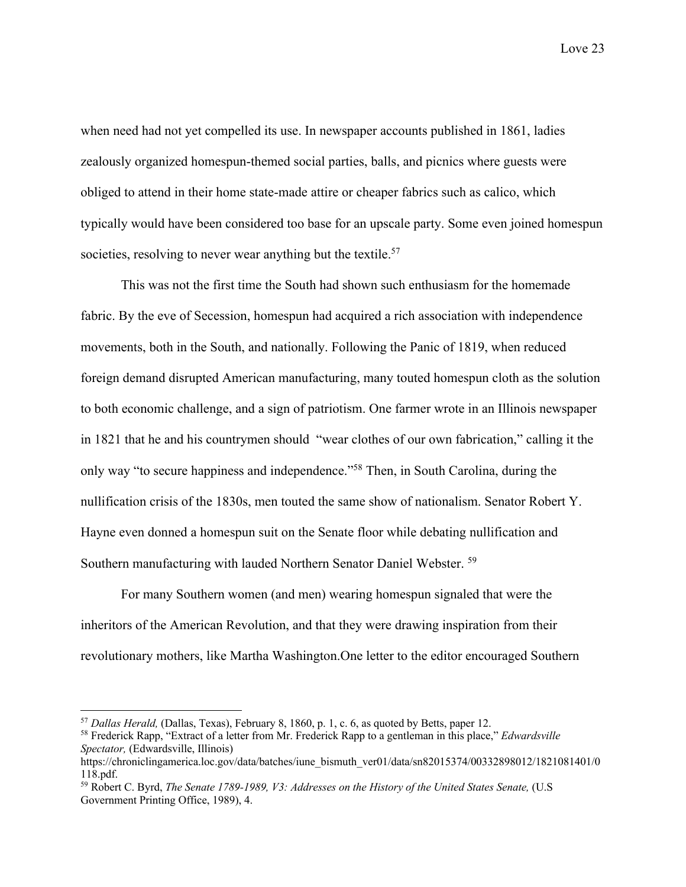when need had not yet compelled its use. In newspaper accounts published in 1861, ladies zealously organized homespun-themed social parties, balls, and picnics where guests were obliged to attend in their home state-made attire or cheaper fabrics such as calico, which typically would have been considered too base for an upscale party. Some even joined homespun societies, resolving to never wear anything but the textile.[57]

This was not the first time the South had shown such enthusiasm for the homemade fabric. By the eve of Secession, homespun had acquired a rich association with independence movements, both in the South, and nationally. Following the Panic of 1819, when reduced foreign demand disrupted American manufacturing, many touted homespun cloth as the solution to both economic challenge, and a sign of patriotism. One farmer wrote in an Illinois newspaper in 1821 that he and his countrymen should "wear clothes of our own fabrication," calling it the only way "to secure happiness and independence."[58] Then, in South Carolina, during the nullification crisis of the 1830s, men touted the same show of nationalism. Senator Robert Y. Hayne even donned a homespun suit on the Senate floor while debating nullification and Southern manufacturing with lauded Northern Senator Daniel Webster. [59]

For many Southern women (and men) wearing homespun signaled that were the inheritors of the American Revolution, and that they were drawing inspiration from their revolutionary mothers, like Martha Washington.One letter to the editor encouraged Southern

---

[57] *Dallas Herald,* (Dallas, Texas), February 8, 1860, p. 1, c. 6, as quoted by Betts, paper 12.

[58] Frederick Rapp, "Extract of a letter from Mr. Frederick Rapp to a gentleman in this place," *Edwardsville Spectator,* (Edwardsville, Illinois) https://chroniclingamerica.loc.gov/data/batches/iune_bismuth_ver01/data/sn82015374/00332898012/1821081401/0118.pdf.

[59] Robert C. Byrd, *The Senate 1789-1989, V3: Addresses on the History of the United States Senate,* (U.S Government Printing Office, 1989), 4.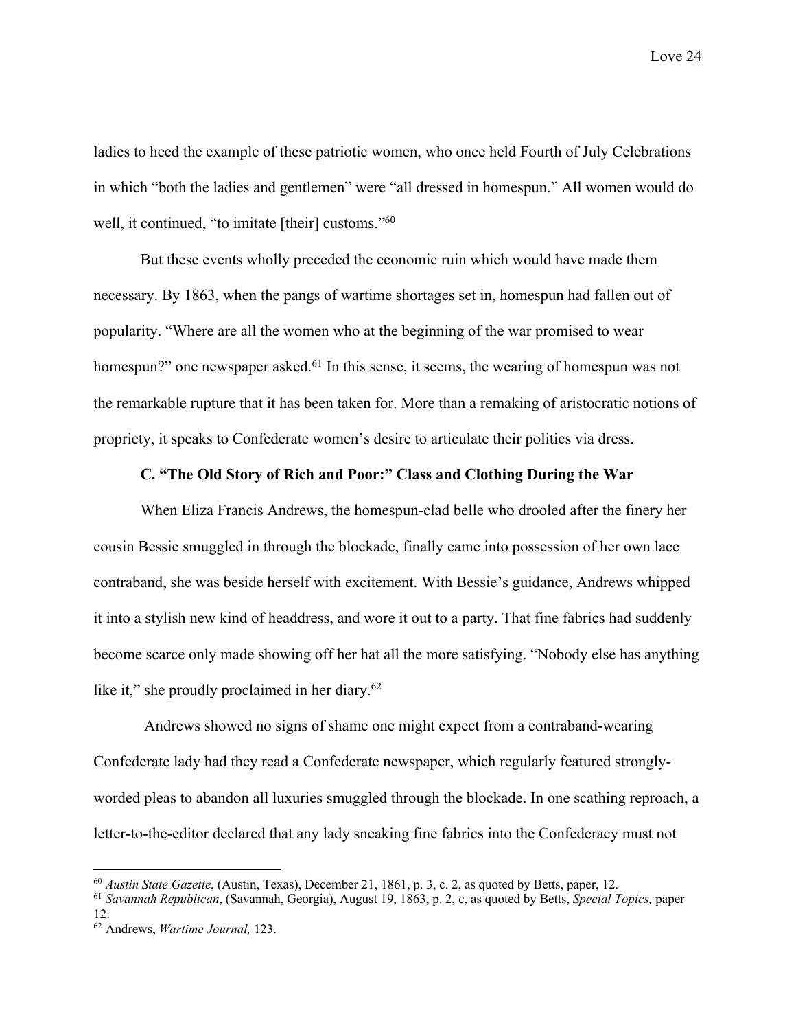ladies to heed the example of these patriotic women, who once held Fourth of July Celebrations in which "both the ladies and gentlemen" were "all dressed in homespun." All women would do well, it continued, "to imitate [their] customs."[60]

But these events wholly preceded the economic ruin which would have made them necessary. By 1863, when the pangs of wartime shortages set in, homespun had fallen out of popularity. "Where are all the women who at the beginning of the war promised to wear homespun?" one newspaper asked.[61] In this sense, it seems, the wearing of homespun was not the remarkable rupture that it has been taken for. More than a remaking of aristocratic notions of propriety, it speaks to Confederate women's desire to articulate their politics via dress.

### C. "The Old Story of Rich and Poor:" Class and Clothing During the War

When Eliza Francis Andrews, the homespun-clad belle who drooled after the finery her cousin Bessie smuggled in through the blockade, finally came into possession of her own lace contraband, she was beside herself with excitement. With Bessie's guidance, Andrews whipped it into a stylish new kind of headdress, and wore it out to a party. That fine fabrics had suddenly become scarce only made showing off her hat all the more satisfying. "Nobody else has anything like it," she proudly proclaimed in her diary.[62]

Andrews showed no signs of shame one might expect from a contraband-wearing Confederate lady had they read a Confederate newspaper, which regularly featured strongly-worded pleas to abandon all luxuries smuggled through the blockade. In one scathing reproach, a letter-to-the-editor declared that any lady sneaking fine fabrics into the Confederacy must not

---

[60] *Austin State Gazette*, (Austin, Texas), December 21, 1861, p. 3, c. 2, as quoted by Betts, paper, 12.

[61] *Savannah Republican*, (Savannah, Georgia), August 19, 1863, p. 2, c, as quoted by Betts, *Special Topics,* paper 12.

[62] Andrews, *Wartime Journal,* 123.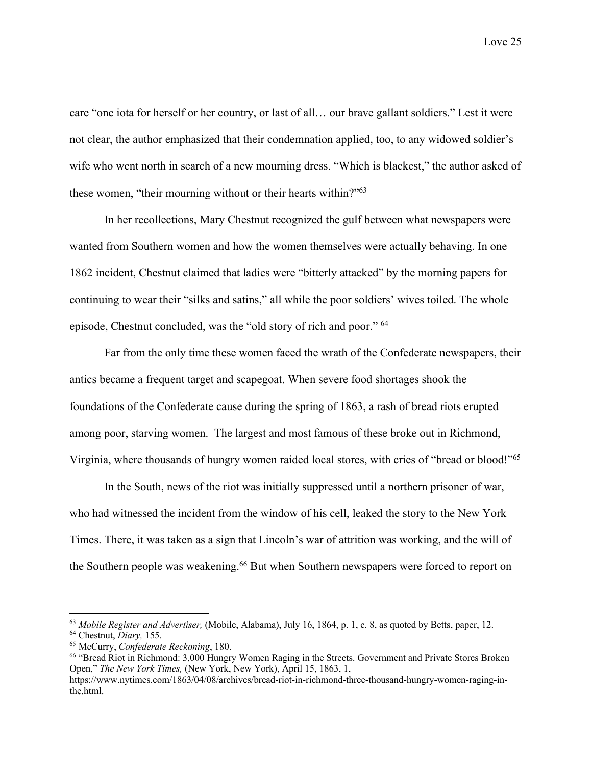care "one iota for herself or her country, or last of all… our brave gallant soldiers." Lest it were not clear, the author emphasized that their condemnation applied, too, to any widowed soldier's wife who went north in search of a new mourning dress. "Which is blackest," the author asked of these women, "their mourning without or their hearts within?"[63]

In her recollections, Mary Chestnut recognized the gulf between what newspapers were wanted from Southern women and how the women themselves were actually behaving. In one 1862 incident, Chestnut claimed that ladies were "bitterly attacked" by the morning papers for continuing to wear their "silks and satins," all while the poor soldiers' wives toiled. The whole episode, Chestnut concluded, was the "old story of rich and poor." [64]

Far from the only time these women faced the wrath of the Confederate newspapers, their antics became a frequent target and scapegoat. When severe food shortages shook the foundations of the Confederate cause during the spring of 1863, a rash of bread riots erupted among poor, starving women. The largest and most famous of these broke out in Richmond, Virginia, where thousands of hungry women raided local stores, with cries of "bread or blood!"[65]

In the South, news of the riot was initially suppressed until a northern prisoner of war, who had witnessed the incident from the window of his cell, leaked the story to the New York Times. There, it was taken as a sign that Lincoln's war of attrition was working, and the will of the Southern people was weakening.[66] But when Southern newspapers were forced to report on

---

[63] *Mobile Register and Advertiser,* (Mobile, Alabama), July 16, 1864, p. 1, c. 8, as quoted by Betts, paper, 12.

[64] Chestnut, *Diary,* 155.

[65] McCurry, *Confederate Reckoning*, 180.

[66] "Bread Riot in Richmond: 3,000 Hungry Women Raging in the Streets. Government and Private Stores Broken Open," *The New York Times,* (New York, New York), April 15, 1863, 1, https://www.nytimes.com/1863/04/08/archives/bread-riot-in-richmond-three-thousand-hungry-women-raging-in-the.html.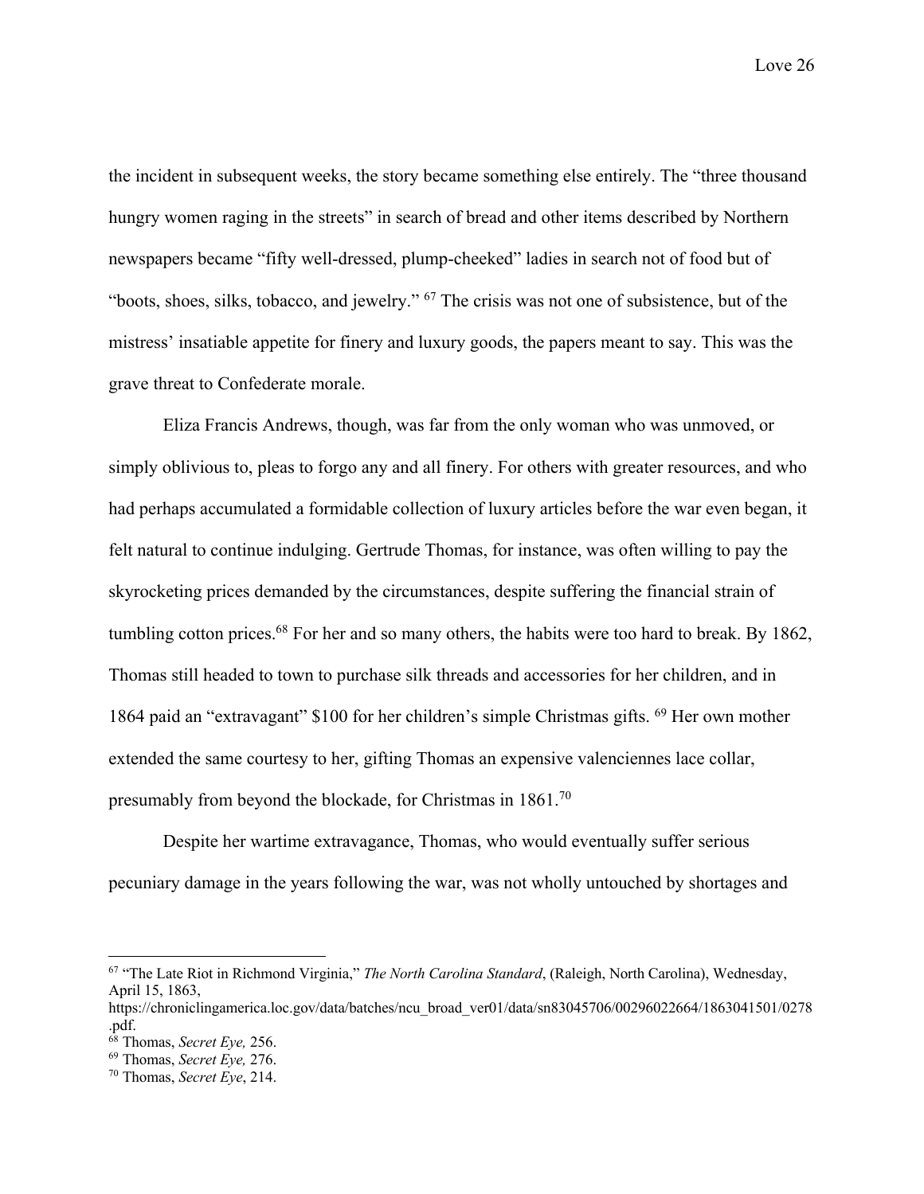the incident in subsequent weeks, the story became something else entirely. The "three thousand hungry women raging in the streets" in search of bread and other items described by Northern newspapers became "fifty well-dressed, plump-cheeked" ladies in search not of food but of "boots, shoes, silks, tobacco, and jewelry." [67] The crisis was not one of subsistence, but of the mistress' insatiable appetite for finery and luxury goods, the papers meant to say. This was the grave threat to Confederate morale.

Eliza Francis Andrews, though, was far from the only woman who was unmoved, or simply oblivious to, pleas to forgo any and all finery. For others with greater resources, and who had perhaps accumulated a formidable collection of luxury articles before the war even began, it felt natural to continue indulging. Gertrude Thomas, for instance, was often willing to pay the skyrocketing prices demanded by the circumstances, despite suffering the financial strain of tumbling cotton prices.[68] For her and so many others, the habits were too hard to break. By 1862, Thomas still headed to town to purchase silk threads and accessories for her children, and in 1864 paid an "extravagant" $100 for her children's simple Christmas gifts. [69] Her own mother extended the same courtesy to her, gifting Thomas an expensive valenciennes lace collar, presumably from beyond the blockade, for Christmas in 1861.[70]

Despite her wartime extravagance, Thomas, who would eventually suffer serious pecuniary damage in the years following the war, was not wholly untouched by shortages and

---

[67] "The Late Riot in Richmond Virginia," *The North Carolina Standard*, (Raleigh, North Carolina), Wednesday, April 15, 1863, https://chroniclingamerica.loc.gov/data/batches/ncu_broad_ver01/data/sn83045706/00296022664/1863041501/0278.pdf.

[68] Thomas, *Secret Eye,* 256.

[69] Thomas, *Secret Eye,* 276.

[70] Thomas, *Secret Eye*, 214.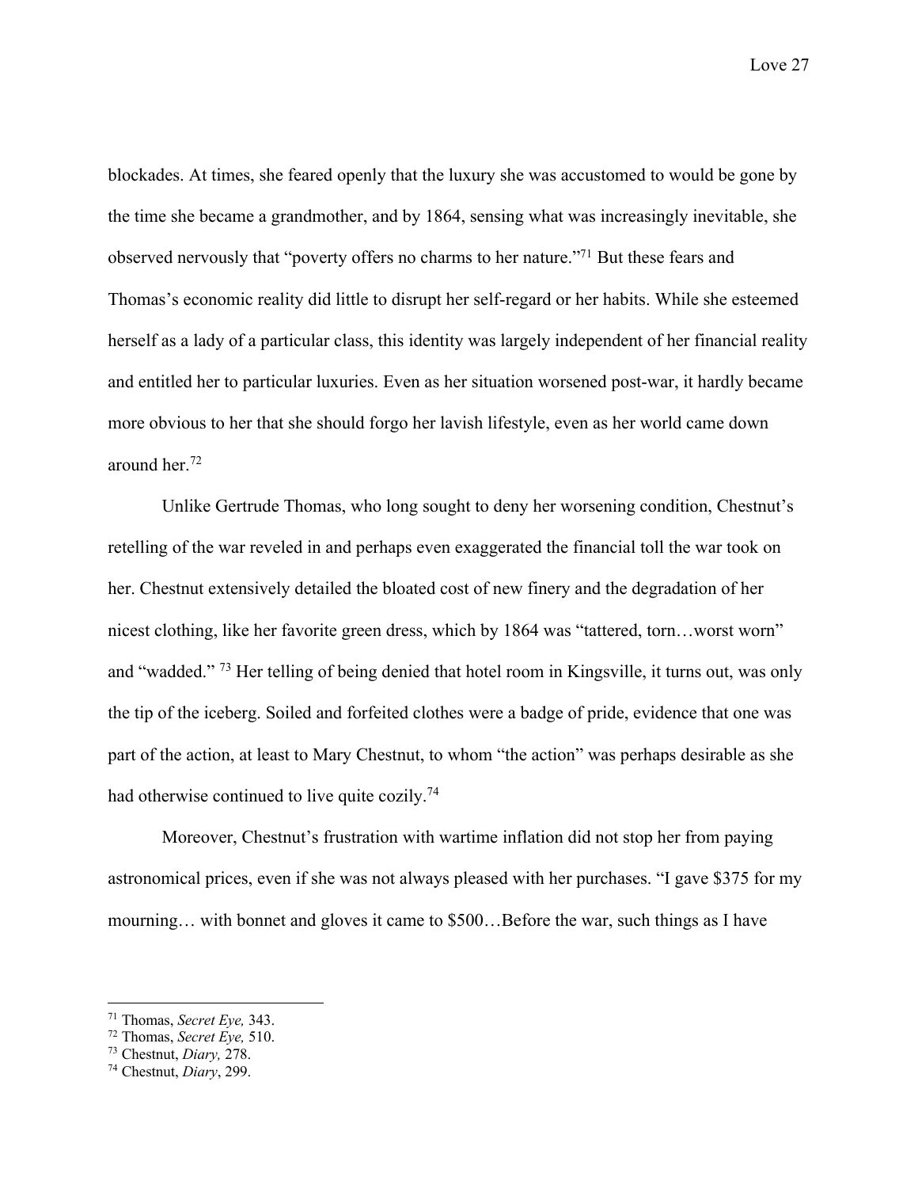blockades. At times, she feared openly that the luxury she was accustomed to would be gone by the time she became a grandmother, and by 1864, sensing what was increasingly inevitable, she observed nervously that "poverty offers no charms to her nature."[71] But these fears and Thomas's economic reality did little to disrupt her self-regard or her habits. While she esteemed herself as a lady of a particular class, this identity was largely independent of her financial reality and entitled her to particular luxuries. Even as her situation worsened post-war, it hardly became more obvious to her that she should forgo her lavish lifestyle, even as her world came down around her.[72]

Unlike Gertrude Thomas, who long sought to deny her worsening condition, Chestnut's retelling of the war reveled in and perhaps even exaggerated the financial toll the war took on her. Chestnut extensively detailed the bloated cost of new finery and the degradation of her nicest clothing, like her favorite green dress, which by 1864 was "tattered, torn…worst worn" and "wadded." [73] Her telling of being denied that hotel room in Kingsville, it turns out, was only the tip of the iceberg. Soiled and forfeited clothes were a badge of pride, evidence that one was part of the action, at least to Mary Chestnut, to whom "the action" was perhaps desirable as she had otherwise continued to live quite cozily.[74]

Moreover, Chestnut's frustration with wartime inflation did not stop her from paying astronomical prices, even if she was not always pleased with her purchases. "I gave $375 for my mourning… with bonnet and gloves it came to $500…Before the war, such things as I have

---

[71] Thomas, *Secret Eye,* 343.
[72] Thomas, *Secret Eye,* 510.
[73] Chestnut, *Diary,* 278.
[74] Chestnut, *Diary*, 299.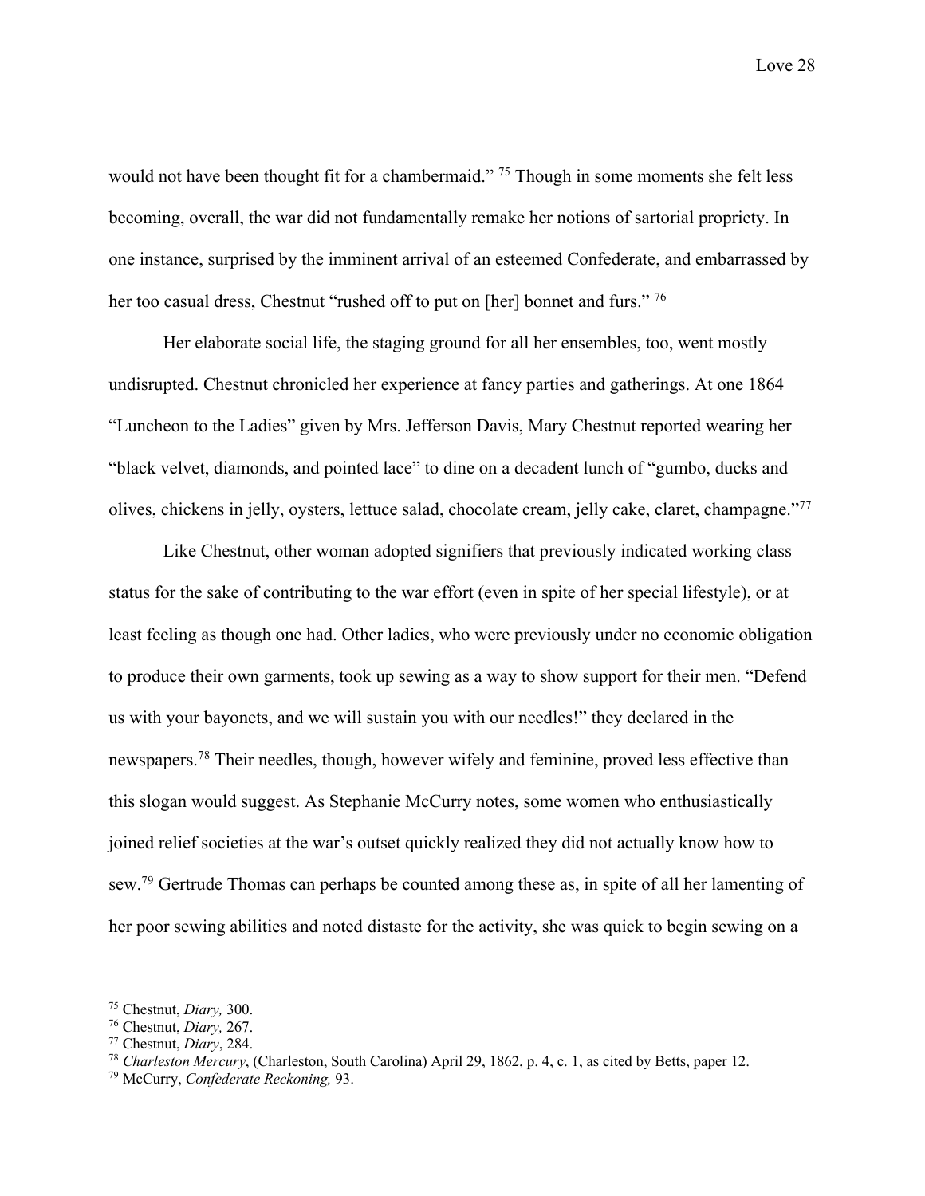would not have been thought fit for a chambermaid." [75] Though in some moments she felt less becoming, overall, the war did not fundamentally remake her notions of sartorial propriety. In one instance, surprised by the imminent arrival of an esteemed Confederate, and embarrassed by her too casual dress, Chestnut "rushed off to put on [her] bonnet and furs." [76]

Her elaborate social life, the staging ground for all her ensembles, too, went mostly undisrupted. Chestnut chronicled her experience at fancy parties and gatherings. At one 1864 "Luncheon to the Ladies" given by Mrs. Jefferson Davis, Mary Chestnut reported wearing her "black velvet, diamonds, and pointed lace" to dine on a decadent lunch of "gumbo, ducks and olives, chickens in jelly, oysters, lettuce salad, chocolate cream, jelly cake, claret, champagne."[77]

Like Chestnut, other woman adopted signifiers that previously indicated working class status for the sake of contributing to the war effort (even in spite of her special lifestyle), or at least feeling as though one had. Other ladies, who were previously under no economic obligation to produce their own garments, took up sewing as a way to show support for their men. "Defend us with your bayonets, and we will sustain you with our needles!" they declared in the newspapers.[78] Their needles, though, however wifely and feminine, proved less effective than this slogan would suggest. As Stephanie McCurry notes, some women who enthusiastically joined relief societies at the war's outset quickly realized they did not actually know how to sew.[79] Gertrude Thomas can perhaps be counted among these as, in spite of all her lamenting of her poor sewing abilities and noted distaste for the activity, she was quick to begin sewing on a

---

[75] Chestnut, *Diary,* 300.

[76] Chestnut, *Diary,* 267.

[77] Chestnut, *Diary*, 284.

[78] *Charleston Mercury*, (Charleston, South Carolina) April 29, 1862, p. 4, c. 1, as cited by Betts, paper 12.

[79] McCurry, *Confederate Reckoning,* 93.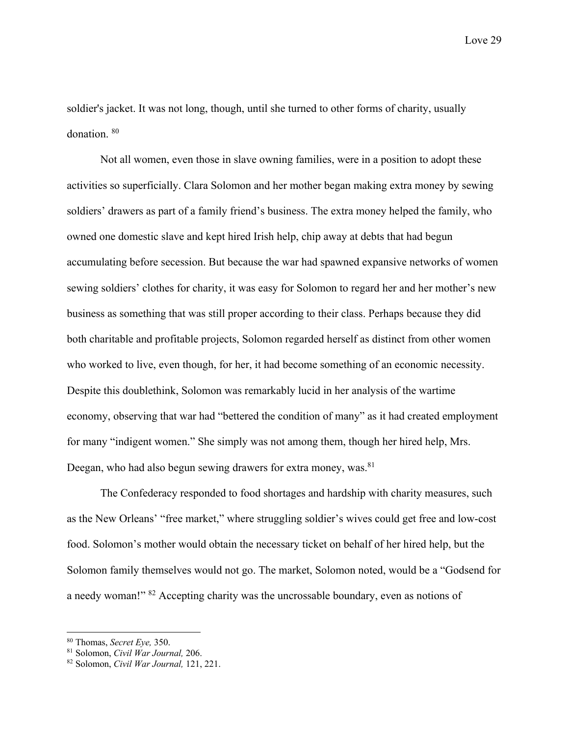soldier's jacket. It was not long, though, until she turned to other forms of charity, usually donation. [80]

Not all women, even those in slave owning families, were in a position to adopt these activities so superficially. Clara Solomon and her mother began making extra money by sewing soldiers' drawers as part of a family friend's business. The extra money helped the family, who owned one domestic slave and kept hired Irish help, chip away at debts that had begun accumulating before secession. But because the war had spawned expansive networks of women sewing soldiers' clothes for charity, it was easy for Solomon to regard her and her mother's new business as something that was still proper according to their class. Perhaps because they did both charitable and profitable projects, Solomon regarded herself as distinct from other women who worked to live, even though, for her, it had become something of an economic necessity. Despite this doublethink, Solomon was remarkably lucid in her analysis of the wartime economy, observing that war had "bettered the condition of many" as it had created employment for many "indigent women." She simply was not among them, though her hired help, Mrs. Deegan, who had also begun sewing drawers for extra money, was.[81]

The Confederacy responded to food shortages and hardship with charity measures, such as the New Orleans' "free market," where struggling soldier's wives could get free and low-cost food. Solomon's mother would obtain the necessary ticket on behalf of her hired help, but the Solomon family themselves would not go. The market, Solomon noted, would be a "Godsend for a needy woman!" [82] Accepting charity was the uncrossable boundary, even as notions of

---

[80] Thomas, *Secret Eye,* 350.
[81] Solomon, *Civil War Journal,* 206.
[82] Solomon, *Civil War Journal,* 121, 221.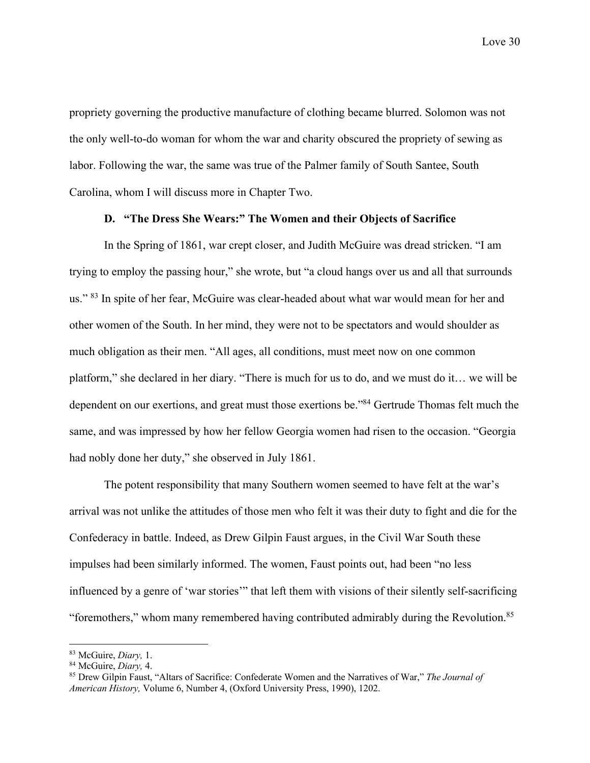propriety governing the productive manufacture of clothing became blurred. Solomon was not the only well-to-do woman for whom the war and charity obscured the propriety of sewing as labor. Following the war, the same was true of the Palmer family of South Santee, South Carolina, whom I will discuss more in Chapter Two.

### D. "The Dress She Wears:" The Women and their Objects of Sacrifice

In the Spring of 1861, war crept closer, and Judith McGuire was dread stricken. "I am trying to employ the passing hour," she wrote, but "a cloud hangs over us and all that surrounds us." [83] In spite of her fear, McGuire was clear-headed about what war would mean for her and other women of the South. In her mind, they were not to be spectators and would shoulder as much obligation as their men. "All ages, all conditions, must meet now on one common platform," she declared in her diary. "There is much for us to do, and we must do it… we will be dependent on our exertions, and great must those exertions be."[84] Gertrude Thomas felt much the same, and was impressed by how her fellow Georgia women had risen to the occasion. "Georgia had nobly done her duty," she observed in July 1861.

The potent responsibility that many Southern women seemed to have felt at the war's arrival was not unlike the attitudes of those men who felt it was their duty to fight and die for the Confederacy in battle. Indeed, as Drew Gilpin Faust argues, in the Civil War South these impulses had been similarly informed. The women, Faust points out, had been "no less influenced by a genre of 'war stories'" that left them with visions of their silently self-sacrificing "foremothers," whom many remembered having contributed admirably during the Revolution.[85]

---

[83] McGuire, *Diary,* 1.

[84] McGuire, *Diary,* 4.

[85] Drew Gilpin Faust, "Altars of Sacrifice: Confederate Women and the Narratives of War," *The Journal of American History,* Volume 6, Number 4, (Oxford University Press, 1990), 1202.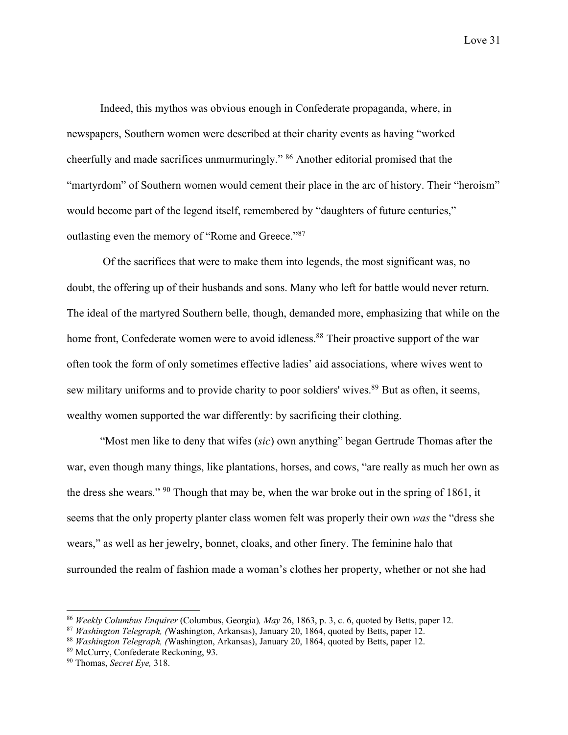Indeed, this mythos was obvious enough in Confederate propaganda, where, in newspapers, Southern women were described at their charity events as having "worked cheerfully and made sacrifices unmurmuringly." [86] Another editorial promised that the "martyrdom" of Southern women would cement their place in the arc of history. Their "heroism" would become part of the legend itself, remembered by "daughters of future centuries," outlasting even the memory of "Rome and Greece."[87]

Of the sacrifices that were to make them into legends, the most significant was, no doubt, the offering up of their husbands and sons. Many who left for battle would never return. The ideal of the martyred Southern belle, though, demanded more, emphasizing that while on the home front, Confederate women were to avoid idleness.[88] Their proactive support of the war often took the form of only sometimes effective ladies' aid associations, where wives went to sew military uniforms and to provide charity to poor soldiers' wives.[89] But as often, it seems, wealthy women supported the war differently: by sacrificing their clothing.

"Most men like to deny that wifes (*sic*) own anything" began Gertrude Thomas after the war, even though many things, like plantations, horses, and cows, "are really as much her own as the dress she wears." [90] Though that may be, when the war broke out in the spring of 1861, it seems that the only property planter class women felt was properly their own *was* the "dress she wears," as well as her jewelry, bonnet, cloaks, and other finery. The feminine halo that surrounded the realm of fashion made a woman's clothes her property, whether or not she had

---

[86] *Weekly Columbus Enquirer* (Columbus, Georgia)*, May* 26, 1863, p. 3, c. 6, quoted by Betts, paper 12.

[87] *Washington Telegraph, (*Washington, Arkansas), January 20, 1864, quoted by Betts, paper 12.

[88] *Washington Telegraph, (*Washington, Arkansas), January 20, 1864, quoted by Betts, paper 12.

[89] McCurry, Confederate Reckoning, 93.

[90] Thomas, *Secret Eye,* 318.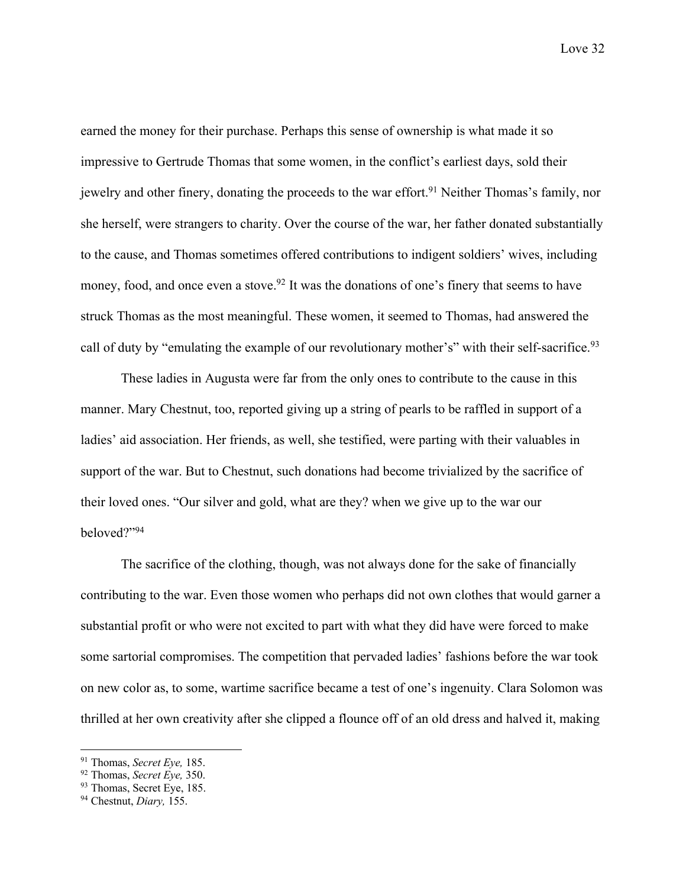earned the money for their purchase. Perhaps this sense of ownership is what made it so impressive to Gertrude Thomas that some women, in the conflict's earliest days, sold their jewelry and other finery, donating the proceeds to the war effort.[91] Neither Thomas's family, nor she herself, were strangers to charity. Over the course of the war, her father donated substantially to the cause, and Thomas sometimes offered contributions to indigent soldiers' wives, including money, food, and once even a stove.[92] It was the donations of one's finery that seems to have struck Thomas as the most meaningful. These women, it seemed to Thomas, had answered the call of duty by "emulating the example of our revolutionary mother's" with their self-sacrifice.[93]

These ladies in Augusta were far from the only ones to contribute to the cause in this manner. Mary Chestnut, too, reported giving up a string of pearls to be raffled in support of a ladies' aid association. Her friends, as well, she testified, were parting with their valuables in support of the war. But to Chestnut, such donations had become trivialized by the sacrifice of their loved ones. "Our silver and gold, what are they? when we give up to the war our beloved?"[94]

The sacrifice of the clothing, though, was not always done for the sake of financially contributing to the war. Even those women who perhaps did not own clothes that would garner a substantial profit or who were not excited to part with what they did have were forced to make some sartorial compromises. The competition that pervaded ladies' fashions before the war took on new color as, to some, wartime sacrifice became a test of one's ingenuity. Clara Solomon was thrilled at her own creativity after she clipped a flounce off of an old dress and halved it, making

---

[91] Thomas, *Secret Eye,* 185.

[92] Thomas, *Secret Eye,* 350.

[93] Thomas, Secret Eye, 185.

[94] Chestnut, *Diary,* 155.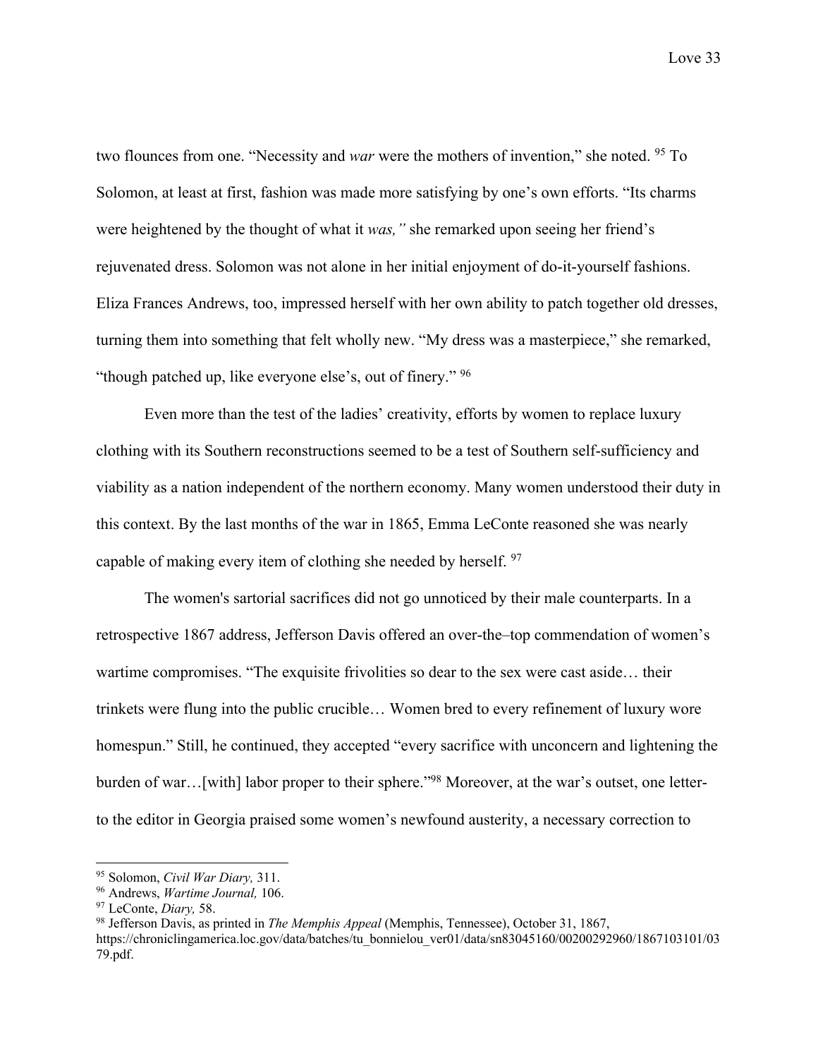two flounces from one. "Necessity and *war* were the mothers of invention," she noted. [95] To Solomon, at least at first, fashion was made more satisfying by one's own efforts. "Its charms were heightened by the thought of what it *was,"* she remarked upon seeing her friend's rejuvenated dress. Solomon was not alone in her initial enjoyment of do-it-yourself fashions. Eliza Frances Andrews, too, impressed herself with her own ability to patch together old dresses, turning them into something that felt wholly new. "My dress was a masterpiece," she remarked, "though patched up, like everyone else's, out of finery." [96]

Even more than the test of the ladies' creativity, efforts by women to replace luxury clothing with its Southern reconstructions seemed to be a test of Southern self-sufficiency and viability as a nation independent of the northern economy. Many women understood their duty in this context. By the last months of the war in 1865, Emma LeConte reasoned she was nearly capable of making every item of clothing she needed by herself. [97]

The women's sartorial sacrifices did not go unnoticed by their male counterparts. In a retrospective 1867 address, Jefferson Davis offered an over-the–top commendation of women's wartime compromises. "The exquisite frivolities so dear to the sex were cast aside… their trinkets were flung into the public crucible… Women bred to every refinement of luxury wore homespun." Still, he continued, they accepted "every sacrifice with unconcern and lightening the burden of war…[with] labor proper to their sphere."[98] Moreover, at the war's outset, one letter-to the editor in Georgia praised some women's newfound austerity, a necessary correction to

---

[95] Solomon, *Civil War Diary,* 311.

[96] Andrews, *Wartime Journal,* 106.

[97] LeConte, *Diary,* 58.

[98] Jefferson Davis, as printed in *The Memphis Appeal* (Memphis, Tennessee), October 31, 1867, https://chroniclingamerica.loc.gov/data/batches/tu_bonnielou_ver01/data/sn83045160/00200292960/1867103101/0379.pdf.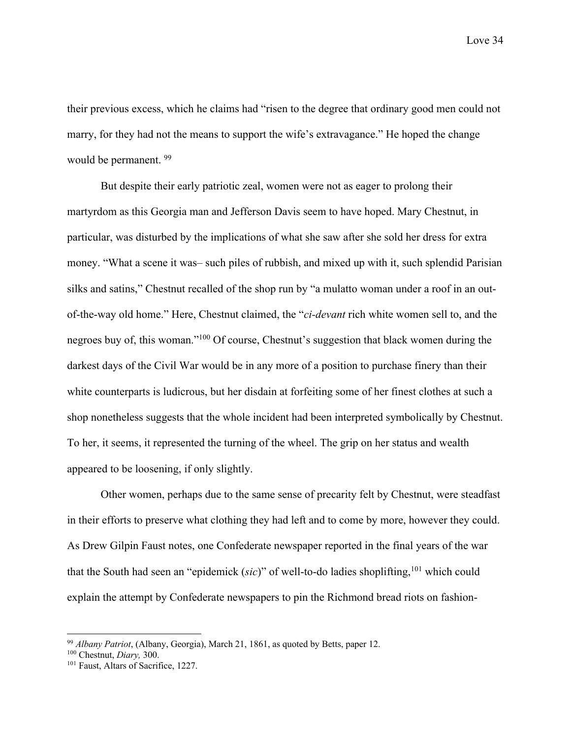their previous excess, which he claims had "risen to the degree that ordinary good men could not marry, for they had not the means to support the wife's extravagance." He hoped the change would be permanent. [99]

But despite their early patriotic zeal, women were not as eager to prolong their martyrdom as this Georgia man and Jefferson Davis seem to have hoped. Mary Chestnut, in particular, was disturbed by the implications of what she saw after she sold her dress for extra money. "What a scene it was– such piles of rubbish, and mixed up with it, such splendid Parisian silks and satins," Chestnut recalled of the shop run by "a mulatto woman under a roof in an out-of-the-way old home." Here, Chestnut claimed, the "*ci-devant* rich white women sell to, and the negroes buy of, this woman."[100] Of course, Chestnut's suggestion that black women during the darkest days of the Civil War would be in any more of a position to purchase finery than their white counterparts is ludicrous, but her disdain at forfeiting some of her finest clothes at such a shop nonetheless suggests that the whole incident had been interpreted symbolically by Chestnut. To her, it seems, it represented the turning of the wheel. The grip on her status and wealth appeared to be loosening, if only slightly.

Other women, perhaps due to the same sense of precarity felt by Chestnut, were steadfast in their efforts to preserve what clothing they had left and to come by more, however they could. As Drew Gilpin Faust notes, one Confederate newspaper reported in the final years of the war that the South had seen an "epidemick (*sic*)" of well-to-do ladies shoplifting,[101] which could explain the attempt by Confederate newspapers to pin the Richmond bread riots on fashion-

---

[99] *Albany Patriot*, (Albany, Georgia), March 21, 1861, as quoted by Betts, paper 12.

[100] Chestnut, *Diary,* 300.

[101] Faust, Altars of Sacrifice, 1227.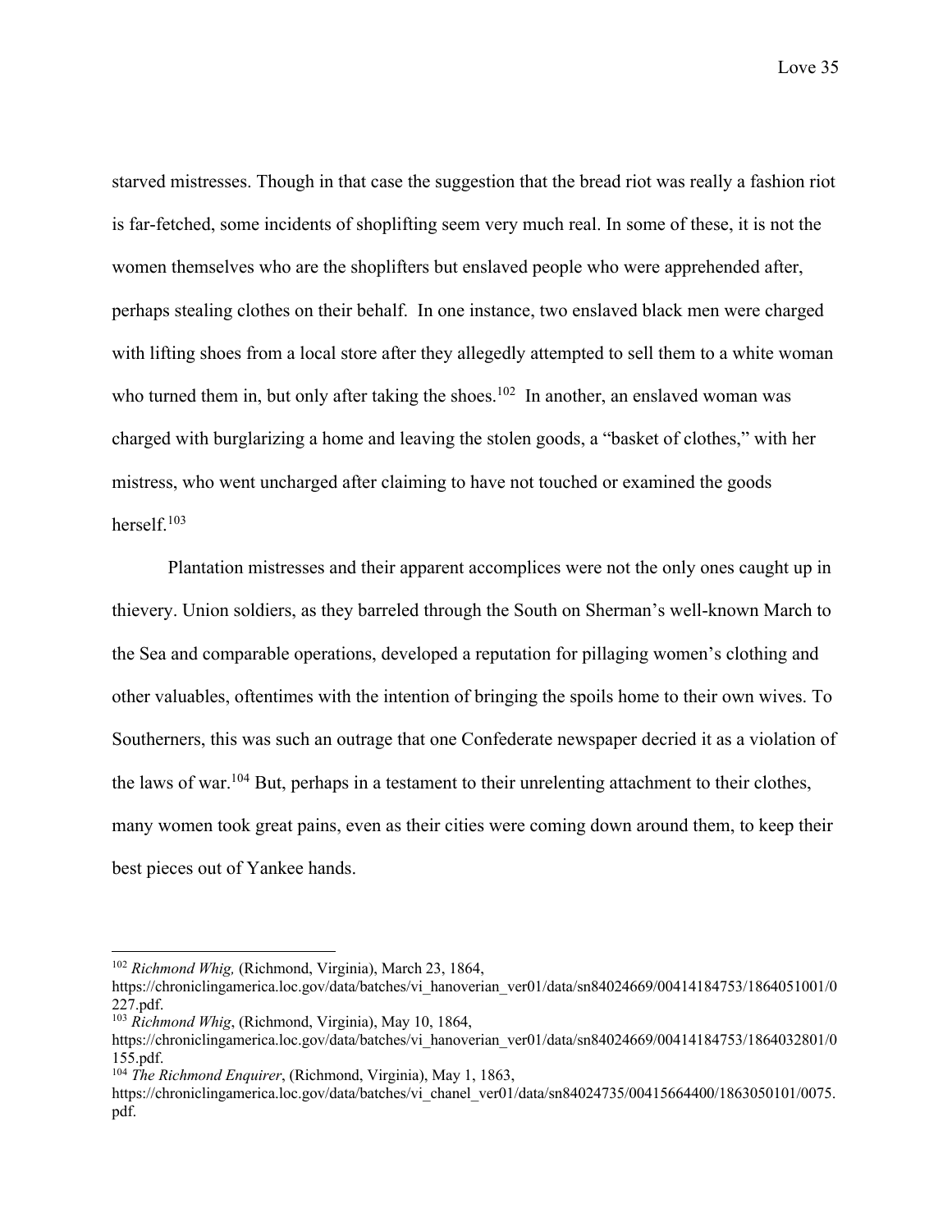starved mistresses. Though in that case the suggestion that the bread riot was really a fashion riot is far-fetched, some incidents of shoplifting seem very much real. In some of these, it is not the women themselves who are the shoplifters but enslaved people who were apprehended after, perhaps stealing clothes on their behalf. In one instance, two enslaved black men were charged with lifting shoes from a local store after they allegedly attempted to sell them to a white woman who turned them in, but only after taking the shoes.[102] In another, an enslaved woman was charged with burglarizing a home and leaving the stolen goods, a "basket of clothes," with her mistress, who went uncharged after claiming to have not touched or examined the goods herself.[103]

Plantation mistresses and their apparent accomplices were not the only ones caught up in thievery. Union soldiers, as they barreled through the South on Sherman's well-known March to the Sea and comparable operations, developed a reputation for pillaging women's clothing and other valuables, oftentimes with the intention of bringing the spoils home to their own wives. To Southerners, this was such an outrage that one Confederate newspaper decried it as a violation of the laws of war.[104] But, perhaps in a testament to their unrelenting attachment to their clothes, many women took great pains, even as their cities were coming down around them, to keep their best pieces out of Yankee hands.

---

[102] *Richmond Whig,* (Richmond, Virginia), March 23, 1864, https://chroniclingamerica.loc.gov/data/batches/vi_hanoverian_ver01/data/sn84024669/00414184753/1864051001/0227.pdf.

[103] *Richmond Whig*, (Richmond, Virginia), May 10, 1864, https://chroniclingamerica.loc.gov/data/batches/vi_hanoverian_ver01/data/sn84024669/00414184753/1864032801/0155.pdf.

[104] *The Richmond Enquirer*, (Richmond, Virginia), May 1, 1863, https://chroniclingamerica.loc.gov/data/batches/vi_chanel_ver01/data/sn84024735/00415664400/1863050101/0075.pdf.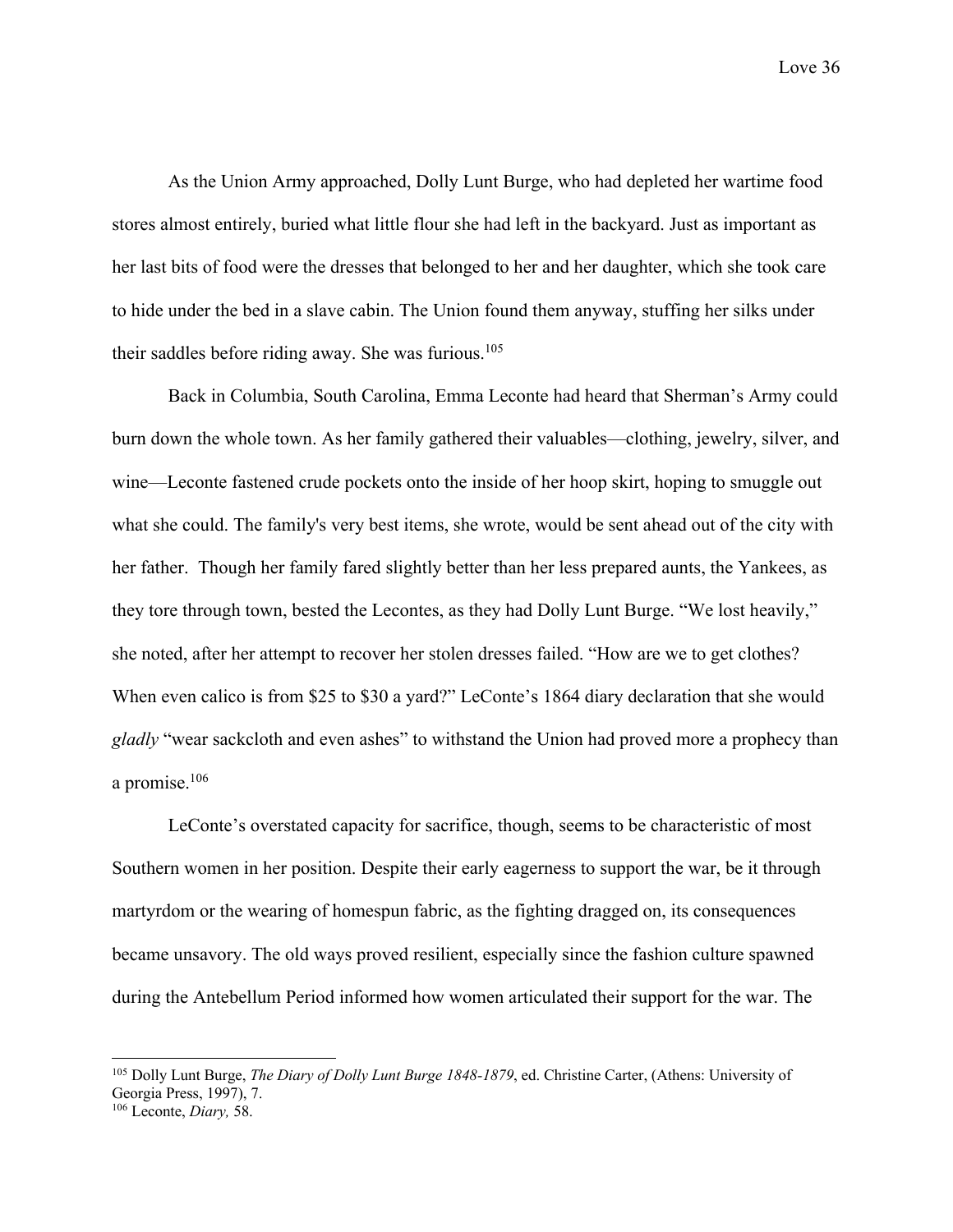As the Union Army approached, Dolly Lunt Burge, who had depleted her wartime food stores almost entirely, buried what little flour she had left in the backyard. Just as important as her last bits of food were the dresses that belonged to her and her daughter, which she took care to hide under the bed in a slave cabin. The Union found them anyway, stuffing her silks under their saddles before riding away. She was furious.[105]

Back in Columbia, South Carolina, Emma Leconte had heard that Sherman's Army could burn down the whole town. As her family gathered their valuables—clothing, jewelry, silver, and wine—Leconte fastened crude pockets onto the inside of her hoop skirt, hoping to smuggle out what she could. The family's very best items, she wrote, would be sent ahead out of the city with her father.  Though her family fared slightly better than her less prepared aunts, the Yankees, as they tore through town, bested the Lecontes, as they had Dolly Lunt Burge. "We lost heavily," she noted, after her attempt to recover her stolen dresses failed. "How are we to get clothes? When even calico is from $25 to $30 a yard?" LeConte's 1864 diary declaration that she would *gladly* "wear sackcloth and even ashes" to withstand the Union had proved more a prophecy than a promise.[106]

LeConte's overstated capacity for sacrifice, though, seems to be characteristic of most Southern women in her position. Despite their early eagerness to support the war, be it through martyrdom or the wearing of homespun fabric, as the fighting dragged on, its consequences became unsavory. The old ways proved resilient, especially since the fashion culture spawned during the Antebellum Period informed how women articulated their support for the war. The

---

[105] Dolly Lunt Burge, *The Diary of Dolly Lunt Burge 1848-1879*, ed. Christine Carter, (Athens: University of Georgia Press, 1997), 7.

[106] Leconte, *Diary,* 58.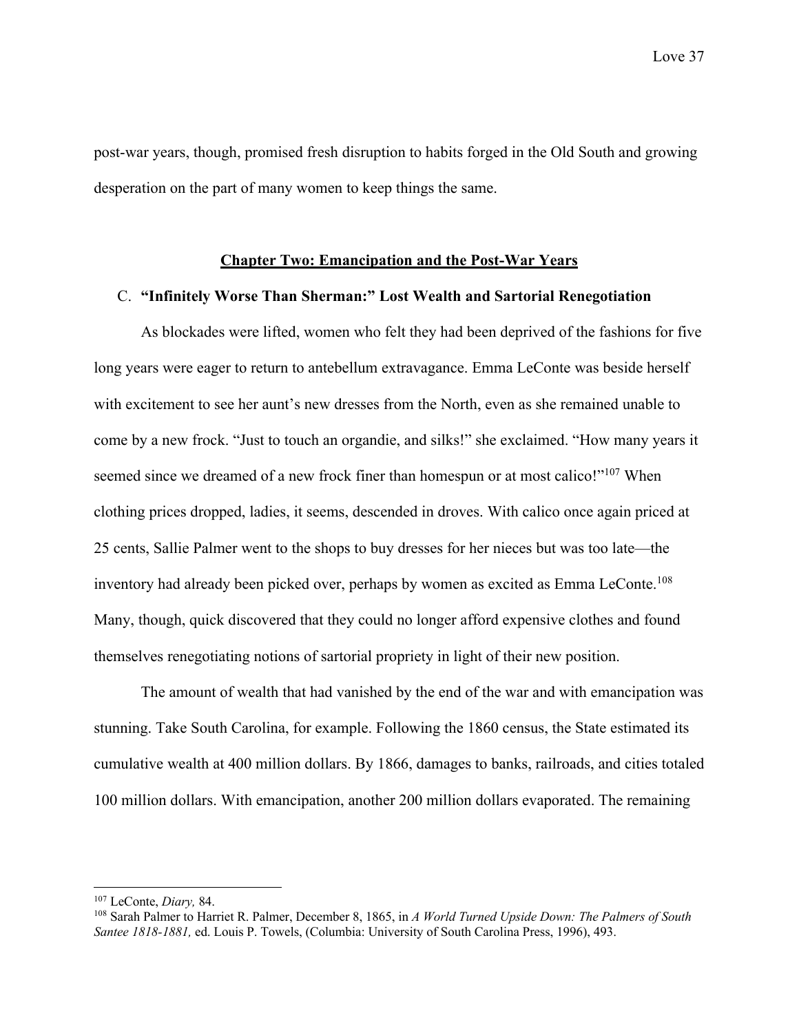post-war years, though, promised fresh disruption to habits forged in the Old South and growing desperation on the part of many women to keep things the same.

## Chapter Two: Emancipation and the Post-War Years

### C. "Infinitely Worse Than Sherman:" Lost Wealth and Sartorial Renegotiation

As blockades were lifted, women who felt they had been deprived of the fashions for five long years were eager to return to antebellum extravagance. Emma LeConte was beside herself with excitement to see her aunt's new dresses from the North, even as she remained unable to come by a new frock. "Just to touch an organdie, and silks!" she exclaimed. "How many years it seemed since we dreamed of a new frock finer than homespun or at most calico!"[107] When clothing prices dropped, ladies, it seems, descended in droves. With calico once again priced at 25 cents, Sallie Palmer went to the shops to buy dresses for her nieces but was too late—the inventory had already been picked over, perhaps by women as excited as Emma LeConte.[108] Many, though, quick discovered that they could no longer afford expensive clothes and found themselves renegotiating notions of sartorial propriety in light of their new position.

The amount of wealth that had vanished by the end of the war and with emancipation was stunning. Take South Carolina, for example. Following the 1860 census, the State estimated its cumulative wealth at 400 million dollars. By 1866, damages to banks, railroads, and cities totaled 100 million dollars. With emancipation, another 200 million dollars evaporated. The remaining

---

[107] LeConte, *Diary,* 84.

[108] Sarah Palmer to Harriet R. Palmer, December 8, 1865, in *A World Turned Upside Down: The Palmers of South Santee 1818-1881,* ed. Louis P. Towels, (Columbia: University of South Carolina Press, 1996), 493.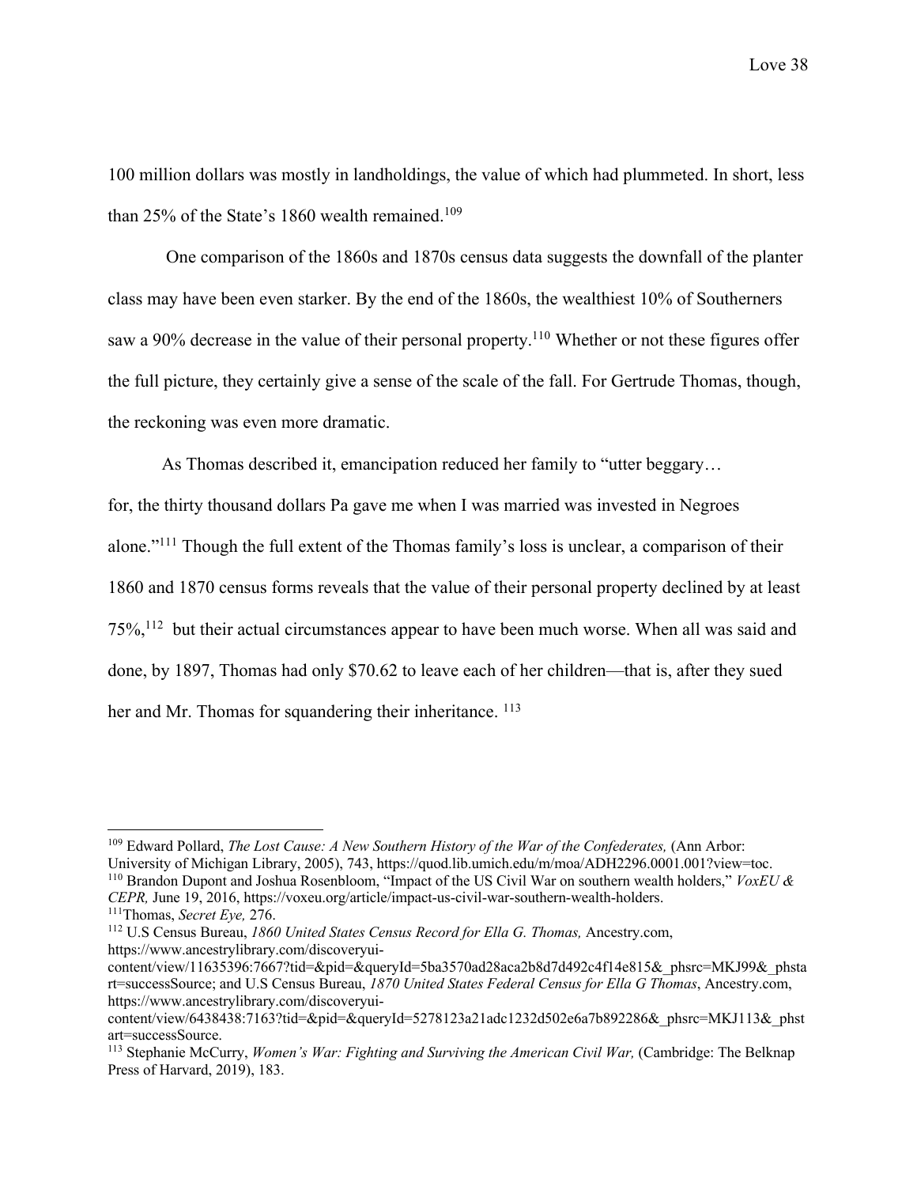100 million dollars was mostly in landholdings, the value of which had plummeted. In short, less than 25% of the State's 1860 wealth remained.[109]

One comparison of the 1860s and 1870s census data suggests the downfall of the planter class may have been even starker. By the end of the 1860s, the wealthiest 10% of Southerners saw a 90% decrease in the value of their personal property.[110] Whether or not these figures offer the full picture, they certainly give a sense of the scale of the fall. For Gertrude Thomas, though, the reckoning was even more dramatic.

As Thomas described it, emancipation reduced her family to "utter beggary… for, the thirty thousand dollars Pa gave me when I was married was invested in Negroes alone."[111] Though the full extent of the Thomas family's loss is unclear, a comparison of their 1860 and 1870 census forms reveals that the value of their personal property declined by at least 75%,[112] but their actual circumstances appear to have been much worse. When all was said and done, by 1897, Thomas had only $70.62 to leave each of her children—that is, after they sued her and Mr. Thomas for squandering their inheritance.[113]

---

[109] Edward Pollard, *The Lost Cause: A New Southern History of the War of the Confederates,* (Ann Arbor: University of Michigan Library, 2005), 743, https://quod.lib.umich.edu/m/moa/ADH2296.0001.001?view=toc.

[110] Brandon Dupont and Joshua Rosenbloom, "Impact of the US Civil War on southern wealth holders," *VoxEU & CEPR,* June 19, 2016, https://voxeu.org/article/impact-us-civil-war-southern-wealth-holders.

[111] Thomas, *Secret Eye,* 276.

[112] U.S Census Bureau, *1860 United States Census Record for Ella G. Thomas,* Ancestry.com, https://www.ancestrylibrary.com/discoveryui-content/view/11635396:7667?tid=&pid=&queryId=5ba3570ad28aca2b8d7d492c4f14e815&_phsrc=MKJ99&_phstart=successSource; and U.S Census Bureau, *1870 United States Federal Census for Ella G Thomas*, Ancestry.com, https://www.ancestrylibrary.com/discoveryui-content/view/6438438:7163?tid=&pid=&queryId=5278123a21adc1232d502e6a7b892286&_phsrc=MKJ113&_phstart=successSource.

[113] Stephanie McCurry, *Women's War: Fighting and Surviving the American Civil War,* (Cambridge: The Belknap Press of Harvard, 2019), 183.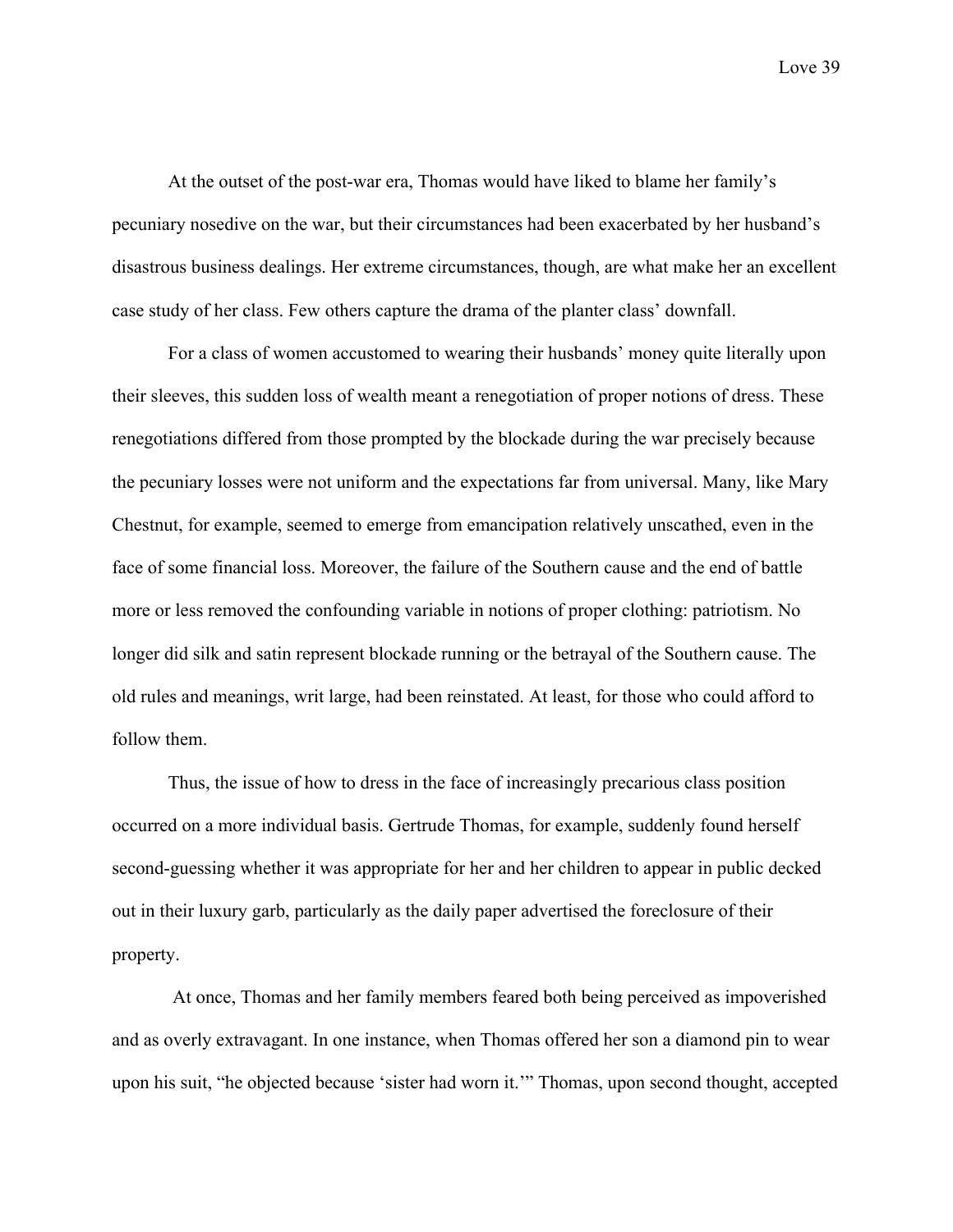At the outset of the post-war era, Thomas would have liked to blame her family's pecuniary nosedive on the war, but their circumstances had been exacerbated by her husband's disastrous business dealings. Her extreme circumstances, though, are what make her an excellent case study of her class. Few others capture the drama of the planter class' downfall.

For a class of women accustomed to wearing their husbands' money quite literally upon their sleeves, this sudden loss of wealth meant a renegotiation of proper notions of dress. These renegotiations differed from those prompted by the blockade during the war precisely because the pecuniary losses were not uniform and the expectations far from universal. Many, like Mary Chestnut, for example, seemed to emerge from emancipation relatively unscathed, even in the face of some financial loss. Moreover, the failure of the Southern cause and the end of battle more or less removed the confounding variable in notions of proper clothing: patriotism. No longer did silk and satin represent blockade running or the betrayal of the Southern cause. The old rules and meanings, writ large, had been reinstated. At least, for those who could afford to follow them.

Thus, the issue of how to dress in the face of increasingly precarious class position occurred on a more individual basis. Gertrude Thomas, for example, suddenly found herself second-guessing whether it was appropriate for her and her children to appear in public decked out in their luxury garb, particularly as the daily paper advertised the foreclosure of their property.

At once, Thomas and her family members feared both being perceived as impoverished and as overly extravagant. In one instance, when Thomas offered her son a diamond pin to wear upon his suit, "he objected because 'sister had worn it.'" Thomas, upon second thought, accepted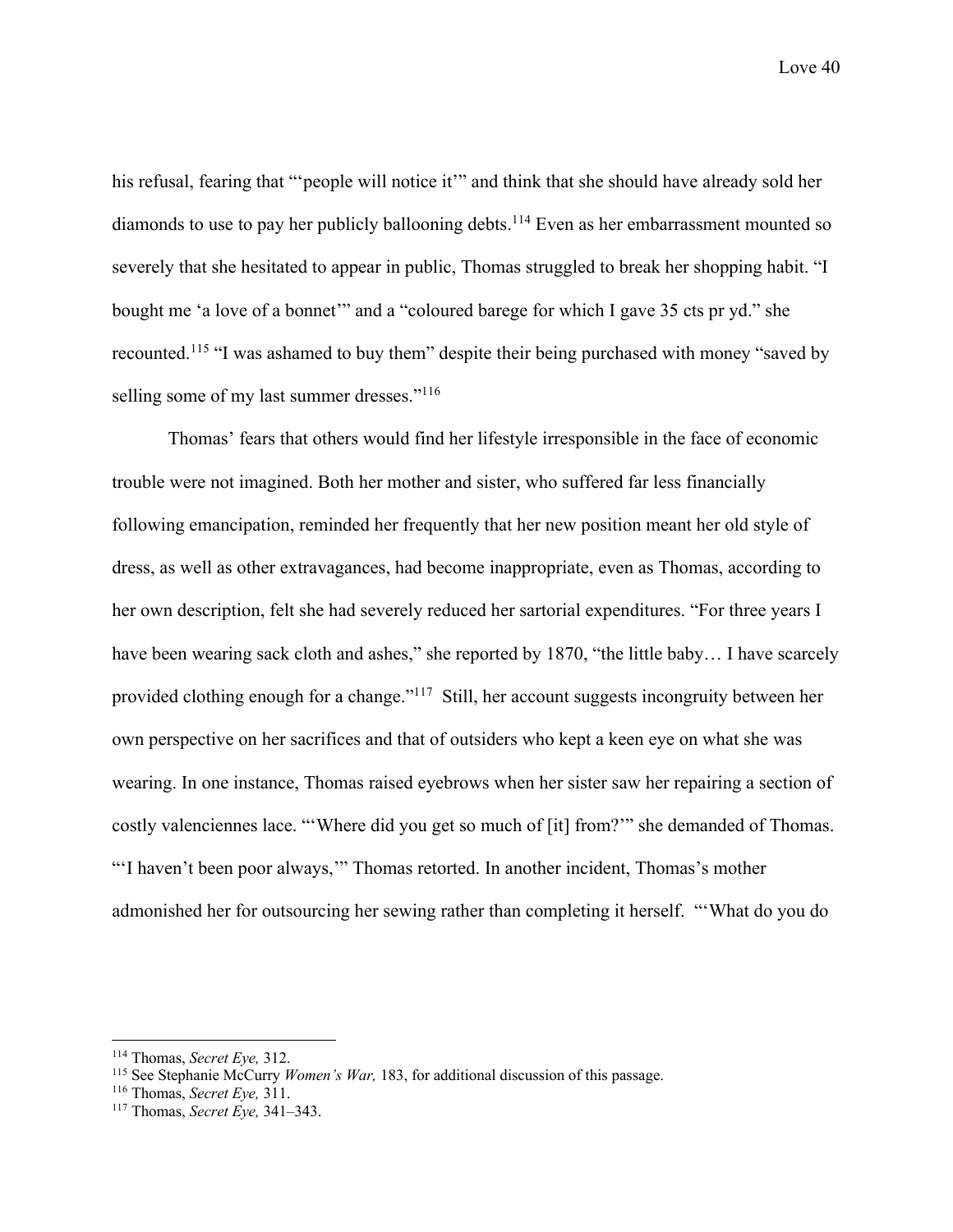his refusal, fearing that "'people will notice it'" and think that she should have already sold her diamonds to use to pay her publicly ballooning debts.[114] Even as her embarrassment mounted so severely that she hesitated to appear in public, Thomas struggled to break her shopping habit. "I bought me 'a love of a bonnet'" and a "coloured barege for which I gave 35 cts pr yd." she recounted.[115] "I was ashamed to buy them" despite their being purchased with money "saved by selling some of my last summer dresses."[116]

Thomas' fears that others would find her lifestyle irresponsible in the face of economic trouble were not imagined. Both her mother and sister, who suffered far less financially following emancipation, reminded her frequently that her new position meant her old style of dress, as well as other extravagances, had become inappropriate, even as Thomas, according to her own description, felt she had severely reduced her sartorial expenditures. "For three years I have been wearing sack cloth and ashes," she reported by 1870, "the little baby… I have scarcely provided clothing enough for a change."[117] Still, her account suggests incongruity between her own perspective on her sacrifices and that of outsiders who kept a keen eye on what she was wearing. In one instance, Thomas raised eyebrows when her sister saw her repairing a section of costly valenciennes lace. "'Where did you get so much of [it] from?'" she demanded of Thomas. "'I haven't been poor always,'" Thomas retorted. In another incident, Thomas's mother admonished her for outsourcing her sewing rather than completing it herself. "'What do you do

---

[114] Thomas, *Secret Eye,* 312.

[115] See Stephanie McCurry *Women's War,* 183, for additional discussion of this passage.

[116] Thomas, *Secret Eye,* 311.

[117] Thomas, *Secret Eye,* 341–343.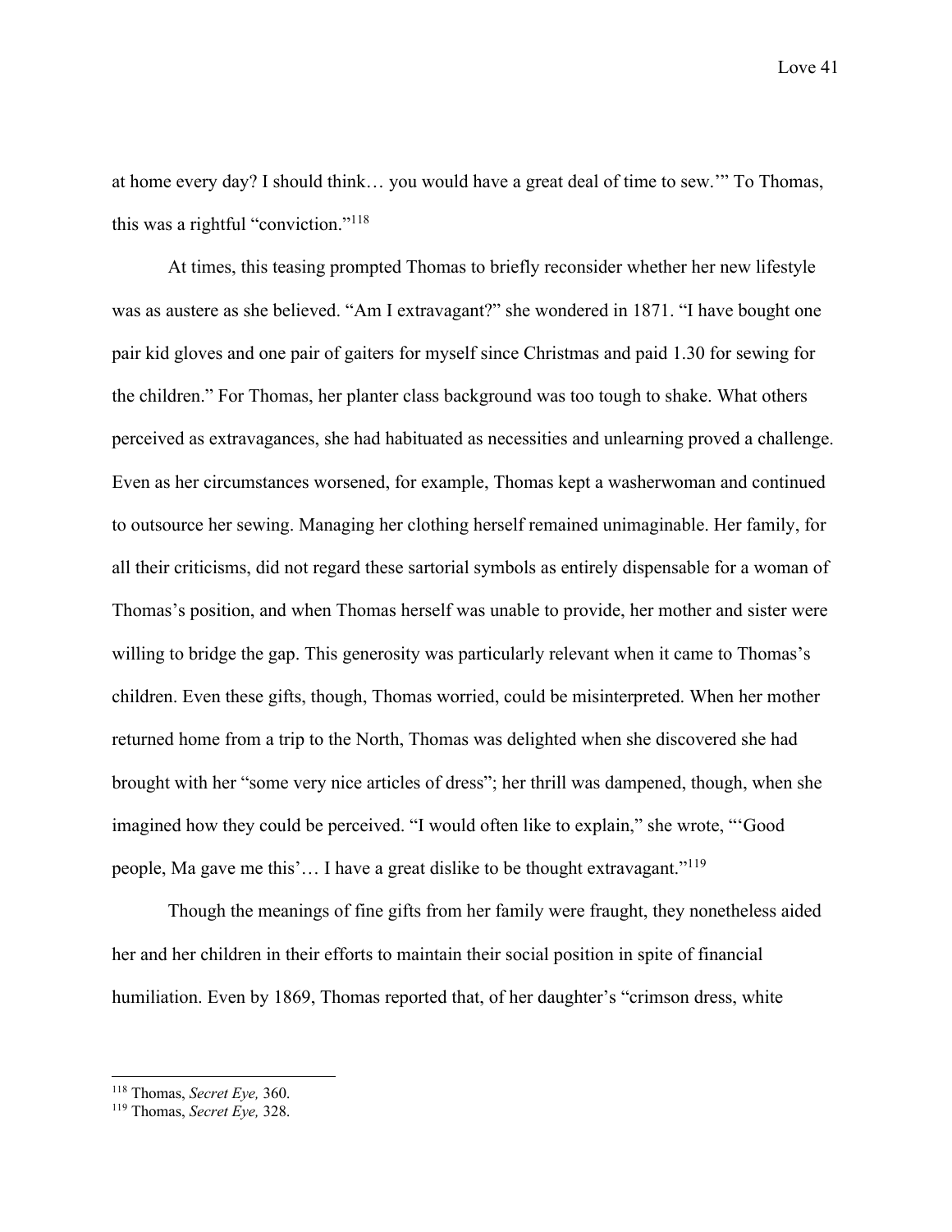at home every day? I should think… you would have a great deal of time to sew.'" To Thomas, this was a rightful "conviction."[118]

At times, this teasing prompted Thomas to briefly reconsider whether her new lifestyle was as austere as she believed. "Am I extravagant?" she wondered in 1871. "I have bought one pair kid gloves and one pair of gaiters for myself since Christmas and paid 1.30 for sewing for the children." For Thomas, her planter class background was too tough to shake. What others perceived as extravagances, she had habituated as necessities and unlearning proved a challenge. Even as her circumstances worsened, for example, Thomas kept a washerwoman and continued to outsource her sewing. Managing her clothing herself remained unimaginable. Her family, for all their criticisms, did not regard these sartorial symbols as entirely dispensable for a woman of Thomas's position, and when Thomas herself was unable to provide, her mother and sister were willing to bridge the gap. This generosity was particularly relevant when it came to Thomas's children. Even these gifts, though, Thomas worried, could be misinterpreted. When her mother returned home from a trip to the North, Thomas was delighted when she discovered she had brought with her "some very nice articles of dress"; her thrill was dampened, though, when she imagined how they could be perceived. "I would often like to explain," she wrote, "'Good people, Ma gave me this'… I have a great dislike to be thought extravagant."[119]

Though the meanings of fine gifts from her family were fraught, they nonetheless aided her and her children in their efforts to maintain their social position in spite of financial humiliation. Even by 1869, Thomas reported that, of her daughter's "crimson dress, white

---

[118] Thomas, *Secret Eye,* 360.

[119] Thomas, *Secret Eye,* 328.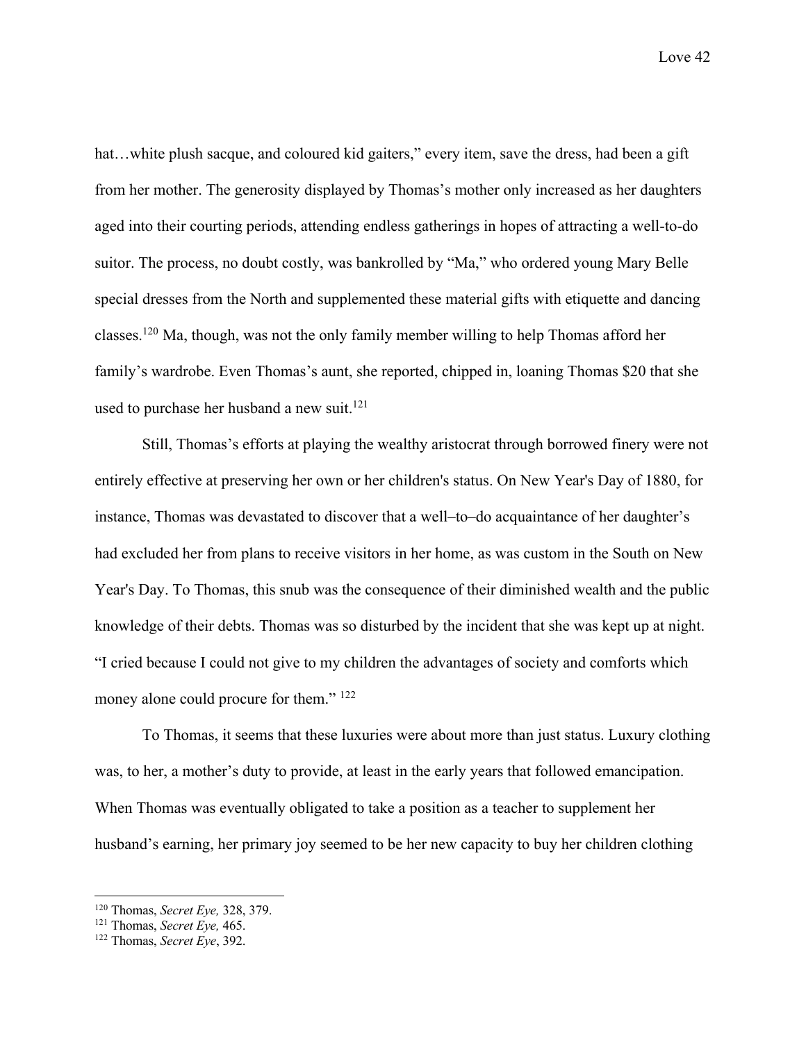hat…white plush sacque, and coloured kid gaiters," every item, save the dress, had been a gift from her mother. The generosity displayed by Thomas's mother only increased as her daughters aged into their courting periods, attending endless gatherings in hopes of attracting a well-to-do suitor. The process, no doubt costly, was bankrolled by "Ma," who ordered young Mary Belle special dresses from the North and supplemented these material gifts with etiquette and dancing classes.[120] Ma, though, was not the only family member willing to help Thomas afford her family's wardrobe. Even Thomas's aunt, she reported, chipped in, loaning Thomas $20 that she used to purchase her husband a new suit.[121]

Still, Thomas's efforts at playing the wealthy aristocrat through borrowed finery were not entirely effective at preserving her own or her children's status. On New Year's Day of 1880, for instance, Thomas was devastated to discover that a well–to–do acquaintance of her daughter's had excluded her from plans to receive visitors in her home, as was custom in the South on New Year's Day. To Thomas, this snub was the consequence of their diminished wealth and the public knowledge of their debts. Thomas was so disturbed by the incident that she was kept up at night. "I cried because I could not give to my children the advantages of society and comforts which money alone could procure for them." [122]

To Thomas, it seems that these luxuries were about more than just status. Luxury clothing was, to her, a mother's duty to provide, at least in the early years that followed emancipation. When Thomas was eventually obligated to take a position as a teacher to supplement her husband's earning, her primary joy seemed to be her new capacity to buy her children clothing

[120] Thomas, *Secret Eye,* 328, 379.
[121] Thomas, *Secret Eye,* 465.
[122] Thomas, *Secret Eye*, 392.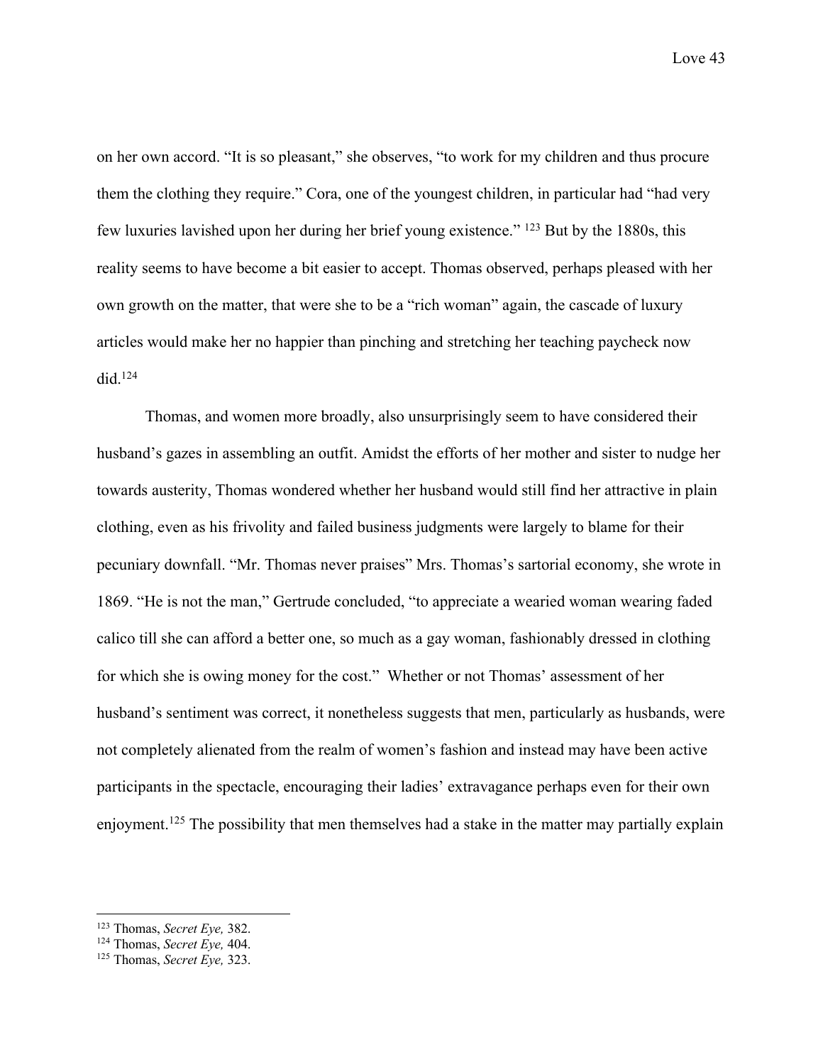on her own accord. "It is so pleasant," she observes, "to work for my children and thus procure them the clothing they require." Cora, one of the youngest children, in particular had "had very few luxuries lavished upon her during her brief young existence." [123] But by the 1880s, this reality seems to have become a bit easier to accept. Thomas observed, perhaps pleased with her own growth on the matter, that were she to be a "rich woman" again, the cascade of luxury articles would make her no happier than pinching and stretching her teaching paycheck now did.[124]

Thomas, and women more broadly, also unsurprisingly seem to have considered their husband's gazes in assembling an outfit. Amidst the efforts of her mother and sister to nudge her towards austerity, Thomas wondered whether her husband would still find her attractive in plain clothing, even as his frivolity and failed business judgments were largely to blame for their pecuniary downfall. "Mr. Thomas never praises" Mrs. Thomas's sartorial economy, she wrote in 1869. "He is not the man," Gertrude concluded, "to appreciate a wearied woman wearing faded calico till she can afford a better one, so much as a gay woman, fashionably dressed in clothing for which she is owing money for the cost." Whether or not Thomas' assessment of her husband's sentiment was correct, it nonetheless suggests that men, particularly as husbands, were not completely alienated from the realm of women's fashion and instead may have been active participants in the spectacle, encouraging their ladies' extravagance perhaps even for their own enjoyment.[125] The possibility that men themselves had a stake in the matter may partially explain

---

[123] Thomas, *Secret Eye,* 382.
[124] Thomas, *Secret Eye,* 404.
[125] Thomas, *Secret Eye,* 323.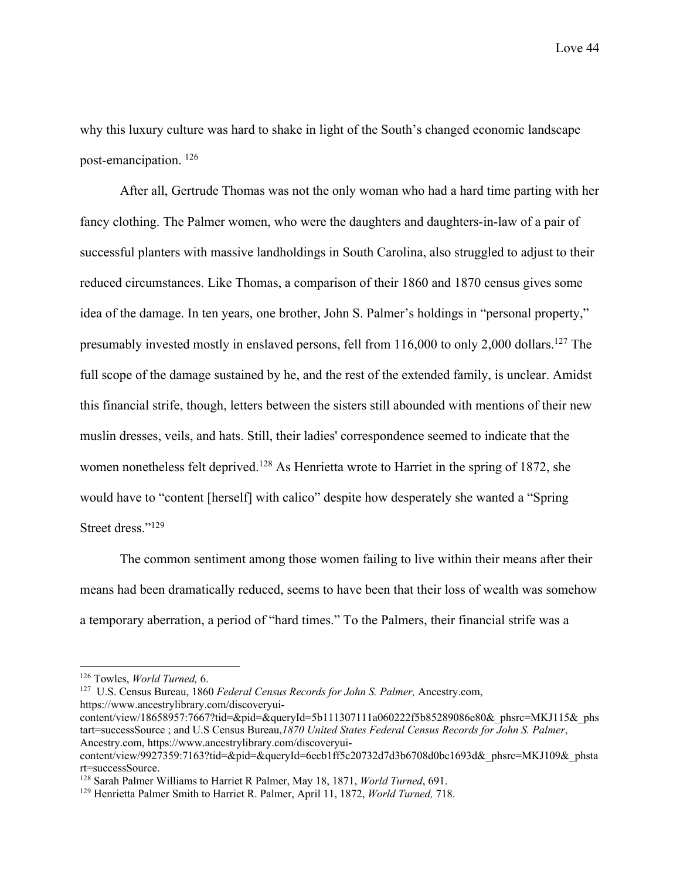why this luxury culture was hard to shake in light of the South's changed economic landscape post-emancipation. [126]

After all, Gertrude Thomas was not the only woman who had a hard time parting with her fancy clothing. The Palmer women, who were the daughters and daughters-in-law of a pair of successful planters with massive landholdings in South Carolina, also struggled to adjust to their reduced circumstances. Like Thomas, a comparison of their 1860 and 1870 census gives some idea of the damage. In ten years, one brother, John S. Palmer's holdings in "personal property," presumably invested mostly in enslaved persons, fell from 116,000 to only 2,000 dollars.[127] The full scope of the damage sustained by he, and the rest of the extended family, is unclear. Amidst this financial strife, though, letters between the sisters still abounded with mentions of their new muslin dresses, veils, and hats. Still, their ladies' correspondence seemed to indicate that the women nonetheless felt deprived.[128] As Henrietta wrote to Harriet in the spring of 1872, she would have to "content [herself] with calico" despite how desperately she wanted a "Spring Street dress."[129]

The common sentiment among those women failing to live within their means after their means had been dramatically reduced, seems to have been that their loss of wealth was somehow a temporary aberration, a period of "hard times." To the Palmers, their financial strife was a

---

[126] Towles, *World Turned,* 6.

[127] U.S. Census Bureau, 1860 *Federal Census Records for John S. Palmer,* Ancestry.com, https://www.ancestrylibrary.com/discoveryui-content/view/18658957:7667?tid=&pid=&queryId=5b111307111a060222f5b85289086e80&_phsrc=MKJ115&_phstart=successSource ; and U.S Census Bureau,*1870 United States Federal Census Records for John S. Palmer*, Ancestry.com, https://www.ancestrylibrary.com/discoveryui-content/view/9927359:7163?tid=&pid=&queryId=6ecb1ff5c20732d7d3b6708d0bc1693d&_phsrc=MKJ109&_phstart=successSource.

[128] Sarah Palmer Williams to Harriet R Palmer, May 18, 1871, *World Turned*, 691.

[129] Henrietta Palmer Smith to Harriet R. Palmer, April 11, 1872, *World Turned,* 718.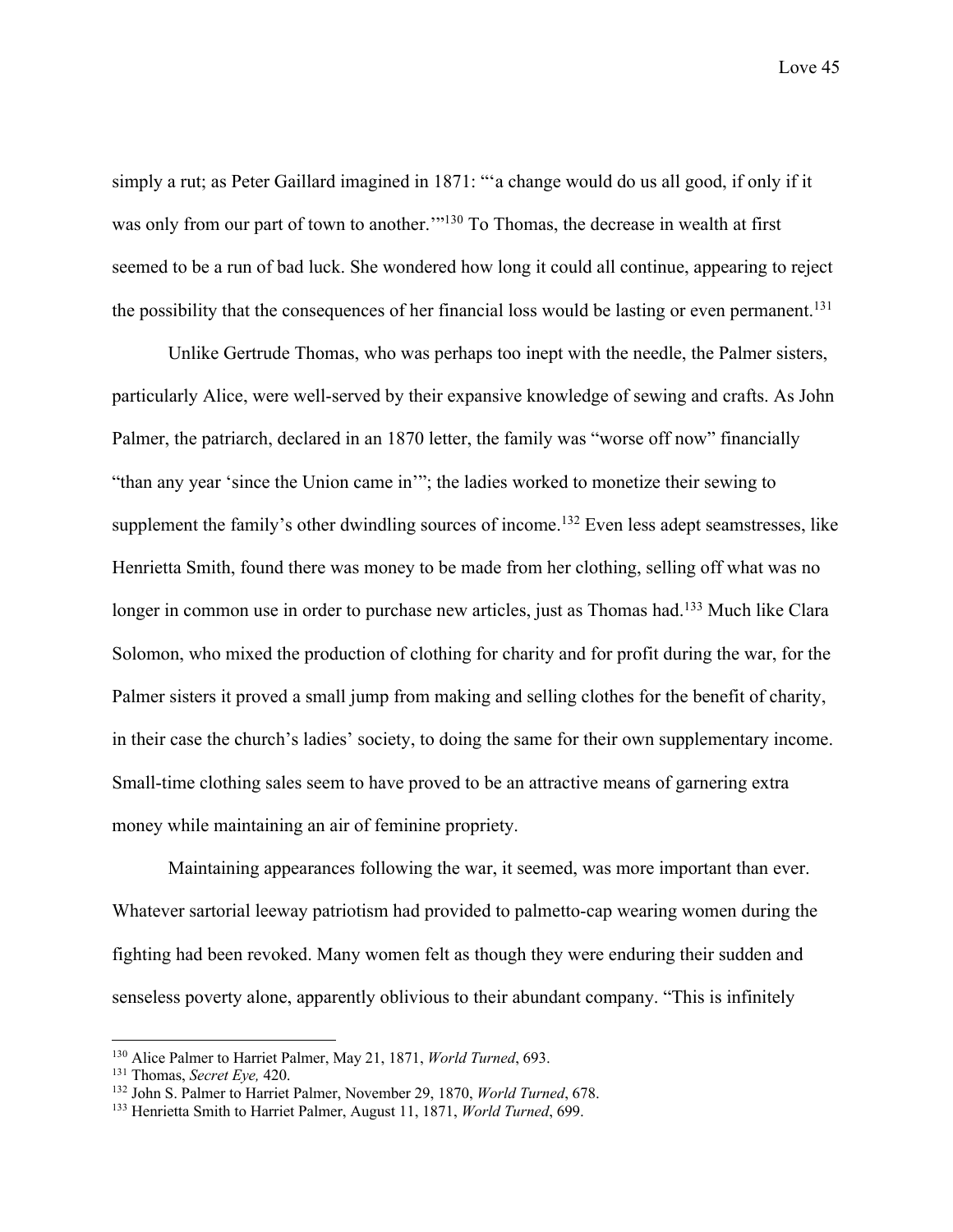simply a rut; as Peter Gaillard imagined in 1871: "'a change would do us all good, if only if it was only from our part of town to another.'"[130] To Thomas, the decrease in wealth at first seemed to be a run of bad luck. She wondered how long it could all continue, appearing to reject the possibility that the consequences of her financial loss would be lasting or even permanent.[131]

Unlike Gertrude Thomas, who was perhaps too inept with the needle, the Palmer sisters, particularly Alice, were well-served by their expansive knowledge of sewing and crafts. As John Palmer, the patriarch, declared in an 1870 letter, the family was "worse off now" financially "than any year 'since the Union came in'"; the ladies worked to monetize their sewing to supplement the family's other dwindling sources of income.[132] Even less adept seamstresses, like Henrietta Smith, found there was money to be made from her clothing, selling off what was no longer in common use in order to purchase new articles, just as Thomas had.[133] Much like Clara Solomon, who mixed the production of clothing for charity and for profit during the war, for the Palmer sisters it proved a small jump from making and selling clothes for the benefit of charity, in their case the church's ladies' society, to doing the same for their own supplementary income. Small-time clothing sales seem to have proved to be an attractive means of garnering extra money while maintaining an air of feminine propriety.

Maintaining appearances following the war, it seemed, was more important than ever. Whatever sartorial leeway patriotism had provided to palmetto-cap wearing women during the fighting had been revoked. Many women felt as though they were enduring their sudden and senseless poverty alone, apparently oblivious to their abundant company. "This is infinitely

---

[130] Alice Palmer to Harriet Palmer, May 21, 1871, *World Turned*, 693.
[131] Thomas, *Secret Eye,* 420.
[132] John S. Palmer to Harriet Palmer, November 29, 1870, *World Turned*, 678.
[133] Henrietta Smith to Harriet Palmer, August 11, 1871, *World Turned*, 699.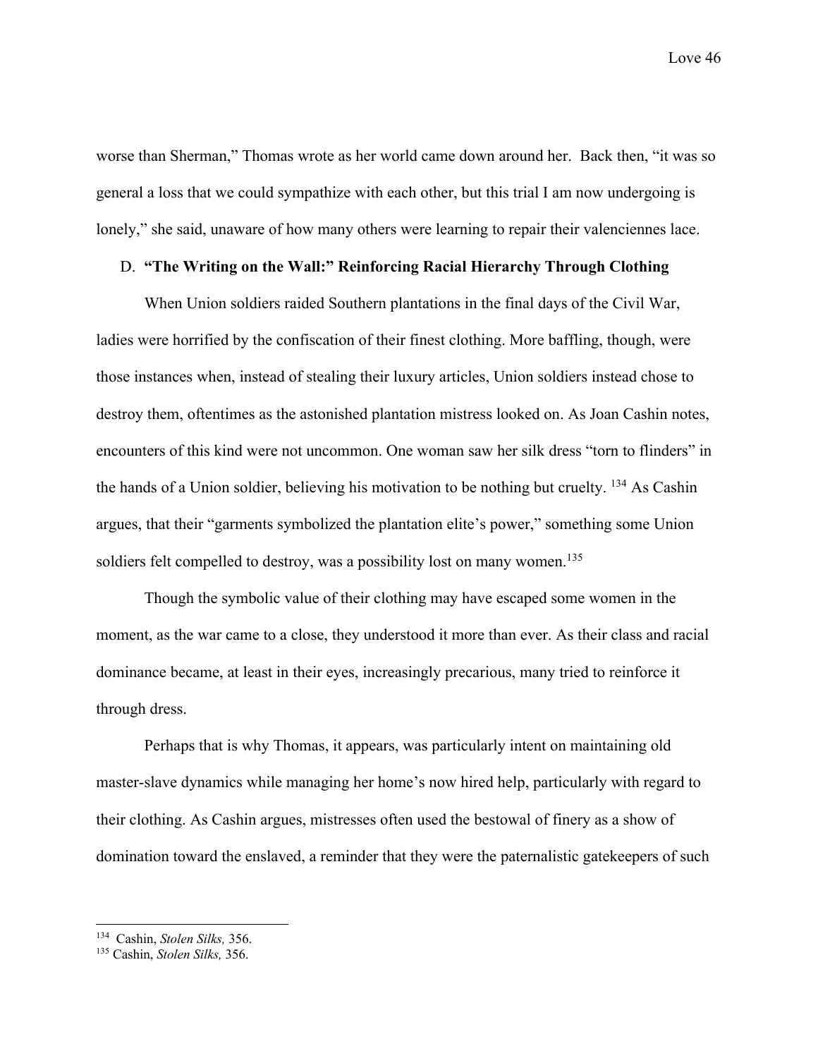worse than Sherman," Thomas wrote as her world came down around her. Back then, "it was so general a loss that we could sympathize with each other, but this trial I am now undergoing is lonely," she said, unaware of how many others were learning to repair their valenciennes lace.

### D. **"The Writing on the Wall:" Reinforcing Racial Hierarchy Through Clothing**

When Union soldiers raided Southern plantations in the final days of the Civil War, ladies were horrified by the confiscation of their finest clothing. More baffling, though, were those instances when, instead of stealing their luxury articles, Union soldiers instead chose to destroy them, oftentimes as the astonished plantation mistress looked on. As Joan Cashin notes, encounters of this kind were not uncommon. One woman saw her silk dress "torn to flinders" in the hands of a Union soldier, believing his motivation to be nothing but cruelty. [134] As Cashin argues, that their "garments symbolized the plantation elite's power," something some Union soldiers felt compelled to destroy, was a possibility lost on many women.[135]

Though the symbolic value of their clothing may have escaped some women in the moment, as the war came to a close, they understood it more than ever. As their class and racial dominance became, at least in their eyes, increasingly precarious, many tried to reinforce it through dress.

Perhaps that is why Thomas, it appears, was particularly intent on maintaining old master-slave dynamics while managing her home's now hired help, particularly with regard to their clothing. As Cashin argues, mistresses often used the bestowal of finery as a show of domination toward the enslaved, a reminder that they were the paternalistic gatekeepers of such

---

[134] Cashin, *Stolen Silks,* 356.

[135] Cashin, *Stolen Silks,* 356.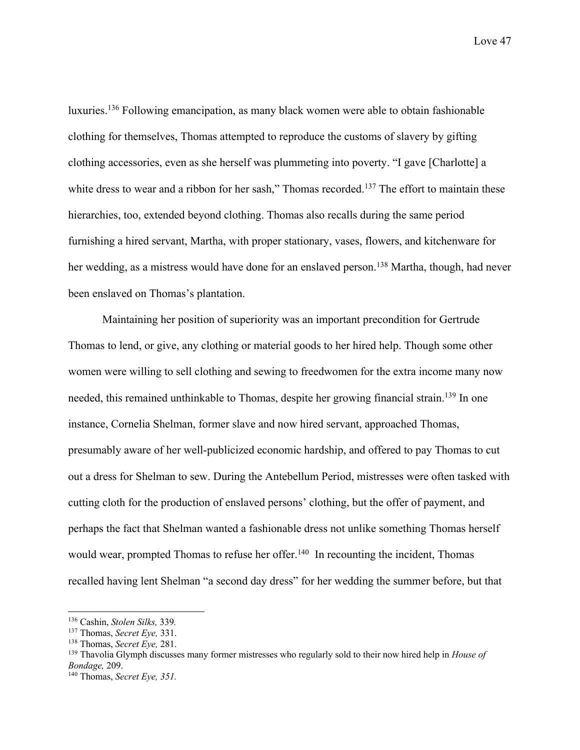luxuries.[136] Following emancipation, as many black women were able to obtain fashionable clothing for themselves, Thomas attempted to reproduce the customs of slavery by gifting clothing accessories, even as she herself was plummeting into poverty. "I gave [Charlotte] a white dress to wear and a ribbon for her sash," Thomas recorded.[137] The effort to maintain these hierarchies, too, extended beyond clothing. Thomas also recalls during the same period furnishing a hired servant, Martha, with proper stationary, vases, flowers, and kitchenware for her wedding, as a mistress would have done for an enslaved person.[138] Martha, though, had never been enslaved on Thomas's plantation.

Maintaining her position of superiority was an important precondition for Gertrude Thomas to lend, or give, any clothing or material goods to her hired help. Though some other women were willing to sell clothing and sewing to freedwomen for the extra income many now needed, this remained unthinkable to Thomas, despite her growing financial strain.[139] In one instance, Cornelia Shelman, former slave and now hired servant, approached Thomas, presumably aware of her well-publicized economic hardship, and offered to pay Thomas to cut out a dress for Shelman to sew. During the Antebellum Period, mistresses were often tasked with cutting cloth for the production of enslaved persons' clothing, but the offer of payment, and perhaps the fact that Shelman wanted a fashionable dress not unlike something Thomas herself would wear, prompted Thomas to refuse her offer.[140] In recounting the incident, Thomas recalled having lent Shelman "a second day dress" for her wedding the summer before, but that

---

[136] Cashin, *Stolen Silks,* 339.

[137] Thomas, *Secret Eye,* 331.

[138] Thomas, *Secret Eye,* 281.

[139] Thavolia Glymph discusses many former mistresses who regularly sold to their now hired help in *House of Bondage,* 209.

[140] Thomas, *Secret Eye, 351.*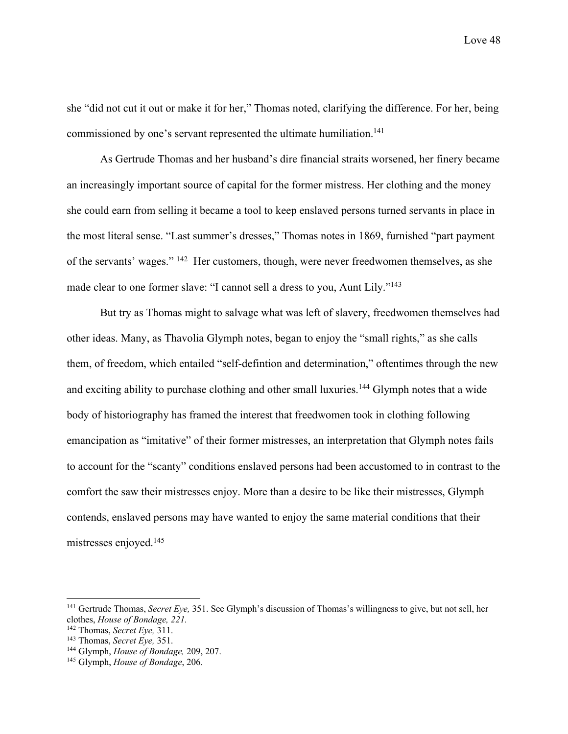she "did not cut it out or make it for her," Thomas noted, clarifying the difference. For her, being commissioned by one's servant represented the ultimate humiliation.[141]

As Gertrude Thomas and her husband's dire financial straits worsened, her finery became an increasingly important source of capital for the former mistress. Her clothing and the money she could earn from selling it became a tool to keep enslaved persons turned servants in place in the most literal sense. "Last summer's dresses," Thomas notes in 1869, furnished "part payment of the servants' wages." [142] Her customers, though, were never freedwomen themselves, as she made clear to one former slave: "I cannot sell a dress to you, Aunt Lily."[143]

But try as Thomas might to salvage what was left of slavery, freedwomen themselves had other ideas. Many, as Thavolia Glymph notes, began to enjoy the "small rights," as she calls them, of freedom, which entailed "self-defintion and determination," oftentimes through the new and exciting ability to purchase clothing and other small luxuries.[144] Glymph notes that a wide body of historiography has framed the interest that freedwomen took in clothing following emancipation as "imitative" of their former mistresses, an interpretation that Glymph notes fails to account for the "scanty" conditions enslaved persons had been accustomed to in contrast to the comfort the saw their mistresses enjoy. More than a desire to be like their mistresses, Glymph contends, enslaved persons may have wanted to enjoy the same material conditions that their mistresses enjoyed.[145]

---

[141] Gertrude Thomas, *Secret Eye,* 351. See Glymph's discussion of Thomas's willingness to give, but not sell, her clothes, *House of Bondage, 221.*

[142] Thomas, *Secret Eye,* 311.

[143] Thomas, *Secret Eye,* 351.

[144] Glymph, *House of Bondage,* 209, 207.

[145] Glymph, *House of Bondage*, 206.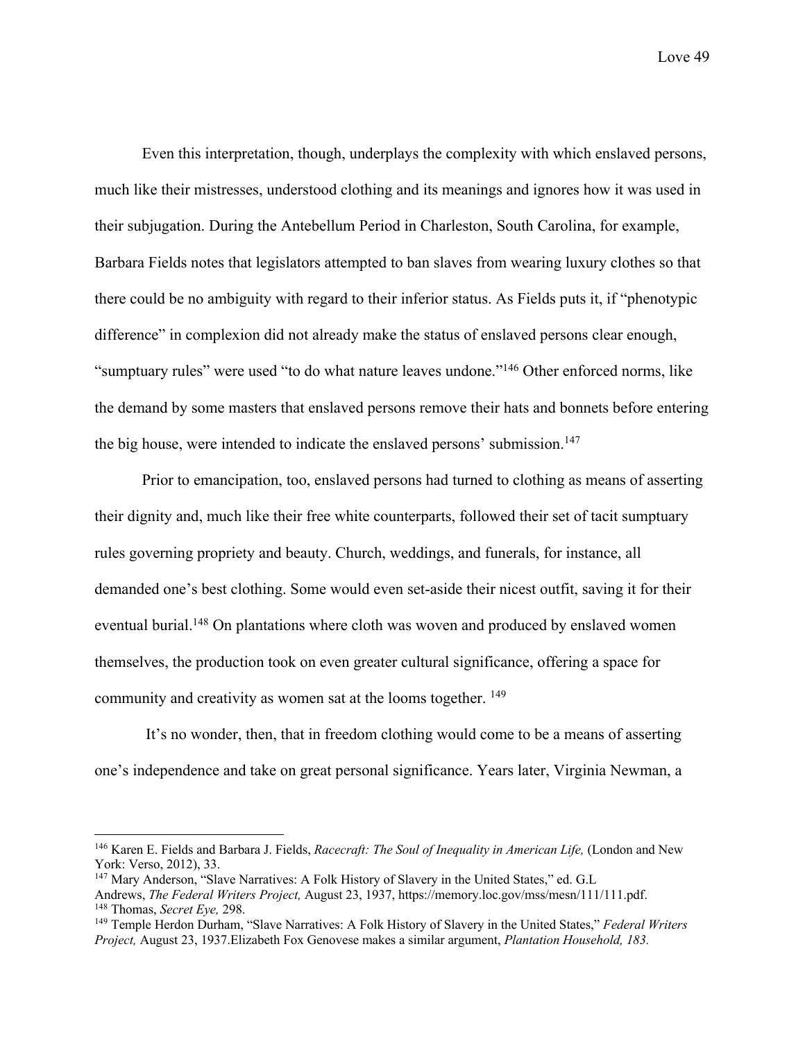Even this interpretation, though, underplays the complexity with which enslaved persons, much like their mistresses, understood clothing and its meanings and ignores how it was used in their subjugation. During the Antebellum Period in Charleston, South Carolina, for example, Barbara Fields notes that legislators attempted to ban slaves from wearing luxury clothes so that there could be no ambiguity with regard to their inferior status. As Fields puts it, if "phenotypic difference" in complexion did not already make the status of enslaved persons clear enough, "sumptuary rules" were used "to do what nature leaves undone."[146] Other enforced norms, like the demand by some masters that enslaved persons remove their hats and bonnets before entering the big house, were intended to indicate the enslaved persons' submission.[147]

Prior to emancipation, too, enslaved persons had turned to clothing as means of asserting their dignity and, much like their free white counterparts, followed their set of tacit sumptuary rules governing propriety and beauty. Church, weddings, and funerals, for instance, all demanded one's best clothing. Some would even set-aside their nicest outfit, saving it for their eventual burial.[148] On plantations where cloth was woven and produced by enslaved women themselves, the production took on even greater cultural significance, offering a space for community and creativity as women sat at the looms together. [149]

It's no wonder, then, that in freedom clothing would come to be a means of asserting one's independence and take on great personal significance. Years later, Virginia Newman, a

---

[146] Karen E. Fields and Barbara J. Fields, *Racecraft: The Soul of Inequality in American Life,* (London and New York: Verso, 2012), 33.

[147] Mary Anderson, "Slave Narratives: A Folk History of Slavery in the United States," ed. G.L Andrews, *The Federal Writers Project,* August 23, 1937, https://memory.loc.gov/mss/mesn/111/111.pdf.

[148] Thomas, *Secret Eye,* 298.

[149] Temple Herdon Durham, "Slave Narratives: A Folk History of Slavery in the United States," *Federal Writers Project,* August 23, 1937.Elizabeth Fox Genovese makes a similar argument, *Plantation Household, 183.*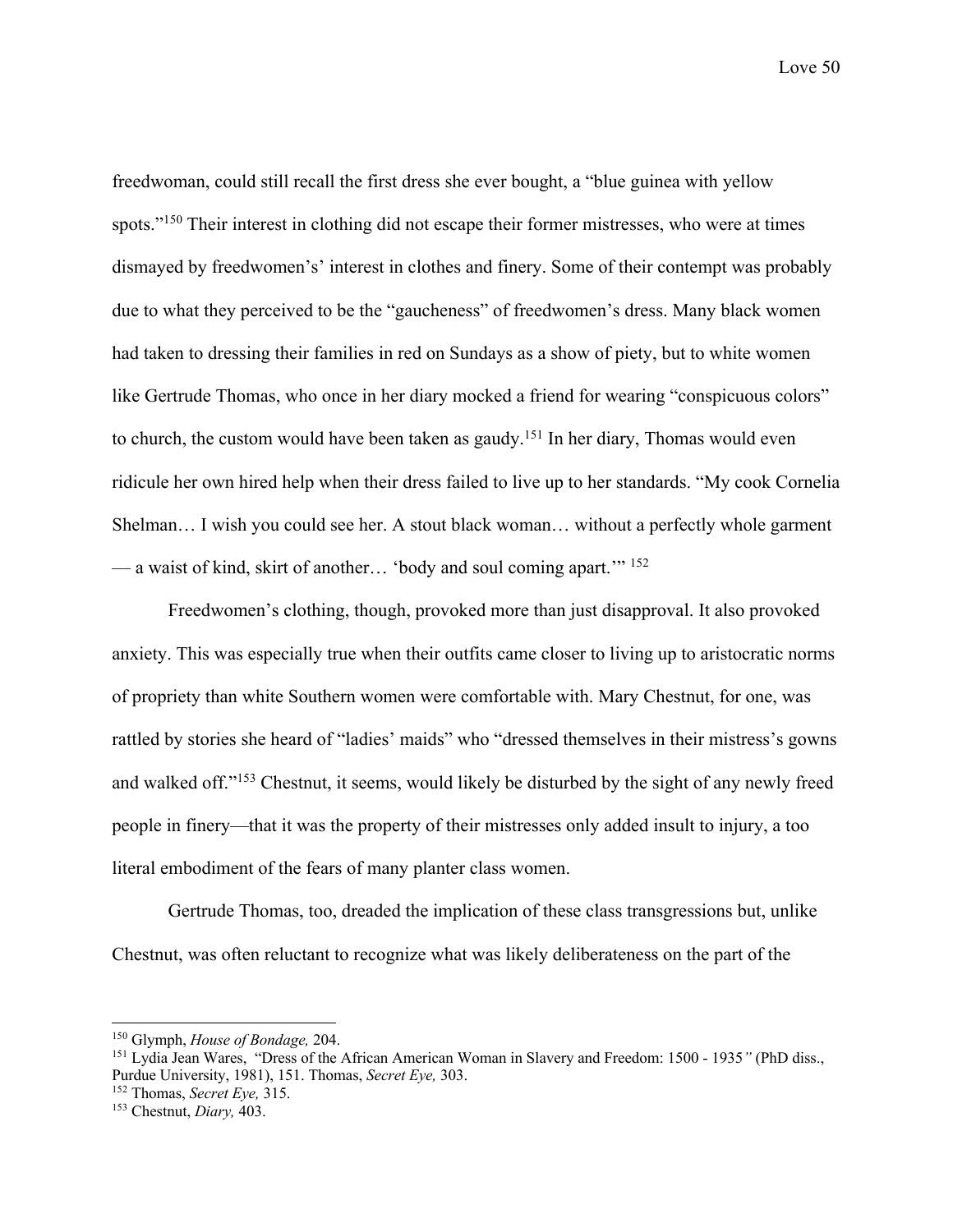freedwoman, could still recall the first dress she ever bought, a "blue guinea with yellow spots."[150] Their interest in clothing did not escape their former mistresses, who were at times dismayed by freedwomen's' interest in clothes and finery. Some of their contempt was probably due to what they perceived to be the "gaucheness" of freedwomen's dress. Many black women had taken to dressing their families in red on Sundays as a show of piety, but to white women like Gertrude Thomas, who once in her diary mocked a friend for wearing "conspicuous colors" to church, the custom would have been taken as gaudy.[151] In her diary, Thomas would even ridicule her own hired help when their dress failed to live up to her standards. "My cook Cornelia Shelman… I wish you could see her. A stout black woman… without a perfectly whole garment — a waist of kind, skirt of another… 'body and soul coming apart.'" [152]

Freedwomen's clothing, though, provoked more than just disapproval. It also provoked anxiety. This was especially true when their outfits came closer to living up to aristocratic norms of propriety than white Southern women were comfortable with. Mary Chestnut, for one, was rattled by stories she heard of "ladies' maids" who "dressed themselves in their mistress's gowns and walked off."[153] Chestnut, it seems, would likely be disturbed by the sight of any newly freed people in finery—that it was the property of their mistresses only added insult to injury, a too literal embodiment of the fears of many planter class women.

Gertrude Thomas, too, dreaded the implication of these class transgressions but, unlike Chestnut, was often reluctant to recognize what was likely deliberateness on the part of the

---

[150] Glymph, *House of Bondage,* 204.

[151] Lydia Jean Wares, "Dress of the African American Woman in Slavery and Freedom: 1500 - 1935*"* (PhD diss., Purdue University, 1981), 151. Thomas, *Secret Eye,* 303.

[152] Thomas, *Secret Eye,* 315.

[153] Chestnut, *Diary,* 403.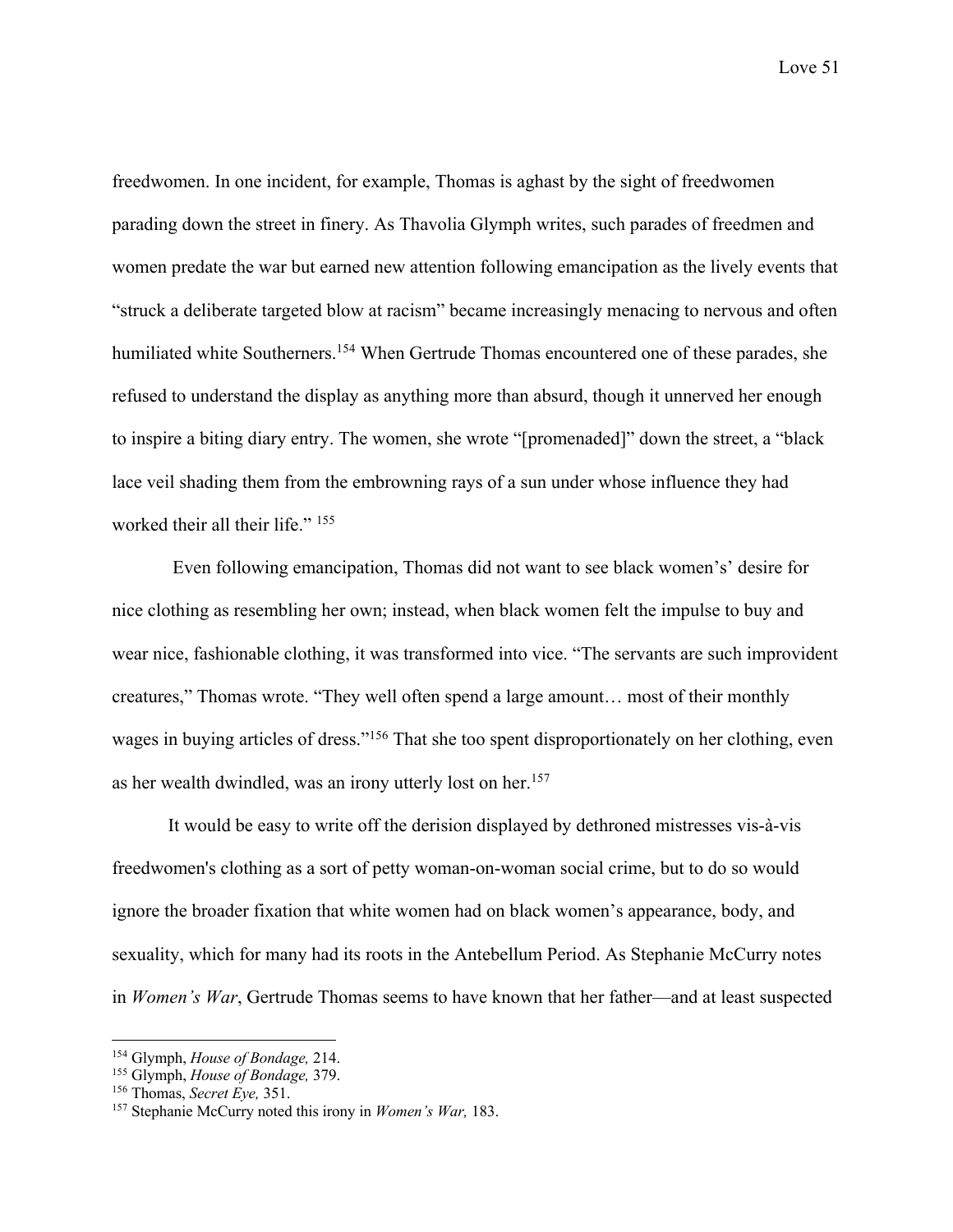freedwomen. In one incident, for example, Thomas is aghast by the sight of freedwomen parading down the street in finery. As Thavolia Glymph writes, such parades of freedmen and women predate the war but earned new attention following emancipation as the lively events that "struck a deliberate targeted blow at racism" became increasingly menacing to nervous and often humiliated white Southerners.[154] When Gertrude Thomas encountered one of these parades, she refused to understand the display as anything more than absurd, though it unnerved her enough to inspire a biting diary entry. The women, she wrote "[promenaded]" down the street, a "black lace veil shading them from the embrowning rays of a sun under whose influence they had worked their all their life." [155]

Even following emancipation, Thomas did not want to see black women's' desire for nice clothing as resembling her own; instead, when black women felt the impulse to buy and wear nice, fashionable clothing, it was transformed into vice. "The servants are such improvident creatures," Thomas wrote. "They well often spend a large amount… most of their monthly wages in buying articles of dress."[156] That she too spent disproportionately on her clothing, even as her wealth dwindled, was an irony utterly lost on her.[157]

It would be easy to write off the derision displayed by dethroned mistresses vis-à-vis freedwomen's clothing as a sort of petty woman-on-woman social crime, but to do so would ignore the broader fixation that white women had on black women's appearance, body, and sexuality, which for many had its roots in the Antebellum Period. As Stephanie McCurry notes in *Women's War*, Gertrude Thomas seems to have known that her father—and at least suspected

---

[154] Glymph, *House of Bondage,* 214.
[155] Glymph, *House of Bondage,* 379.
[156] Thomas, *Secret Eye,* 351.
[157] Stephanie McCurry noted this irony in *Women's War,* 183.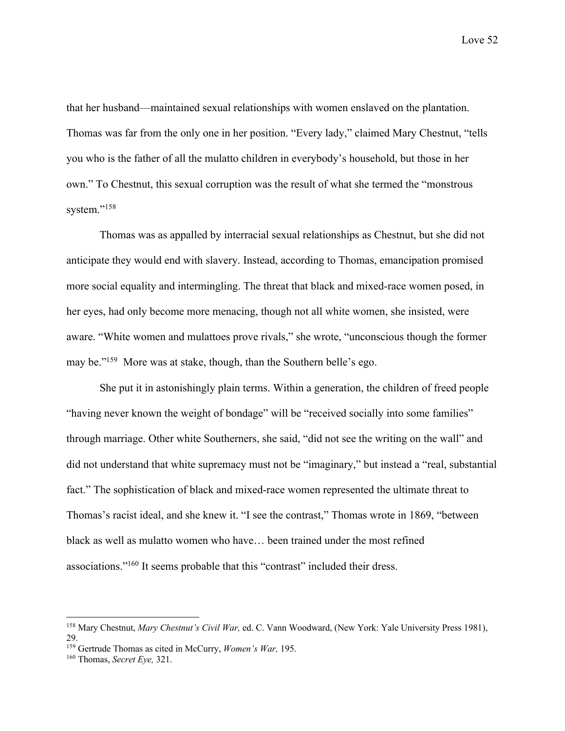that her husband—maintained sexual relationships with women enslaved on the plantation. Thomas was far from the only one in her position. "Every lady," claimed Mary Chestnut, "tells you who is the father of all the mulatto children in everybody's household, but those in her own." To Chestnut, this sexual corruption was the result of what she termed the "monstrous system."[158]

Thomas was as appalled by interracial sexual relationships as Chestnut, but she did not anticipate they would end with slavery. Instead, according to Thomas, emancipation promised more social equality and intermingling. The threat that black and mixed-race women posed, in her eyes, had only become more menacing, though not all white women, she insisted, were aware. "White women and mulattoes prove rivals," she wrote, "unconscious though the former may be."[159] More was at stake, though, than the Southern belle's ego.

She put it in astonishingly plain terms. Within a generation, the children of freed people "having never known the weight of bondage" will be "received socially into some families" through marriage. Other white Southerners, she said, "did not see the writing on the wall" and did not understand that white supremacy must not be "imaginary," but instead a "real, substantial fact." The sophistication of black and mixed-race women represented the ultimate threat to Thomas's racist ideal, and she knew it. "I see the contrast," Thomas wrote in 1869, "between black as well as mulatto women who have… been trained under the most refined associations."[160] It seems probable that this "contrast" included their dress.

---

[158] Mary Chestnut, *Mary Chestnut's Civil War,* ed. C. Vann Woodward, (New York: Yale University Press 1981), 29.

[159] Gertrude Thomas as cited in McCurry, *Women's War,* 195.

[160] Thomas, *Secret Eye,* 321.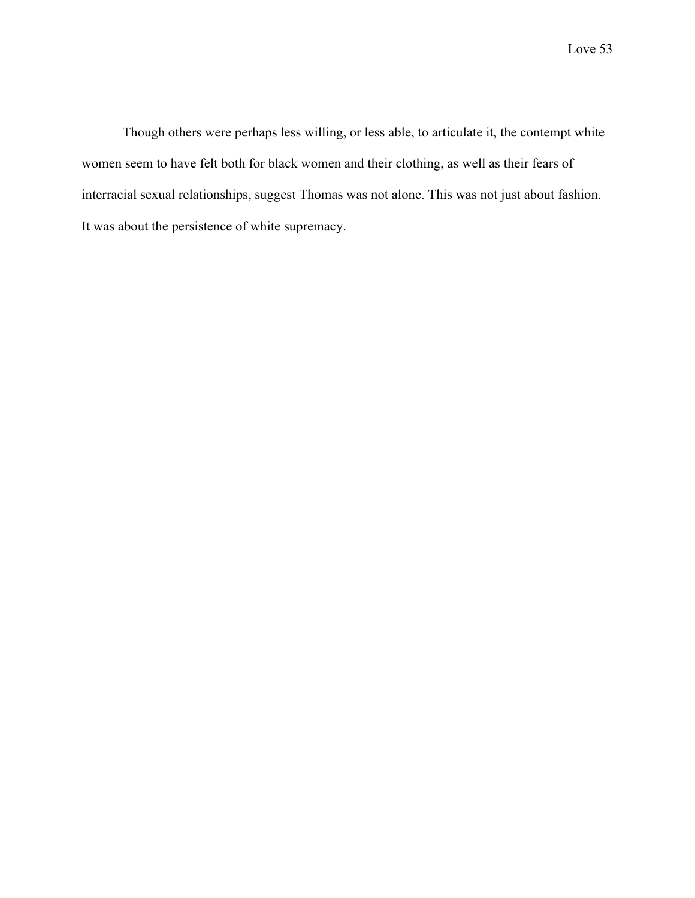Though others were perhaps less willing, or less able, to articulate it, the contempt white women seem to have felt both for black women and their clothing, as well as their fears of interracial sexual relationships, suggest Thomas was not alone. This was not just about fashion. It was about the persistence of white supremacy.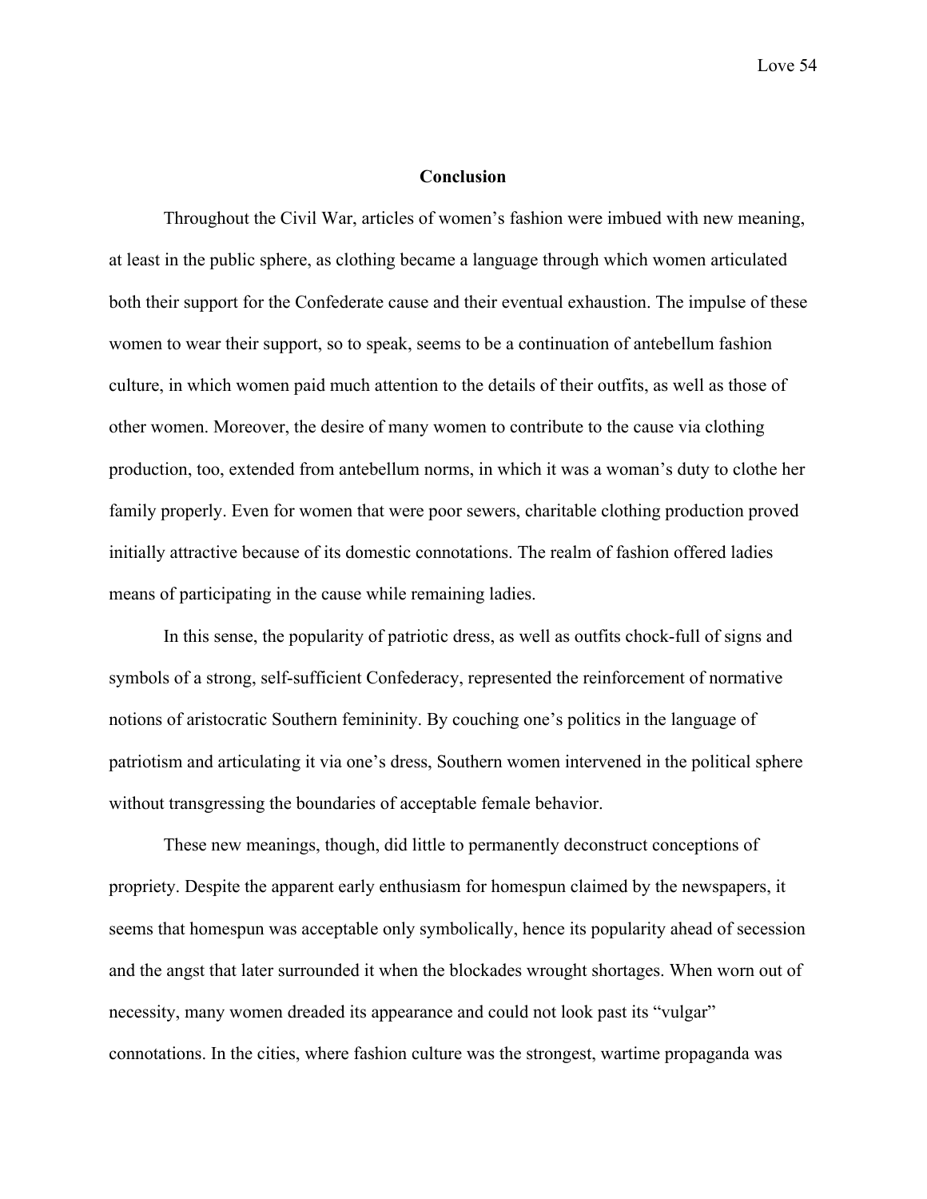# Conclusion

Throughout the Civil War, articles of women's fashion were imbued with new meaning, at least in the public sphere, as clothing became a language through which women articulated both their support for the Confederate cause and their eventual exhaustion. The impulse of these women to wear their support, so to speak, seems to be a continuation of antebellum fashion culture, in which women paid much attention to the details of their outfits, as well as those of other women. Moreover, the desire of many women to contribute to the cause via clothing production, too, extended from antebellum norms, in which it was a woman's duty to clothe her family properly. Even for women that were poor sewers, charitable clothing production proved initially attractive because of its domestic connotations. The realm of fashion offered ladies means of participating in the cause while remaining ladies.

In this sense, the popularity of patriotic dress, as well as outfits chock-full of signs and symbols of a strong, self-sufficient Confederacy, represented the reinforcement of normative notions of aristocratic Southern femininity. By couching one's politics in the language of patriotism and articulating it via one's dress, Southern women intervened in the political sphere without transgressing the boundaries of acceptable female behavior.

These new meanings, though, did little to permanently deconstruct conceptions of propriety. Despite the apparent early enthusiasm for homespun claimed by the newspapers, it seems that homespun was acceptable only symbolically, hence its popularity ahead of secession and the angst that later surrounded it when the blockades wrought shortages. When worn out of necessity, many women dreaded its appearance and could not look past its "vulgar" connotations. In the cities, where fashion culture was the strongest, wartime propaganda was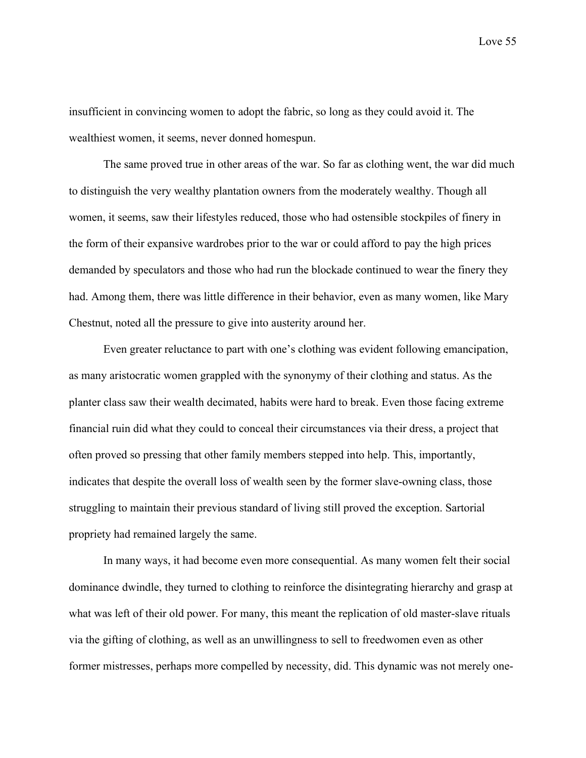insufficient in convincing women to adopt the fabric, so long as they could avoid it. The wealthiest women, it seems, never donned homespun.

The same proved true in other areas of the war. So far as clothing went, the war did much to distinguish the very wealthy plantation owners from the moderately wealthy. Though all women, it seems, saw their lifestyles reduced, those who had ostensible stockpiles of finery in the form of their expansive wardrobes prior to the war or could afford to pay the high prices demanded by speculators and those who had run the blockade continued to wear the finery they had. Among them, there was little difference in their behavior, even as many women, like Mary Chestnut, noted all the pressure to give into austerity around her.

Even greater reluctance to part with one's clothing was evident following emancipation, as many aristocratic women grappled with the synonymy of their clothing and status. As the planter class saw their wealth decimated, habits were hard to break. Even those facing extreme financial ruin did what they could to conceal their circumstances via their dress, a project that often proved so pressing that other family members stepped into help. This, importantly, indicates that despite the overall loss of wealth seen by the former slave-owning class, those struggling to maintain their previous standard of living still proved the exception. Sartorial propriety had remained largely the same.

In many ways, it had become even more consequential. As many women felt their social dominance dwindle, they turned to clothing to reinforce the disintegrating hierarchy and grasp at what was left of their old power. For many, this meant the replication of old master-slave rituals via the gifting of clothing, as well as an unwillingness to sell to freedwomen even as other former mistresses, perhaps more compelled by necessity, did. This dynamic was not merely one-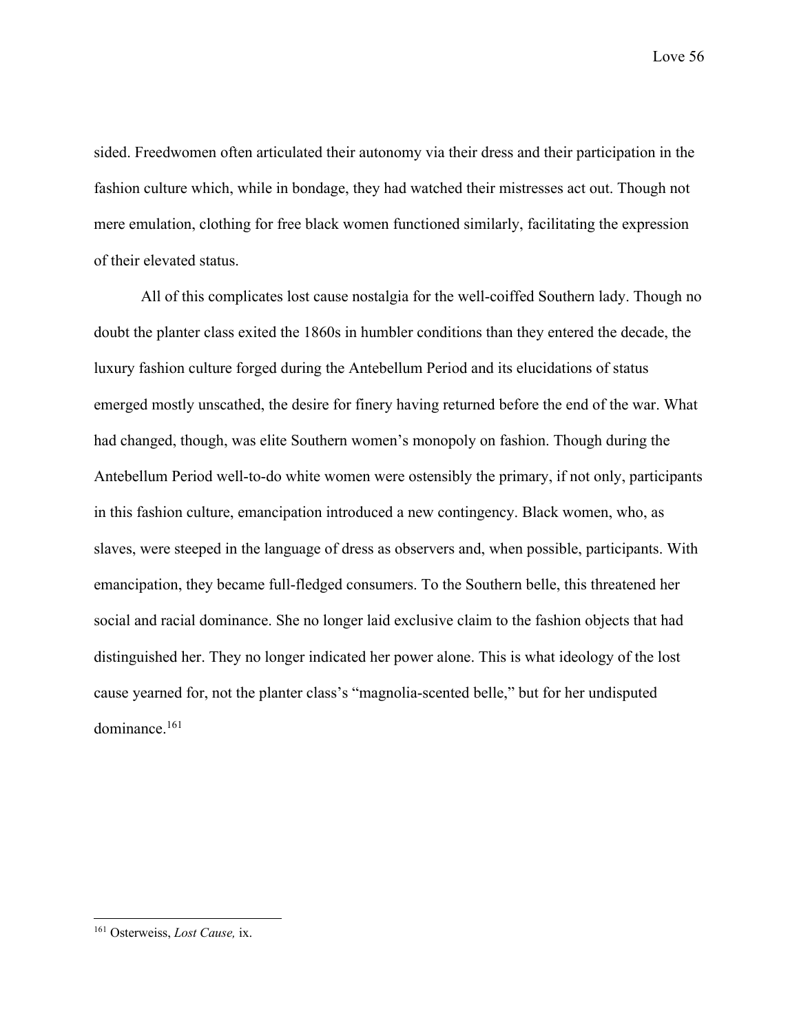sided. Freedwomen often articulated their autonomy via their dress and their participation in the fashion culture which, while in bondage, they had watched their mistresses act out. Though not mere emulation, clothing for free black women functioned similarly, facilitating the expression of their elevated status.

All of this complicates lost cause nostalgia for the well-coiffed Southern lady. Though no doubt the planter class exited the 1860s in humbler conditions than they entered the decade, the luxury fashion culture forged during the Antebellum Period and its elucidations of status emerged mostly unscathed, the desire for finery having returned before the end of the war. What had changed, though, was elite Southern women's monopoly on fashion. Though during the Antebellum Period well-to-do white women were ostensibly the primary, if not only, participants in this fashion culture, emancipation introduced a new contingency. Black women, who, as slaves, were steeped in the language of dress as observers and, when possible, participants. With emancipation, they became full-fledged consumers. To the Southern belle, this threatened her social and racial dominance. She no longer laid exclusive claim to the fashion objects that had distinguished her. They no longer indicated her power alone. This is what ideology of the lost cause yearned for, not the planter class's "magnolia-scented belle," but for her undisputed dominance.[161]

---

[161] Osterweiss, *Lost Cause,* ix.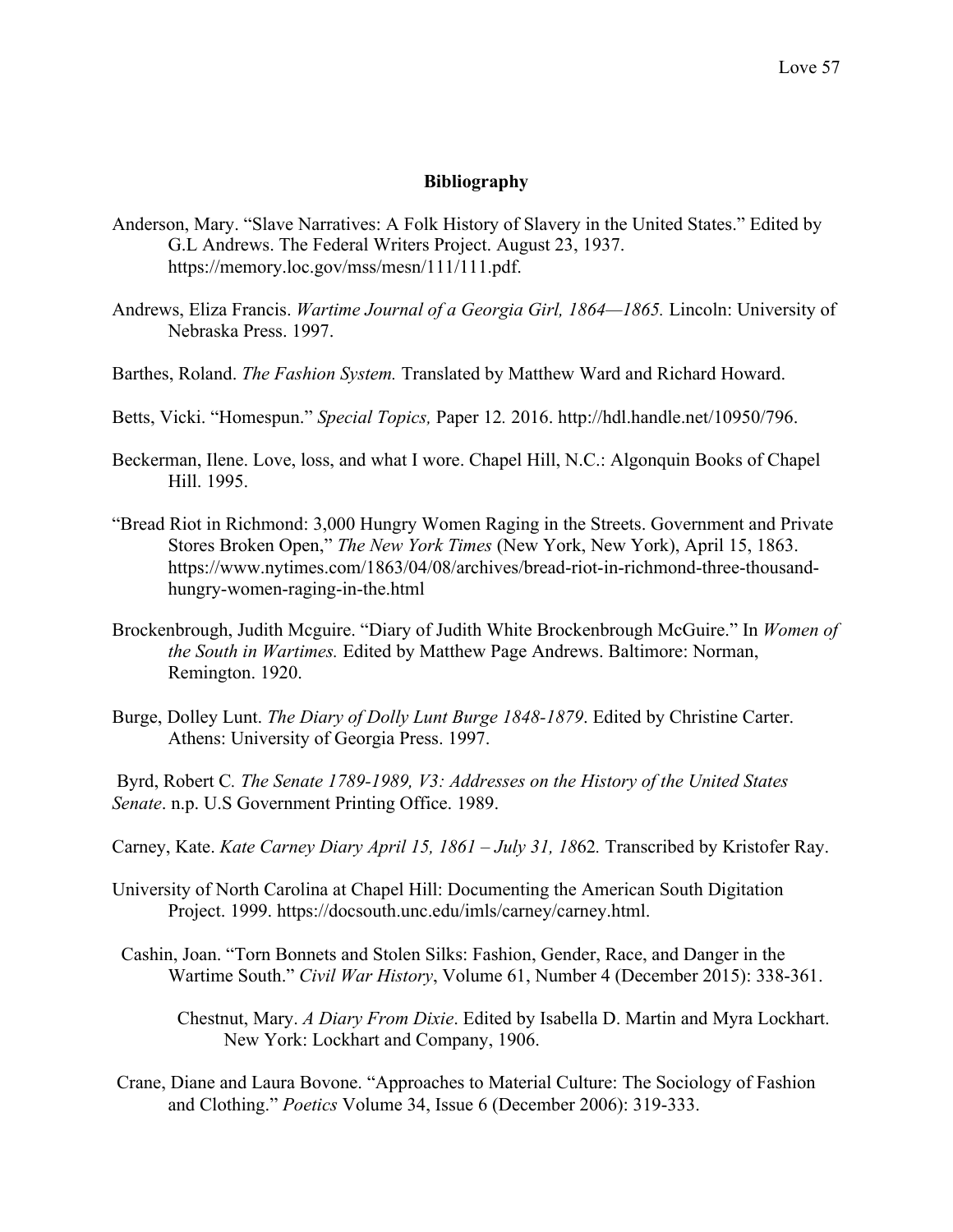## Bibliography

Anderson, Mary. "Slave Narratives: A Folk History of Slavery in the United States." Edited by G.L Andrews. The Federal Writers Project. August 23, 1937. https://memory.loc.gov/mss/mesn/111/111.pdf.

Andrews, Eliza Francis. *Wartime Journal of a Georgia Girl, 1864—1865.* Lincoln: University of Nebraska Press. 1997.

Barthes, Roland. *The Fashion System.* Translated by Matthew Ward and Richard Howard.

Betts, Vicki. "Homespun." *Special Topics,* Paper 12*.* 2016. http://hdl.handle.net/10950/796.

Beckerman, Ilene. Love, loss, and what I wore. Chapel Hill, N.C.: Algonquin Books of Chapel Hill. 1995.

"Bread Riot in Richmond: 3,000 Hungry Women Raging in the Streets. Government and Private Stores Broken Open," *The New York Times* (New York, New York), April 15, 1863. https://www.nytimes.com/1863/04/08/archives/bread-riot-in-richmond-three-thousand-hungry-women-raging-in-the.html

Brockenbrough, Judith Mcguire. "Diary of Judith White Brockenbrough McGuire." In *Women of the South in Wartimes.* Edited by Matthew Page Andrews. Baltimore: Norman, Remington. 1920.

Burge, Dolley Lunt. *The Diary of Dolly Lunt Burge 1848-1879*. Edited by Christine Carter. Athens: University of Georgia Press. 1997.

Byrd, Robert C*. The Senate 1789-1989, V3: Addresses on the History of the United States Senate*. n.p. U.S Government Printing Office. 1989.

Carney, Kate. *Kate Carney Diary April 15, 1861 – July 31, 18*62*.* Transcribed by Kristofer Ray.

University of North Carolina at Chapel Hill: Documenting the American South Digitation Project. 1999. https://docsouth.unc.edu/imls/carney/carney.html.

Cashin, Joan. "Torn Bonnets and Stolen Silks: Fashion, Gender, Race, and Danger in the Wartime South." *Civil War History*, Volume 61, Number 4 (December 2015): 338-361.

Chestnut, Mary. *A Diary From Dixie*. Edited by Isabella D. Martin and Myra Lockhart. New York: Lockhart and Company, 1906.

Crane, Diane and Laura Bovone. "Approaches to Material Culture: The Sociology of Fashion and Clothing." *Poetics* Volume 34, Issue 6 (December 2006): 319-333.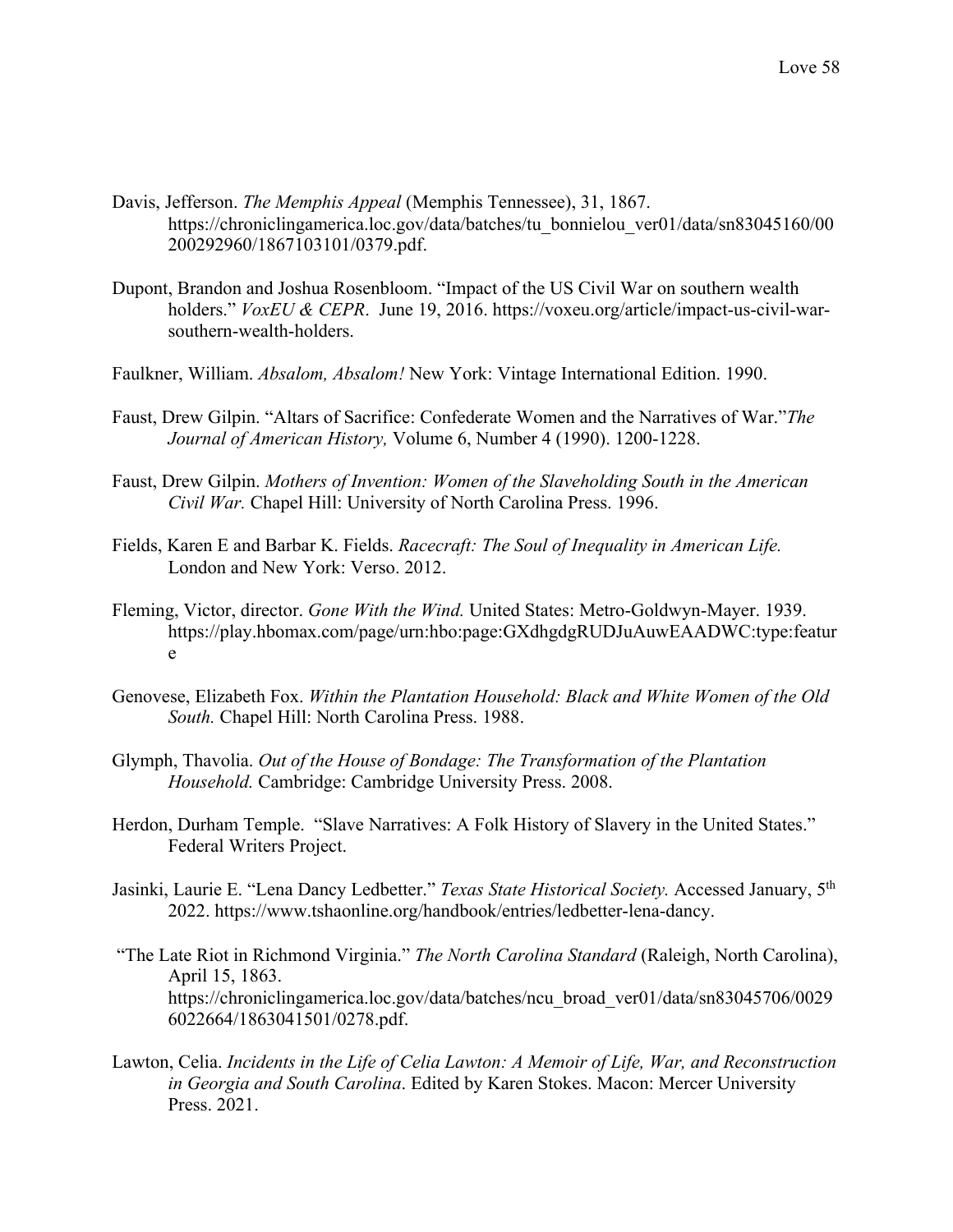Davis, Jefferson. *The Memphis Appeal* (Memphis Tennessee), 31, 1867. https://chroniclingamerica.loc.gov/data/batches/tu_bonnielou_ver01/data/sn83045160/00200292960/1867103101/0379.pdf.

Dupont, Brandon and Joshua Rosenbloom. "Impact of the US Civil War on southern wealth holders." *VoxEU & CEPR*. June 19, 2016. https://voxeu.org/article/impact-us-civil-war-southern-wealth-holders.

Faulkner, William. *Absalom, Absalom!* New York: Vintage International Edition. 1990.

Faust, Drew Gilpin. "Altars of Sacrifice: Confederate Women and the Narratives of War."*The Journal of American History,* Volume 6, Number 4 (1990). 1200-1228.

Faust, Drew Gilpin. *Mothers of Invention: Women of the Slaveholding South in the American Civil War.* Chapel Hill: University of North Carolina Press. 1996.

Fields, Karen E and Barbar K. Fields. *Racecraft: The Soul of Inequality in American Life.* London and New York: Verso. 2012.

Fleming, Victor, director. *Gone With the Wind.* United States: Metro-Goldwyn-Mayer. 1939. https://play.hbomax.com/page/urn:hbo:page:GXdhgdgRUDJuAuwEAADWC:type:feature

Genovese, Elizabeth Fox. *Within the Plantation Household: Black and White Women of the Old South.* Chapel Hill: North Carolina Press. 1988.

Glymph, Thavolia. *Out of the House of Bondage: The Transformation of the Plantation Household.* Cambridge: Cambridge University Press. 2008.

Herdon, Durham Temple. "Slave Narratives: A Folk History of Slavery in the United States." Federal Writers Project.

Jasinki, Laurie E. "Lena Dancy Ledbetter." *Texas State Historical Society.* Accessed January, 5th 2022. https://www.tshaonline.org/handbook/entries/ledbetter-lena-dancy.

"The Late Riot in Richmond Virginia." *The North Carolina Standard* (Raleigh, North Carolina), April 15, 1863. https://chroniclingamerica.loc.gov/data/batches/ncu_broad_ver01/data/sn83045706/00296022664/1863041501/0278.pdf.

Lawton, Celia. *Incidents in the Life of Celia Lawton: A Memoir of Life, War, and Reconstruction in Georgia and South Carolina*. Edited by Karen Stokes. Macon: Mercer University Press. 2021.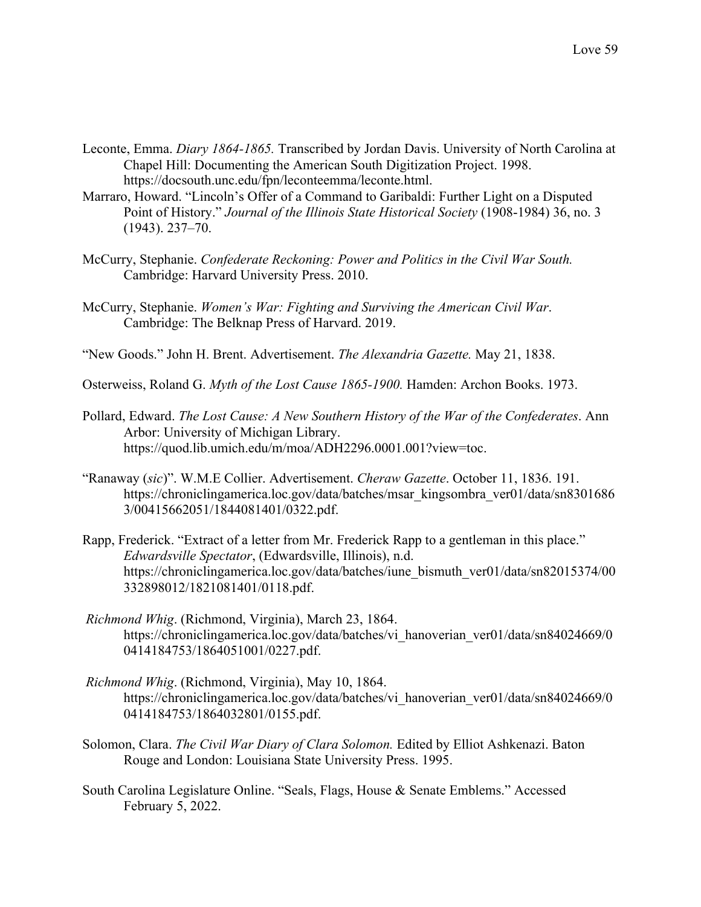Leconte, Emma. *Diary 1864-1865.* Transcribed by Jordan Davis. University of North Carolina at Chapel Hill: Documenting the American South Digitization Project. 1998. https://docsouth.unc.edu/fpn/leconteemma/leconte.html.

Marraro, Howard. "Lincoln's Offer of a Command to Garibaldi: Further Light on a Disputed Point of History." *Journal of the Illinois State Historical Society* (1908-1984) 36, no. 3 (1943). 237–70.

McCurry, Stephanie. *Confederate Reckoning: Power and Politics in the Civil War South.* Cambridge: Harvard University Press. 2010.

McCurry, Stephanie. *Women's War: Fighting and Surviving the American Civil War*. Cambridge: The Belknap Press of Harvard. 2019.

"New Goods." John H. Brent. Advertisement. *The Alexandria Gazette.* May 21, 1838.

Osterweiss, Roland G. *Myth of the Lost Cause 1865-1900.* Hamden: Archon Books. 1973.

Pollard, Edward. *The Lost Cause: A New Southern History of the War of the Confederates*. Ann Arbor: University of Michigan Library. https://quod.lib.umich.edu/m/moa/ADH2296.0001.001?view=toc.

"Ranaway (*sic*)". W.M.E Collier. Advertisement. *Cheraw Gazette*. October 11, 1836. 191. https://chroniclingamerica.loc.gov/data/batches/msar_kingsombra_ver01/data/sn83016863/00415662051/1844081401/0322.pdf.

Rapp, Frederick. "Extract of a letter from Mr. Frederick Rapp to a gentleman in this place." *Edwardsville Spectator*, (Edwardsville, Illinois), n.d. https://chroniclingamerica.loc.gov/data/batches/iune_bismuth_ver01/data/sn82015374/00332898012/1821081401/0118.pdf.

*Richmond Whig*. (Richmond, Virginia), March 23, 1864. https://chroniclingamerica.loc.gov/data/batches/vi_hanoverian_ver01/data/sn84024669/00414184753/1864051001/0227.pdf.

*Richmond Whig*. (Richmond, Virginia), May 10, 1864. https://chroniclingamerica.loc.gov/data/batches/vi_hanoverian_ver01/data/sn84024669/00414184753/1864032801/0155.pdf.

Solomon, Clara. *The Civil War Diary of Clara Solomon.* Edited by Elliot Ashkenazi. Baton Rouge and London: Louisiana State University Press. 1995.

South Carolina Legislature Online. "Seals, Flags, House & Senate Emblems." Accessed February 5, 2022.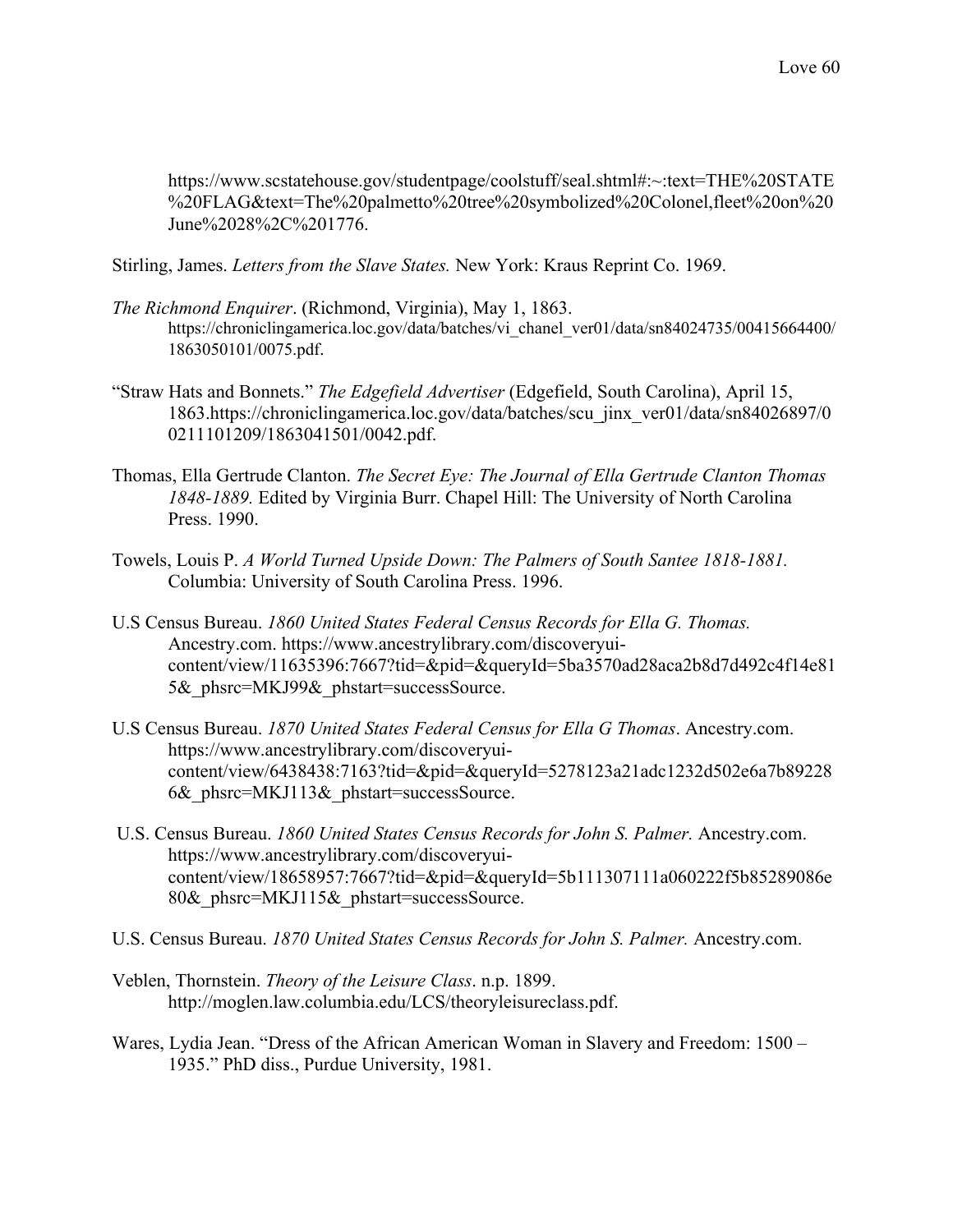https://www.scstatehouse.gov/studentpage/coolstuff/seal.shtml#:~:text=THE%20STATE%20FLAG&text=The%20palmetto%20tree%20symbolized%20Colonel,fleet%20on%20June%2028%2C%201776.

Stirling, James. *Letters from the Slave States.* New York: Kraus Reprint Co. 1969.

*The Richmond Enquirer*. (Richmond, Virginia), May 1, 1863. https://chroniclingamerica.loc.gov/data/batches/vi_chanel_ver01/data/sn84024735/00415664400/1863050101/0075.pdf.

"Straw Hats and Bonnets." *The Edgefield Advertiser* (Edgefield, South Carolina), April 15, 1863.https://chroniclingamerica.loc.gov/data/batches/scu_jinx_ver01/data/sn84026897/00211101209/1863041501/0042.pdf.

Thomas, Ella Gertrude Clanton. *The Secret Eye: The Journal of Ella Gertrude Clanton Thomas 1848-1889.* Edited by Virginia Burr. Chapel Hill: The University of North Carolina Press. 1990.

Towels, Louis P. *A World Turned Upside Down: The Palmers of South Santee 1818-1881.* Columbia: University of South Carolina Press. 1996.

U.S Census Bureau. *1860 United States Federal Census Records for Ella G. Thomas.* Ancestry.com. https://www.ancestrylibrary.com/discoveryui-content/view/11635396:7667?tid=&pid=&queryId=5ba3570ad28aca2b8d7d492c4f14e815&_phsrc=MKJ99&_phstart=successSource.

U.S Census Bureau. *1870 United States Federal Census for Ella G Thomas*. Ancestry.com. https://www.ancestrylibrary.com/discoveryui-content/view/6438438:7163?tid=&pid=&queryId=5278123a21adc1232d502e6a7b892286&_phsrc=MKJ113&_phstart=successSource.

U.S. Census Bureau. *1860 United States Census Records for John S. Palmer.* Ancestry.com. https://www.ancestrylibrary.com/discoveryui-content/view/18658957:7667?tid=&pid=&queryId=5b111307111a060222f5b85289086e80&_phsrc=MKJ115&_phstart=successSource.

U.S. Census Bureau. *1870 United States Census Records for John S. Palmer.* Ancestry.com.

Veblen, Thornstein. *Theory of the Leisure Class*. n.p. 1899. http://moglen.law.columbia.edu/LCS/theoryleisureclass.pdf.

Wares, Lydia Jean. "Dress of the African American Woman in Slavery and Freedom: 1500 – 1935." PhD diss., Purdue University, 1981.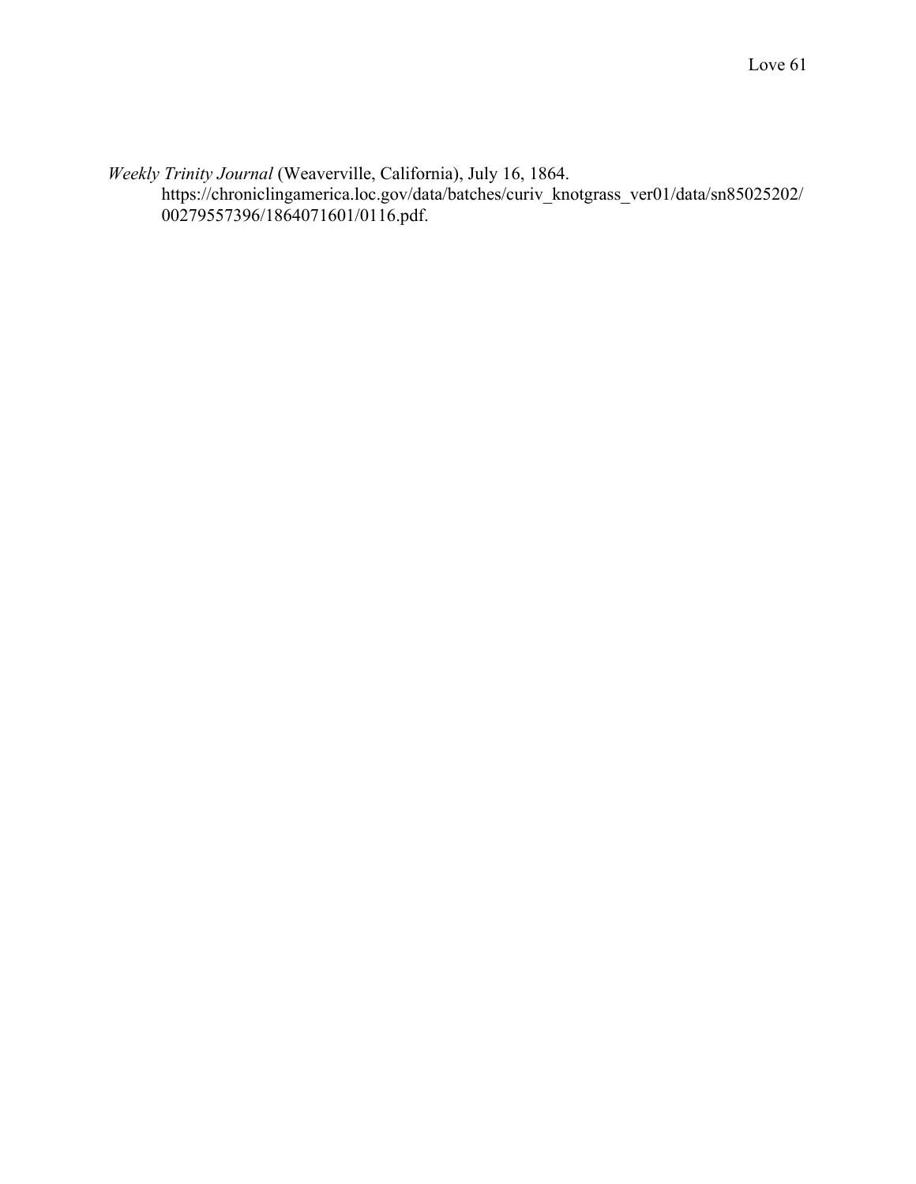*Weekly Trinity Journal* (Weaverville, California), July 16, 1864. https://chroniclingamerica.loc.gov/data/batches/curiv_knotgrass_ver01/data/sn85025202/00279557396/1864071601/0116.pdf.